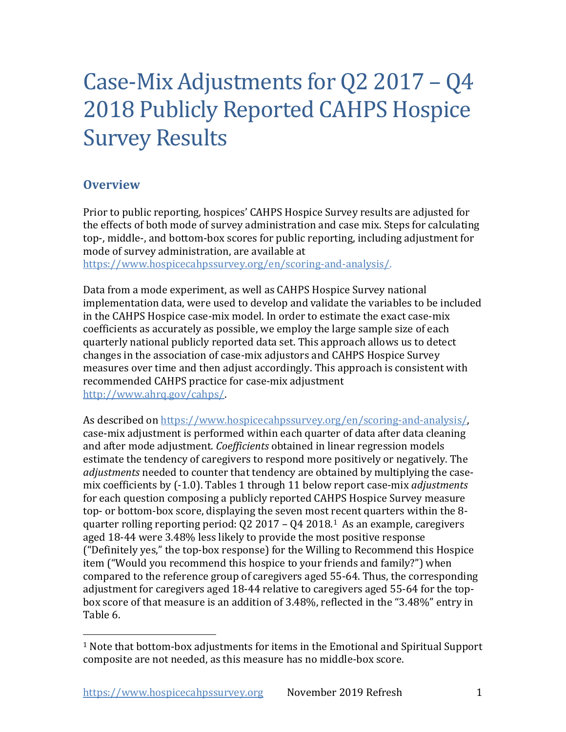# Case-Mix Adjustments for Q2 2017 – Q4 2018 Publicly Reported CAHPS Hospice Survey Results

## Overview

Prior to public reporting, hospices' CAHPS Hospice Survey results are adjusted for the effects of both mode of survey administration and case mix. Steps for calculating top-, middle-, and bottom-box scores for public reporting, including adjustment for mode of survey administration, are available at https://www.hospicecahpssurvey.org/en/scoring-and-analysis/.

Data from a mode experiment, as well as CAHPS Hospice Survey national implementation data, were used to develop and validate the variables to be included in the CAHPS Hospice case-mix model. In order to estimate the exact case-mix coefficients as accurately as possible, we employ the large sample size of each quarterly national publicly reported data set. This approach allows us to detect changes in the association of case-mix adjustors and CAHPS Hospice Survey measures over time and then adjust accordingly. This approach is consistent with recommended CAHPS practice for case-mix adjustment http://www.ahrq.gov/cahps/.

As described on https://www.hospicecahpssurvey.org/en/scoring-and-analysis/, case-mix adjustment is performed within each quarter of data after data cleaning and after mode adjustment. *Coefficients* obtained in linear regression models estimate the tendency of caregivers to respond more positively or negatively. The *adjustments* needed to counter that tendency are obtained by multiplying the case-mix coefficients by (-1.0). Tables 1 through 11 below report case-mix *adjustments* for each question composing a publicly reported CAHPS Hospice Survey measure top- or bottom-box score, displaying the seven most recent quarters within the 8-quarter rolling reporting period: Q2 2017 – Q4 2018.[1] As an example, caregivers aged 18-44 were 3.48% less likely to provide the most positive response ("Definitely yes," the top-box response) for the Willing to Recommend this Hospice item ("Would you recommend this hospice to your friends and family?") when compared to the reference group of caregivers aged 55-64. Thus, the corresponding adjustment for caregivers aged 18-44 relative to caregivers aged 55-64 for the top-box score of that measure is an addition of 3.48%, reflected in the "3.48%" entry in Table 6.

[1] Note that bottom-box adjustments for items in the Emotional and Spiritual Support composite are not needed, as this measure has no middle-box score.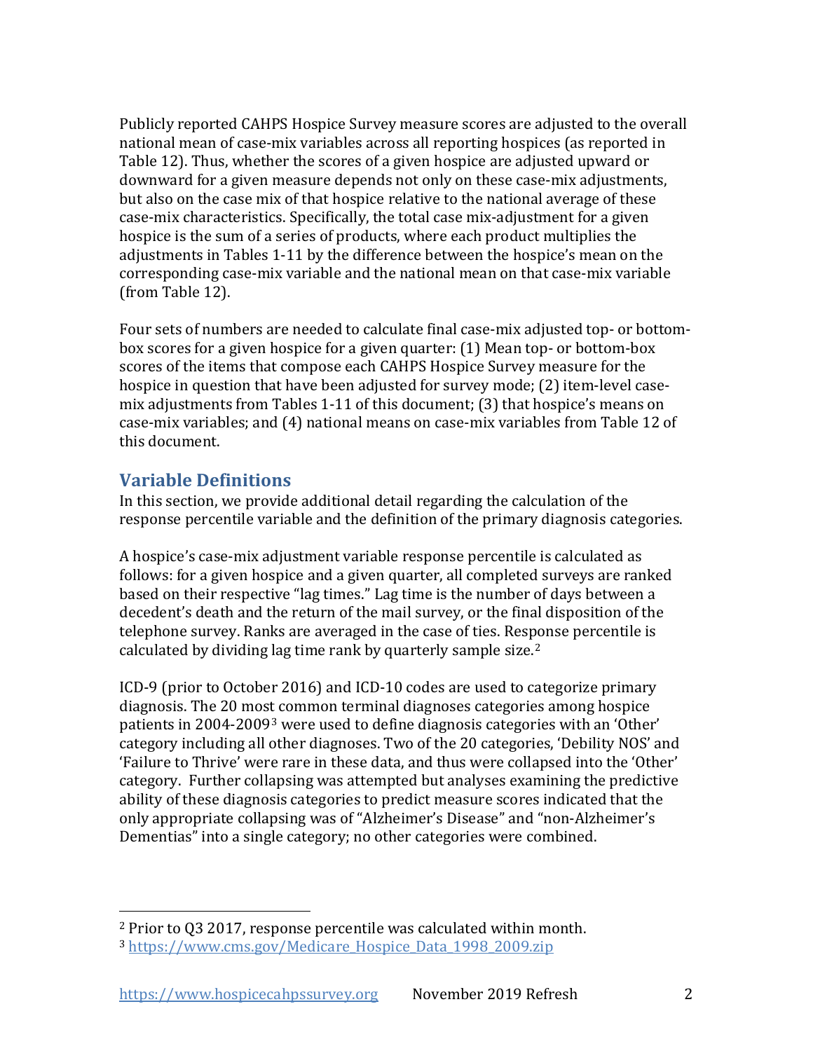Publicly reported CAHPS Hospice Survey measure scores are adjusted to the overall national mean of case-mix variables across all reporting hospices (as reported in Table 12). Thus, whether the scores of a given hospice are adjusted upward or downward for a given measure depends not only on these case-mix adjustments, but also on the case mix of that hospice relative to the national average of these case-mix characteristics. Specifically, the total case mix-adjustment for a given hospice is the sum of a series of products, where each product multiplies the adjustments in Tables 1-11 by the difference between the hospice's mean on the corresponding case-mix variable and the national mean on that case-mix variable (from Table 12).

Four sets of numbers are needed to calculate final case-mix adjusted top- or bottom-box scores for a given hospice for a given quarter: (1) Mean top- or bottom-box scores of the items that compose each CAHPS Hospice Survey measure for the hospice in question that have been adjusted for survey mode; (2) item-level case-mix adjustments from Tables 1-11 of this document; (3) that hospice's means on case-mix variables; and (4) national means on case-mix variables from Table 12 of this document.

## Variable Definitions

In this section, we provide additional detail regarding the calculation of the response percentile variable and the definition of the primary diagnosis categories.

A hospice's case-mix adjustment variable response percentile is calculated as follows: for a given hospice and a given quarter, all completed surveys are ranked based on their respective "lag times." Lag time is the number of days between a decedent's death and the return of the mail survey, or the final disposition of the telephone survey. Ranks are averaged in the case of ties. Response percentile is calculated by dividing lag time rank by quarterly sample size.[2]

ICD-9 (prior to October 2016) and ICD-10 codes are used to categorize primary diagnosis. The 20 most common terminal diagnoses categories among hospice patients in 2004-2009[3] were used to define diagnosis categories with an 'Other' category including all other diagnoses. Two of the 20 categories, 'Debility NOS' and 'Failure to Thrive' were rare in these data, and thus were collapsed into the 'Other' category. Further collapsing was attempted but analyses examining the predictive ability of these diagnosis categories to predict measure scores indicated that the only appropriate collapsing was of "Alzheimer's Disease" and "non-Alzheimer's Dementias" into a single category; no other categories were combined.

---

[2] Prior to Q3 2017, response percentile was calculated within month.

[3] https://www.cms.gov/Medicare_Hospice_Data_1998_2009.zip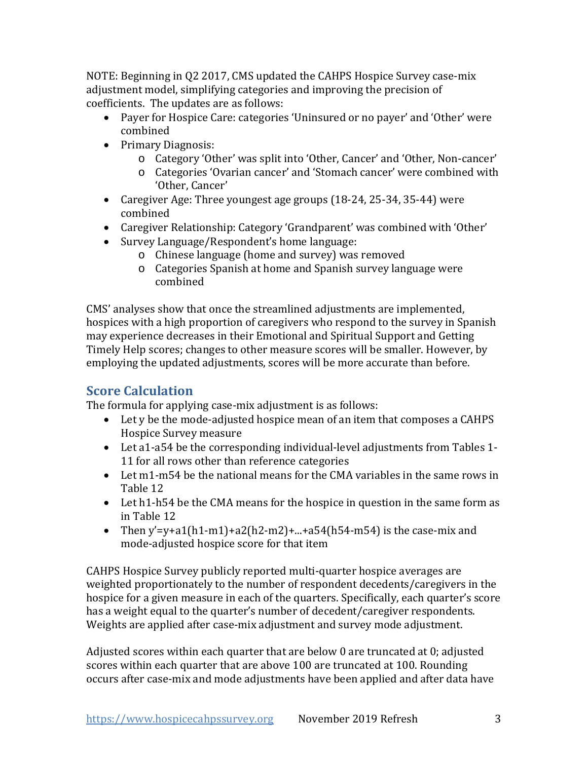NOTE: Beginning in Q2 2017, CMS updated the CAHPS Hospice Survey case-mix adjustment model, simplifying categories and improving the precision of coefficients. The updates are as follows:

- Payer for Hospice Care: categories 'Uninsured or no payer' and 'Other' were combined
- Primary Diagnosis:
  - Category 'Other' was split into 'Other, Cancer' and 'Other, Non-cancer'
  - Categories 'Ovarian cancer' and 'Stomach cancer' were combined with 'Other, Cancer'
- Caregiver Age: Three youngest age groups (18-24, 25-34, 35-44) were combined
- Caregiver Relationship: Category 'Grandparent' was combined with 'Other'
- Survey Language/Respondent's home language:
  - Chinese language (home and survey) was removed
  - Categories Spanish at home and Spanish survey language were combined

CMS' analyses show that once the streamlined adjustments are implemented, hospices with a high proportion of caregivers who respond to the survey in Spanish may experience decreases in their Emotional and Spiritual Support and Getting Timely Help scores; changes to other measure scores will be smaller. However, by employing the updated adjustments, scores will be more accurate than before.

## Score Calculation

The formula for applying case-mix adjustment is as follows:

- Let $y$ be the mode-adjusted hospice mean of an item that composes a CAHPS Hospice Survey measure
- Let $a_1$-$a_{54}$ be the corresponding individual-level adjustments from Tables 1-11 for all rows other than reference categories
- Let $m_1$-$m_{54}$ be the national means for the CMA variables in the same rows in Table 12
- Let $h_1$-$h_{54}$ be the CMA means for the hospice in question in the same form as in Table 12
- Then $y' = y + a_1(h_1 - m_1) + a_2(h_2 - m_2) + \ldots + a_{54}(h_{54} - m_{54})$ is the case-mix and mode-adjusted hospice score for that item

CAHPS Hospice Survey publicly reported multi-quarter hospice averages are weighted proportionately to the number of respondent decedents/caregivers in the hospice for a given measure in each of the quarters. Specifically, each quarter's score has a weight equal to the quarter's number of decedent/caregiver respondents. Weights are applied after case-mix adjustment and survey mode adjustment.

Adjusted scores within each quarter that are below 0 are truncated at 0; adjusted scores within each quarter that are above 100 are truncated at 100. Rounding occurs after case-mix and mode adjustments have been applied and after data have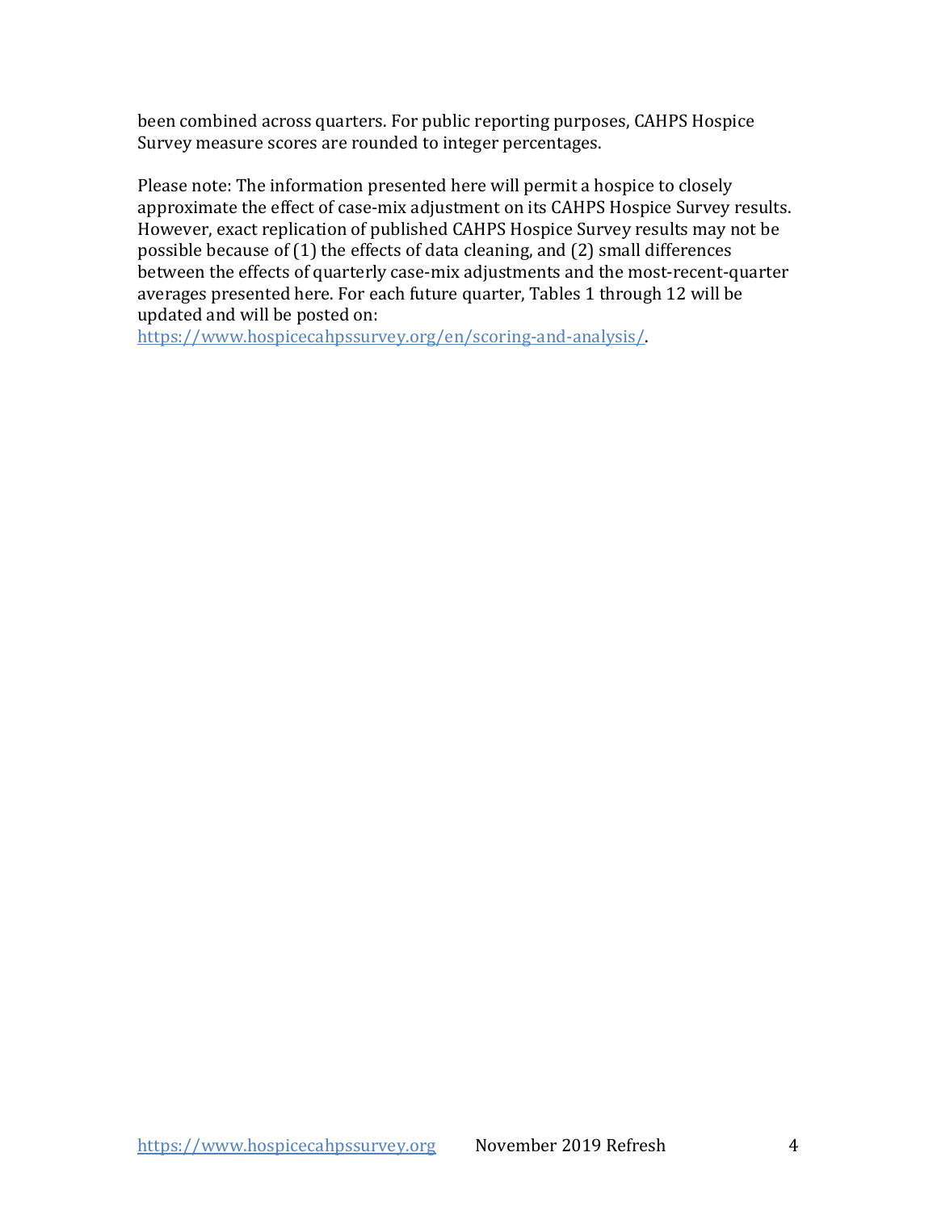been combined across quarters. For public reporting purposes, CAHPS Hospice Survey measure scores are rounded to integer percentages.

Please note: The information presented here will permit a hospice to closely approximate the effect of case-mix adjustment on its CAHPS Hospice Survey results. However, exact replication of published CAHPS Hospice Survey results may not be possible because of (1) the effects of data cleaning, and (2) small differences between the effects of quarterly case-mix adjustments and the most-recent-quarter averages presented here. For each future quarter, Tables 1 through 12 will be updated and will be posted on:
https://www.hospicecahpssurvey.org/en/scoring-and-analysis/.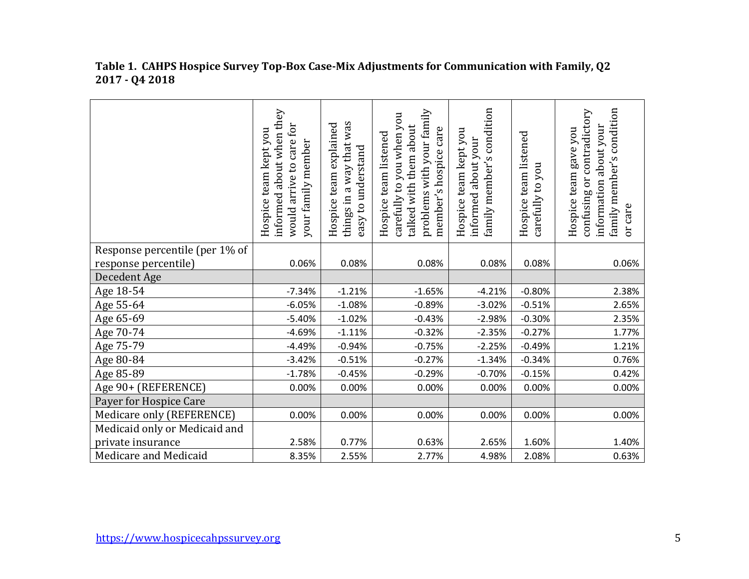**Table 1. CAHPS Hospice Survey Top-Box Case-Mix Adjustments for Communication with Family, Q2 2017 - Q4 2018**

| | Hospice team kept you informed about when they would arrive to care for your family member | Hospice team explained things in a way that was easy to understand | Hospice team listened carefully to you when you talked with them about problems with your family member's hospice care | Hospice team kept you informed about your family member's condition | Hospice team listened carefully to you | Hospice team gave you confusing or contradictory information about your family member's condition or care |
|---|---|---|---|---|---|---|
| Response percentile (per 1% of response percentile) | 0.06% | 0.08% | 0.08% | 0.08% | 0.08% | 0.06% |
| Decedent Age | | | | | | |
| Age 18-54 | -7.34% | -1.21% | -1.65% | -4.21% | -0.80% | 2.38% |
| Age 55-64 | -6.05% | -1.08% | -0.89% | -3.02% | -0.51% | 2.65% |
| Age 65-69 | -5.40% | -1.02% | -0.43% | -2.98% | -0.30% | 2.35% |
| Age 70-74 | -4.69% | -1.11% | -0.32% | -2.35% | -0.27% | 1.77% |
| Age 75-79 | -4.49% | -0.94% | -0.75% | -2.25% | -0.49% | 1.21% |
| Age 80-84 | -3.42% | -0.51% | -0.27% | -1.34% | -0.34% | 0.76% |
| Age 85-89 | -1.78% | -0.45% | -0.29% | -0.70% | -0.15% | 0.42% |
| Age 90+ (REFERENCE) | 0.00% | 0.00% | 0.00% | 0.00% | 0.00% | 0.00% |
| Payer for Hospice Care | | | | | | |
| Medicare only (REFERENCE) | 0.00% | 0.00% | 0.00% | 0.00% | 0.00% | 0.00% |
| Medicaid only or Medicaid and private insurance | 2.58% | 0.77% | 0.63% | 2.65% | 1.60% | 1.40% |
| Medicare and Medicaid | 8.35% | 2.55% | 2.77% | 4.98% | 2.08% | 0.63% |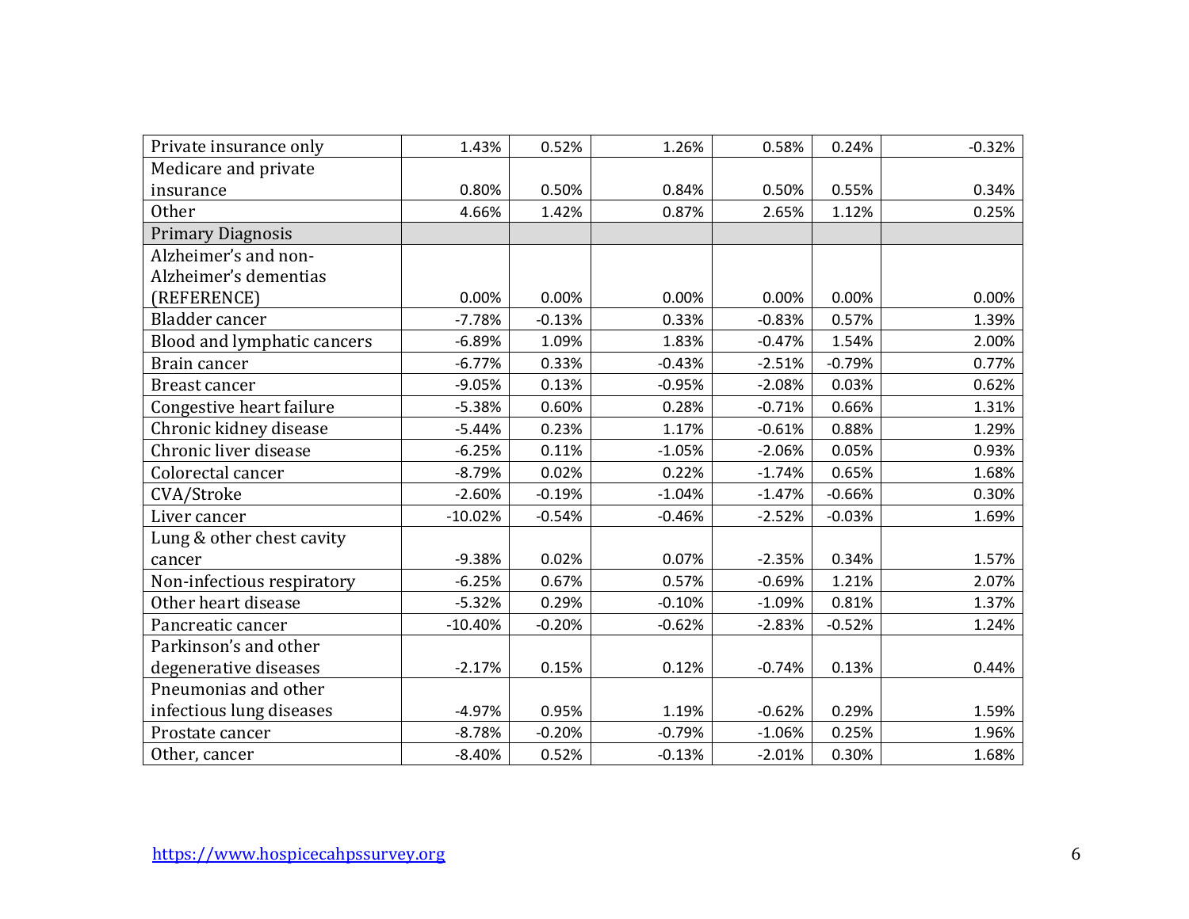| | | | | | | |
|---|---|---|---|---|---|---|
| Private insurance only | 1.43% | 0.52% | 1.26% | 0.58% | 0.24% | -0.32% |
| Medicare and private insurance | 0.80% | 0.50% | 0.84% | 0.50% | 0.55% | 0.34% |
| Other | 4.66% | 1.42% | 0.87% | 2.65% | 1.12% | 0.25% |
| Primary Diagnosis | | | | | | |
| Alzheimer's and non-Alzheimer's dementias (REFERENCE) | 0.00% | 0.00% | 0.00% | 0.00% | 0.00% | 0.00% |
| Bladder cancer | -7.78% | -0.13% | 0.33% | -0.83% | 0.57% | 1.39% |
| Blood and lymphatic cancers | -6.89% | 1.09% | 1.83% | -0.47% | 1.54% | 2.00% |
| Brain cancer | -6.77% | 0.33% | -0.43% | -2.51% | -0.79% | 0.77% |
| Breast cancer | -9.05% | 0.13% | -0.95% | -2.08% | 0.03% | 0.62% |
| Congestive heart failure | -5.38% | 0.60% | 0.28% | -0.71% | 0.66% | 1.31% |
| Chronic kidney disease | -5.44% | 0.23% | 1.17% | -0.61% | 0.88% | 1.29% |
| Chronic liver disease | -6.25% | 0.11% | -1.05% | -2.06% | 0.05% | 0.93% |
| Colorectal cancer | -8.79% | 0.02% | 0.22% | -1.74% | 0.65% | 1.68% |
| CVA/Stroke | -2.60% | -0.19% | -1.04% | -1.47% | -0.66% | 0.30% |
| Liver cancer | -10.02% | -0.54% | -0.46% | -2.52% | -0.03% | 1.69% |
| Lung & other chest cavity cancer | -9.38% | 0.02% | 0.07% | -2.35% | 0.34% | 1.57% |
| Non-infectious respiratory | -6.25% | 0.67% | 0.57% | -0.69% | 1.21% | 2.07% |
| Other heart disease | -5.32% | 0.29% | -0.10% | -1.09% | 0.81% | 1.37% |
| Pancreatic cancer | -10.40% | -0.20% | -0.62% | -2.83% | -0.52% | 1.24% |
| Parkinson's and other degenerative diseases | -2.17% | 0.15% | 0.12% | -0.74% | 0.13% | 0.44% |
| Pneumonias and other infectious lung diseases | -4.97% | 0.95% | 1.19% | -0.62% | 0.29% | 1.59% |
| Prostate cancer | -8.78% | -0.20% | -0.79% | -1.06% | 0.25% | 1.96% |
| Other, cancer | -8.40% | 0.52% | -0.13% | -2.01% | 0.30% | 1.68% |

https://www.hospicecahpssurvey.org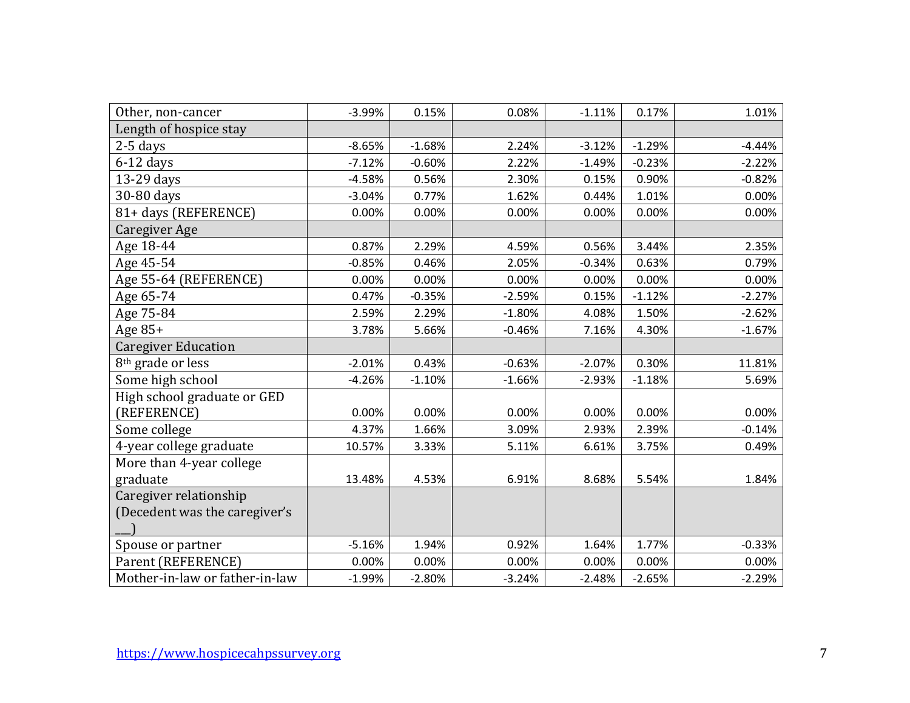| | | | | | | |
|---|---|---|---|---|---|---|
| Other, non-cancer | -3.99% | 0.15% | 0.08% | -1.11% | 0.17% | 1.01% |
| Length of hospice stay | | | | | | |
| 2-5 days | -8.65% | -1.68% | 2.24% | -3.12% | -1.29% | -4.44% |
| 6-12 days | -7.12% | -0.60% | 2.22% | -1.49% | -0.23% | -2.22% |
| 13-29 days | -4.58% | 0.56% | 2.30% | 0.15% | 0.90% | -0.82% |
| 30-80 days | -3.04% | 0.77% | 1.62% | 0.44% | 1.01% | 0.00% |
| 81+ days (REFERENCE) | 0.00% | 0.00% | 0.00% | 0.00% | 0.00% | 0.00% |
| Caregiver Age | | | | | | |
| Age 18-44 | 0.87% | 2.29% | 4.59% | 0.56% | 3.44% | 2.35% |
| Age 45-54 | -0.85% | 0.46% | 2.05% | -0.34% | 0.63% | 0.79% |
| Age 55-64 (REFERENCE) | 0.00% | 0.00% | 0.00% | 0.00% | 0.00% | 0.00% |
| Age 65-74 | 0.47% | -0.35% | -2.59% | 0.15% | -1.12% | -2.27% |
| Age 75-84 | 2.59% | 2.29% | -1.80% | 4.08% | 1.50% | -2.62% |
| Age 85+ | 3.78% | 5.66% | -0.46% | 7.16% | 4.30% | -1.67% |
| Caregiver Education | | | | | | |
| 8th grade or less | -2.01% | 0.43% | -0.63% | -2.07% | 0.30% | 11.81% |
| Some high school | -4.26% | -1.10% | -1.66% | -2.93% | -1.18% | 5.69% |
| High school graduate or GED (REFERENCE) | 0.00% | 0.00% | 0.00% | 0.00% | 0.00% | 0.00% |
| Some college | 4.37% | 1.66% | 3.09% | 2.93% | 2.39% | -0.14% |
| 4-year college graduate | 10.57% | 3.33% | 5.11% | 6.61% | 3.75% | 0.49% |
| More than 4-year college graduate | 13.48% | 4.53% | 6.91% | 8.68% | 5.54% | 1.84% |
| Caregiver relationship (Decedent was the caregiver's ___) | | | | | | |
| Spouse or partner | -5.16% | 1.94% | 0.92% | 1.64% | 1.77% | -0.33% |
| Parent (REFERENCE) | 0.00% | 0.00% | 0.00% | 0.00% | 0.00% | 0.00% |
| Mother-in-law or father-in-law | -1.99% | -2.80% | -3.24% | -2.48% | -2.65% | -2.29% |

https://www.hospicecahpssurvey.org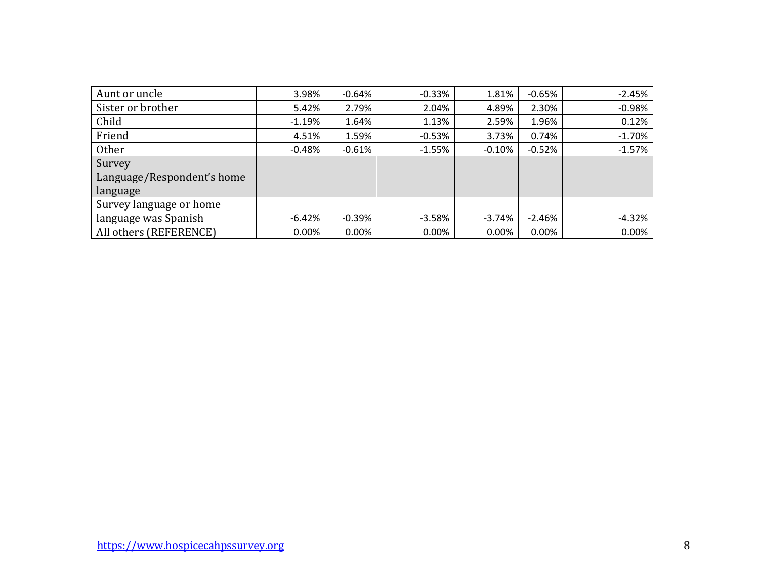| | | | | | | |
|---|---|---|---|---|---|---|
| Aunt or uncle | 3.98% | -0.64% | -0.33% | 1.81% | -0.65% | -2.45% |
| Sister or brother | 5.42% | 2.79% | 2.04% | 4.89% | 2.30% | -0.98% |
| Child | -1.19% | 1.64% | 1.13% | 2.59% | 1.96% | 0.12% |
| Friend | 4.51% | 1.59% | -0.53% | 3.73% | 0.74% | -1.70% |
| Other | -0.48% | -0.61% | -1.55% | -0.10% | -0.52% | -1.57% |
| Survey Language/Respondent's home language | | | | | | |
| Survey language or home language was Spanish | -6.42% | -0.39% | -3.58% | -3.74% | -2.46% | -4.32% |
| All others (REFERENCE) | 0.00% | 0.00% | 0.00% | 0.00% | 0.00% | 0.00% |

https://www.hospicecahpssurvey.org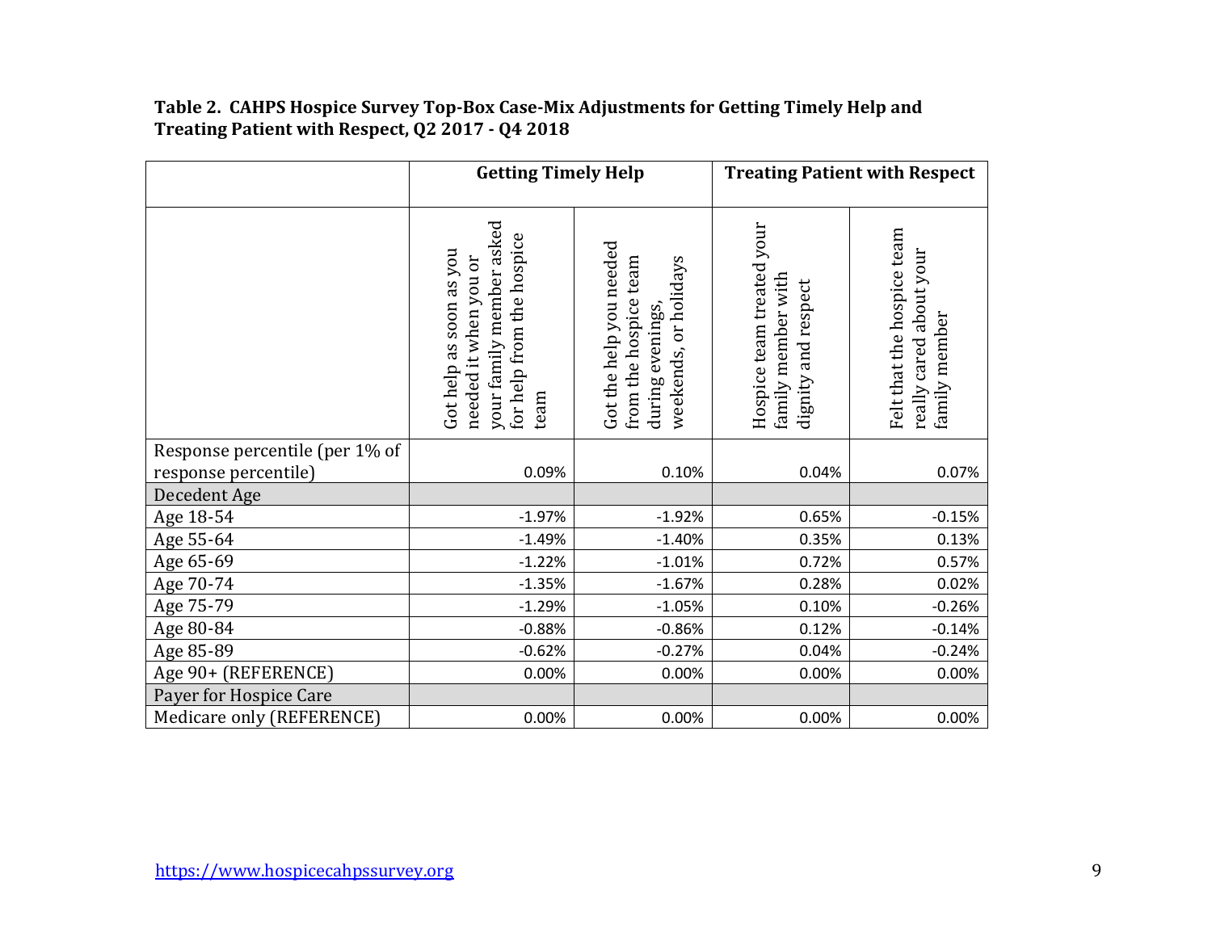**Table 2. CAHPS Hospice Survey Top-Box Case-Mix Adjustments for Getting Timely Help and Treating Patient with Respect, Q2 2017 - Q4 2018**

| | Getting Timely Help | | Treating Patient with Respect | |
|---|---|---|---|---|
| | Got help as soon as you needed it when you or your family member asked for help from the hospice team | Got the help you needed from the hospice team during evenings, weekends, or holidays | Hospice team treated your family member with dignity and respect | Felt that the hospice team really cared about your family member |
| Response percentile (per 1% of response percentile) | 0.09% | 0.10% | 0.04% | 0.07% |
| Decedent Age | | | | |
| Age 18-54 | -1.97% | -1.92% | 0.65% | -0.15% |
| Age 55-64 | -1.49% | -1.40% | 0.35% | 0.13% |
| Age 65-69 | -1.22% | -1.01% | 0.72% | 0.57% |
| Age 70-74 | -1.35% | -1.67% | 0.28% | 0.02% |
| Age 75-79 | -1.29% | -1.05% | 0.10% | -0.26% |
| Age 80-84 | -0.88% | -0.86% | 0.12% | -0.14% |
| Age 85-89 | -0.62% | -0.27% | 0.04% | -0.24% |
| Age 90+ (REFERENCE) | 0.00% | 0.00% | 0.00% | 0.00% |
| Payer for Hospice Care | | | | |
| Medicare only (REFERENCE) | 0.00% | 0.00% | 0.00% | 0.00% |

https://www.hospicecahpssurvey.org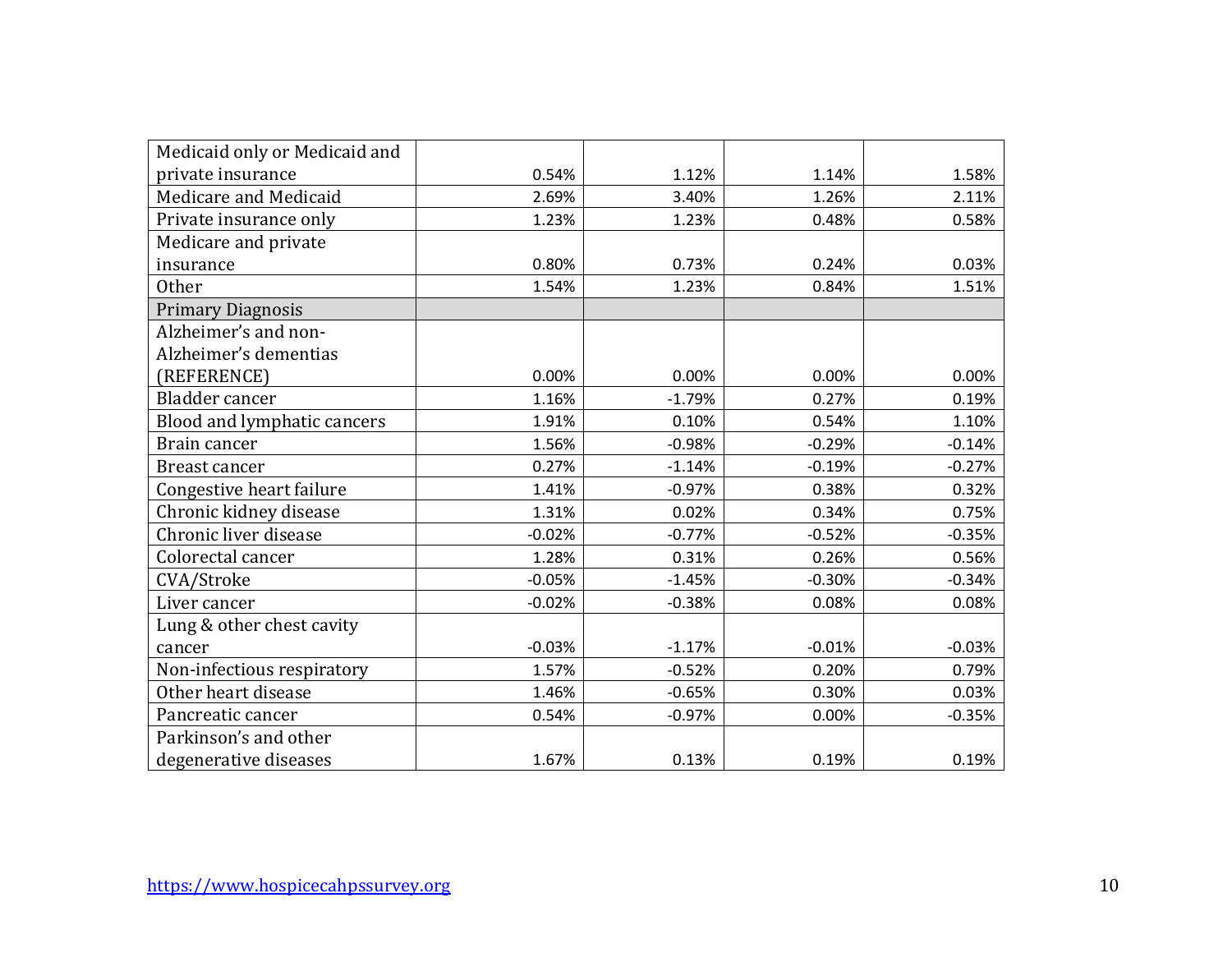| | | | | |
|---|---|---|---|---|
| Medicaid only or Medicaid and private insurance | 0.54% | 1.12% | 1.14% | 1.58% |
| Medicare and Medicaid | 2.69% | 3.40% | 1.26% | 2.11% |
| Private insurance only | 1.23% | 1.23% | 0.48% | 0.58% |
| Medicare and private insurance | 0.80% | 0.73% | 0.24% | 0.03% |
| Other | 1.54% | 1.23% | 0.84% | 1.51% |
| Primary Diagnosis | | | | |
| Alzheimer's and non-Alzheimer's dementias (REFERENCE) | 0.00% | 0.00% | 0.00% | 0.00% |
| Bladder cancer | 1.16% | -1.79% | 0.27% | 0.19% |
| Blood and lymphatic cancers | 1.91% | 0.10% | 0.54% | 1.10% |
| Brain cancer | 1.56% | -0.98% | -0.29% | -0.14% |
| Breast cancer | 0.27% | -1.14% | -0.19% | -0.27% |
| Congestive heart failure | 1.41% | -0.97% | 0.38% | 0.32% |
| Chronic kidney disease | 1.31% | 0.02% | 0.34% | 0.75% |
| Chronic liver disease | -0.02% | -0.77% | -0.52% | -0.35% |
| Colorectal cancer | 1.28% | 0.31% | 0.26% | 0.56% |
| CVA/Stroke | -0.05% | -1.45% | -0.30% | -0.34% |
| Liver cancer | -0.02% | -0.38% | 0.08% | 0.08% |
| Lung & other chest cavity cancer | -0.03% | -1.17% | -0.01% | -0.03% |
| Non-infectious respiratory | 1.57% | -0.52% | 0.20% | 0.79% |
| Other heart disease | 1.46% | -0.65% | 0.30% | 0.03% |
| Pancreatic cancer | 0.54% | -0.97% | 0.00% | -0.35% |
| Parkinson's and other degenerative diseases | 1.67% | 0.13% | 0.19% | 0.19% |

https://www.hospicecahpssurvey.org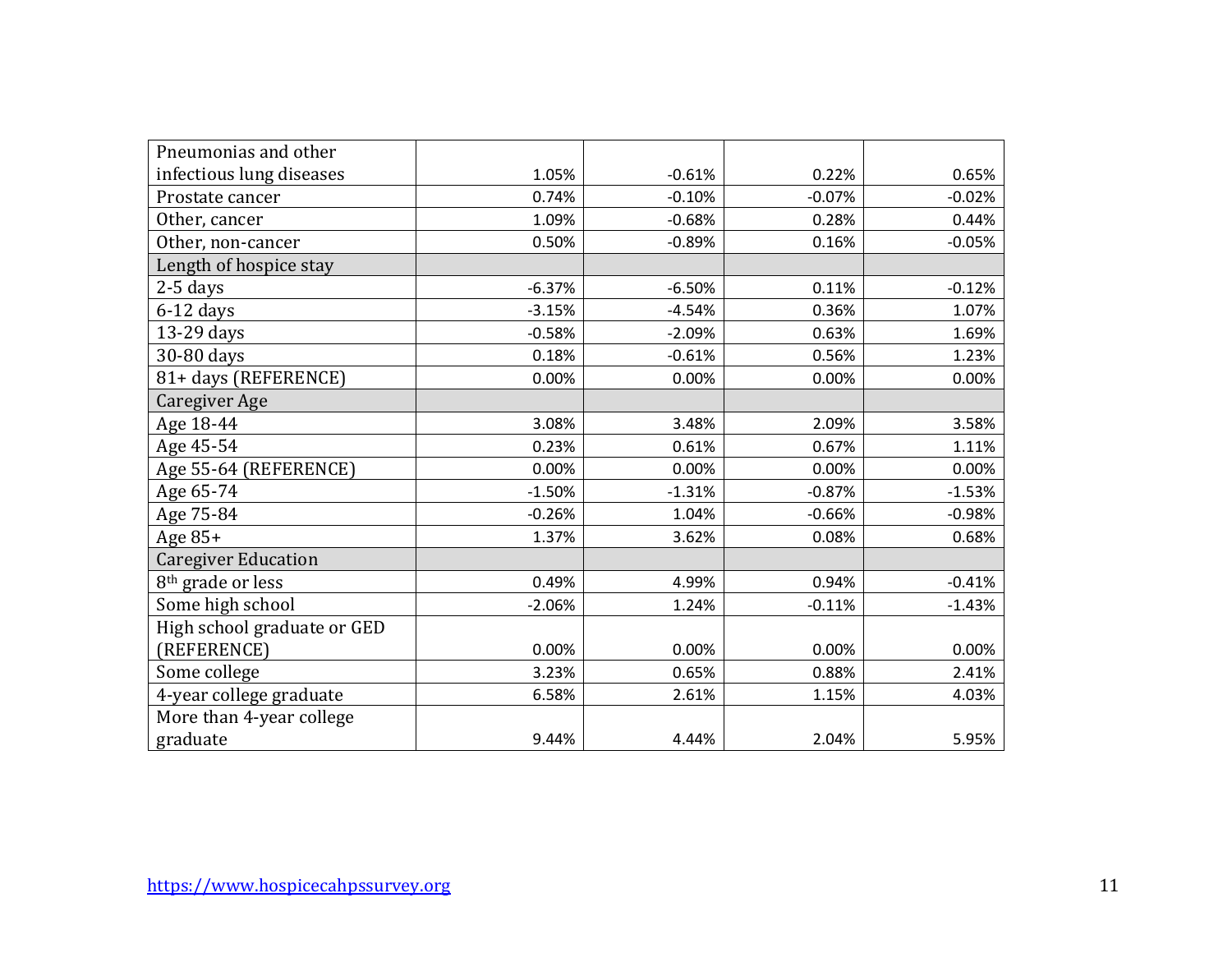| | | | | |
|---|---|---|---|---|
| Pneumonias and other infectious lung diseases | 1.05% | -0.61% | 0.22% | 0.65% |
| Prostate cancer | 0.74% | -0.10% | -0.07% | -0.02% |
| Other, cancer | 1.09% | -0.68% | 0.28% | 0.44% |
| Other, non-cancer | 0.50% | -0.89% | 0.16% | -0.05% |
| Length of hospice stay | | | | |
| 2-5 days | -6.37% | -6.50% | 0.11% | -0.12% |
| 6-12 days | -3.15% | -4.54% | 0.36% | 1.07% |
| 13-29 days | -0.58% | -2.09% | 0.63% | 1.69% |
| 30-80 days | 0.18% | -0.61% | 0.56% | 1.23% |
| 81+ days (REFERENCE) | 0.00% | 0.00% | 0.00% | 0.00% |
| Caregiver Age | | | | |
| Age 18-44 | 3.08% | 3.48% | 2.09% | 3.58% |
| Age 45-54 | 0.23% | 0.61% | 0.67% | 1.11% |
| Age 55-64 (REFERENCE) | 0.00% | 0.00% | 0.00% | 0.00% |
| Age 65-74 | -1.50% | -1.31% | -0.87% | -1.53% |
| Age 75-84 | -0.26% | 1.04% | -0.66% | -0.98% |
| Age 85+ | 1.37% | 3.62% | 0.08% | 0.68% |
| Caregiver Education | | | | |
| 8th grade or less | 0.49% | 4.99% | 0.94% | -0.41% |
| Some high school | -2.06% | 1.24% | -0.11% | -1.43% |
| High school graduate or GED (REFERENCE) | 0.00% | 0.00% | 0.00% | 0.00% |
| Some college | 3.23% | 0.65% | 0.88% | 2.41% |
| 4-year college graduate | 6.58% | 2.61% | 1.15% | 4.03% |
| More than 4-year college graduate | 9.44% | 4.44% | 2.04% | 5.95% |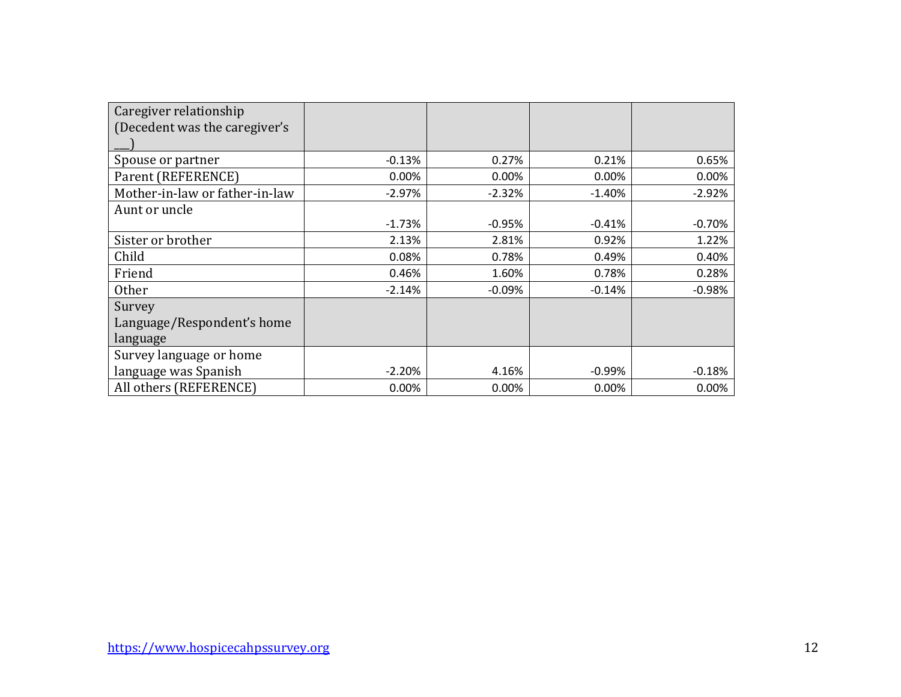| Caregiver relationship (Decedent was the caregiver's ___) | | | | |
|---|---|---|---|---|
| Spouse or partner | -0.13% | 0.27% | 0.21% | 0.65% |
| Parent (REFERENCE) | 0.00% | 0.00% | 0.00% | 0.00% |
| Mother-in-law or father-in-law | -2.97% | -2.32% | -1.40% | -2.92% |
| Aunt or uncle | -1.73% | -0.95% | -0.41% | -0.70% |
| Sister or brother | 2.13% | 2.81% | 0.92% | 1.22% |
| Child | 0.08% | 0.78% | 0.49% | 0.40% |
| Friend | 0.46% | 1.60% | 0.78% | 0.28% |
| Other | -2.14% | -0.09% | -0.14% | -0.98% |
| Survey Language/Respondent's home language | | | | |
| Survey language or home language was Spanish | -2.20% | 4.16% | -0.99% | -0.18% |
| All others (REFERENCE) | 0.00% | 0.00% | 0.00% | 0.00% |

https://www.hospicecahpssurvey.org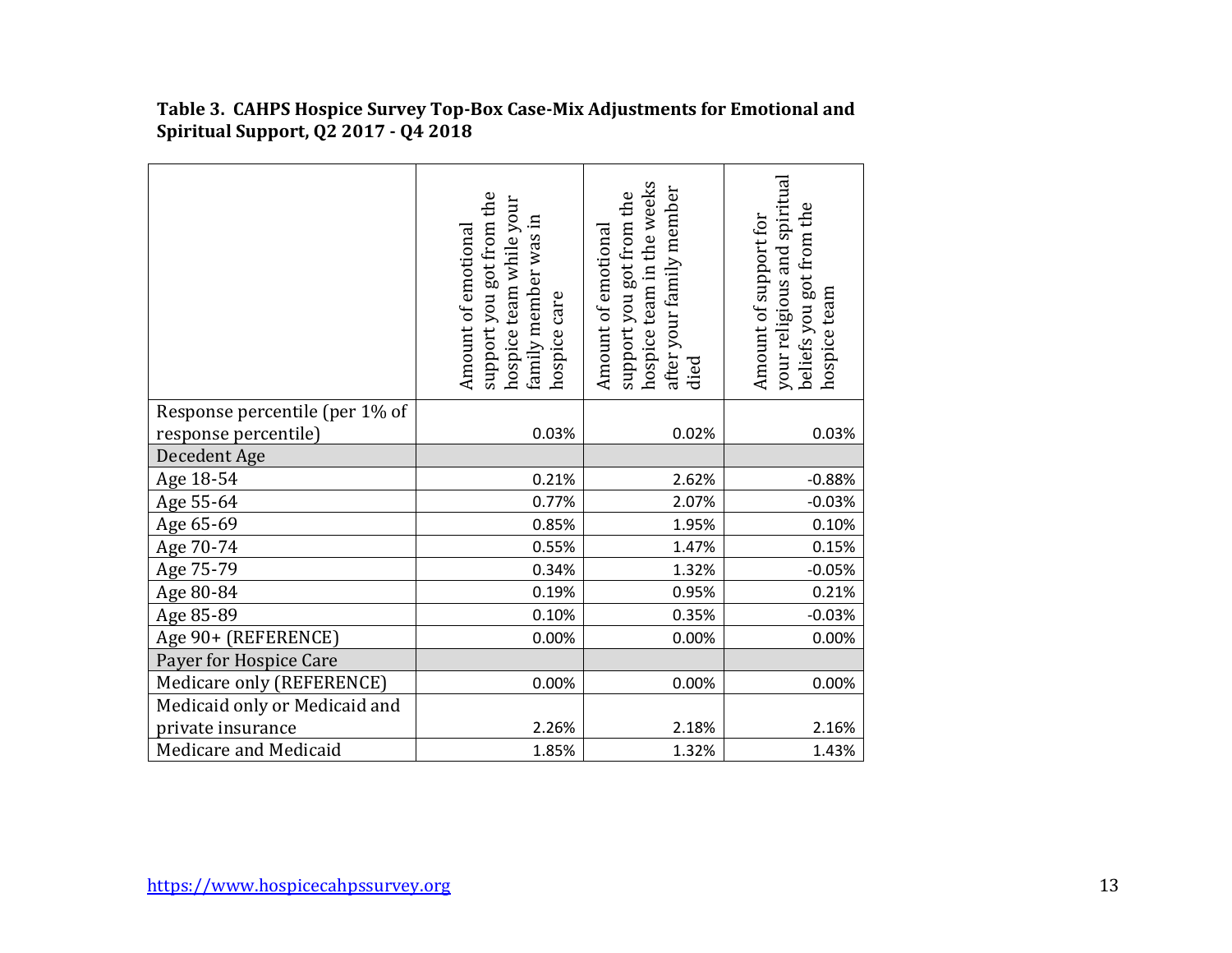**Table 3. CAHPS Hospice Survey Top-Box Case-Mix Adjustments for Emotional and Spiritual Support, Q2 2017 - Q4 2018**

| | Amount of emotional support you got from the hospice team while your family member was in hospice care | Amount of emotional support you got from the hospice team in the weeks after your family member died | Amount of support for your religious and spiritual beliefs you got from the hospice team |
|---|---|---|---|
| Response percentile (per 1% of response percentile) | 0.03% | 0.02% | 0.03% |
| Decedent Age | | | |
| Age 18-54 | 0.21% | 2.62% | -0.88% |
| Age 55-64 | 0.77% | 2.07% | -0.03% |
| Age 65-69 | 0.85% | 1.95% | 0.10% |
| Age 70-74 | 0.55% | 1.47% | 0.15% |
| Age 75-79 | 0.34% | 1.32% | -0.05% |
| Age 80-84 | 0.19% | 0.95% | 0.21% |
| Age 85-89 | 0.10% | 0.35% | -0.03% |
| Age 90+ (REFERENCE) | 0.00% | 0.00% | 0.00% |
| Payer for Hospice Care | | | |
| Medicare only (REFERENCE) | 0.00% | 0.00% | 0.00% |
| Medicaid only or Medicaid and private insurance | 2.26% | 2.18% | 2.16% |
| Medicare and Medicaid | 1.85% | 1.32% | 1.43% |

https://www.hospicecahpssurvey.org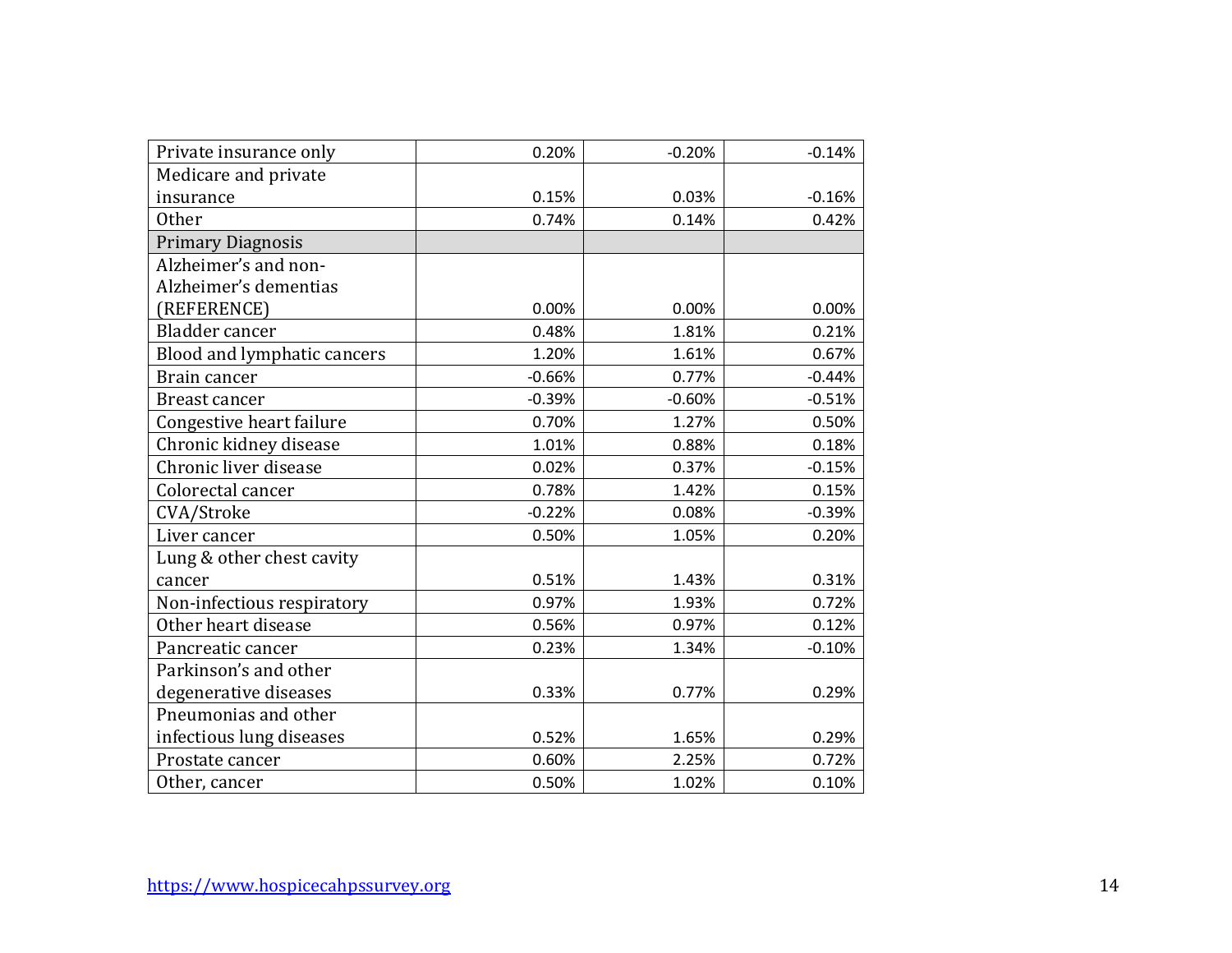| | | | |
|---|---|---|---|
| Private insurance only | 0.20% | -0.20% | -0.14% |
| Medicare and private insurance | 0.15% | 0.03% | -0.16% |
| Other | 0.74% | 0.14% | 0.42% |
| Primary Diagnosis | | | |
| Alzheimer's and non-Alzheimer's dementias (REFERENCE) | 0.00% | 0.00% | 0.00% |
| Bladder cancer | 0.48% | 1.81% | 0.21% |
| Blood and lymphatic cancers | 1.20% | 1.61% | 0.67% |
| Brain cancer | -0.66% | 0.77% | -0.44% |
| Breast cancer | -0.39% | -0.60% | -0.51% |
| Congestive heart failure | 0.70% | 1.27% | 0.50% |
| Chronic kidney disease | 1.01% | 0.88% | 0.18% |
| Chronic liver disease | 0.02% | 0.37% | -0.15% |
| Colorectal cancer | 0.78% | 1.42% | 0.15% |
| CVA/Stroke | -0.22% | 0.08% | -0.39% |
| Liver cancer | 0.50% | 1.05% | 0.20% |
| Lung & other chest cavity cancer | 0.51% | 1.43% | 0.31% |
| Non-infectious respiratory | 0.97% | 1.93% | 0.72% |
| Other heart disease | 0.56% | 0.97% | 0.12% |
| Pancreatic cancer | 0.23% | 1.34% | -0.10% |
| Parkinson's and other degenerative diseases | 0.33% | 0.77% | 0.29% |
| Pneumonias and other infectious lung diseases | 0.52% | 1.65% | 0.29% |
| Prostate cancer | 0.60% | 2.25% | 0.72% |
| Other, cancer | 0.50% | 1.02% | 0.10% |

https://www.hospicecahpssurvey.org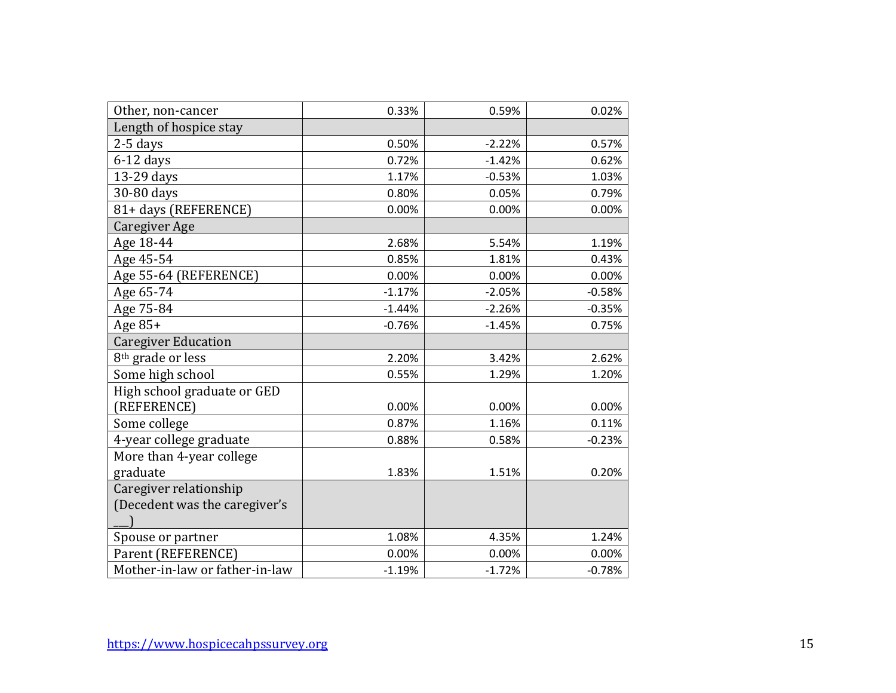| | | | |
|---|---|---|---|
| Other, non-cancer | 0.33% | 0.59% | 0.02% |
| Length of hospice stay | | | |
| 2-5 days | 0.50% | -2.22% | 0.57% |
| 6-12 days | 0.72% | -1.42% | 0.62% |
| 13-29 days | 1.17% | -0.53% | 1.03% |
| 30-80 days | 0.80% | 0.05% | 0.79% |
| 81+ days (REFERENCE) | 0.00% | 0.00% | 0.00% |
| Caregiver Age | | | |
| Age 18-44 | 2.68% | 5.54% | 1.19% |
| Age 45-54 | 0.85% | 1.81% | 0.43% |
| Age 55-64 (REFERENCE) | 0.00% | 0.00% | 0.00% |
| Age 65-74 | -1.17% | -2.05% | -0.58% |
| Age 75-84 | -1.44% | -2.26% | -0.35% |
| Age 85+ | -0.76% | -1.45% | 0.75% |
| Caregiver Education | | | |
| 8th grade or less | 2.20% | 3.42% | 2.62% |
| Some high school | 0.55% | 1.29% | 1.20% |
| High school graduate or GED (REFERENCE) | 0.00% | 0.00% | 0.00% |
| Some college | 0.87% | 1.16% | 0.11% |
| 4-year college graduate | 0.88% | 0.58% | -0.23% |
| More than 4-year college graduate | 1.83% | 1.51% | 0.20% |
| Caregiver relationship (Decedent was the caregiver's ___) | | | |
| Spouse or partner | 1.08% | 4.35% | 1.24% |
| Parent (REFERENCE) | 0.00% | 0.00% | 0.00% |
| Mother-in-law or father-in-law | -1.19% | -1.72% | -0.78% |

https://www.hospicecahpssurvey.org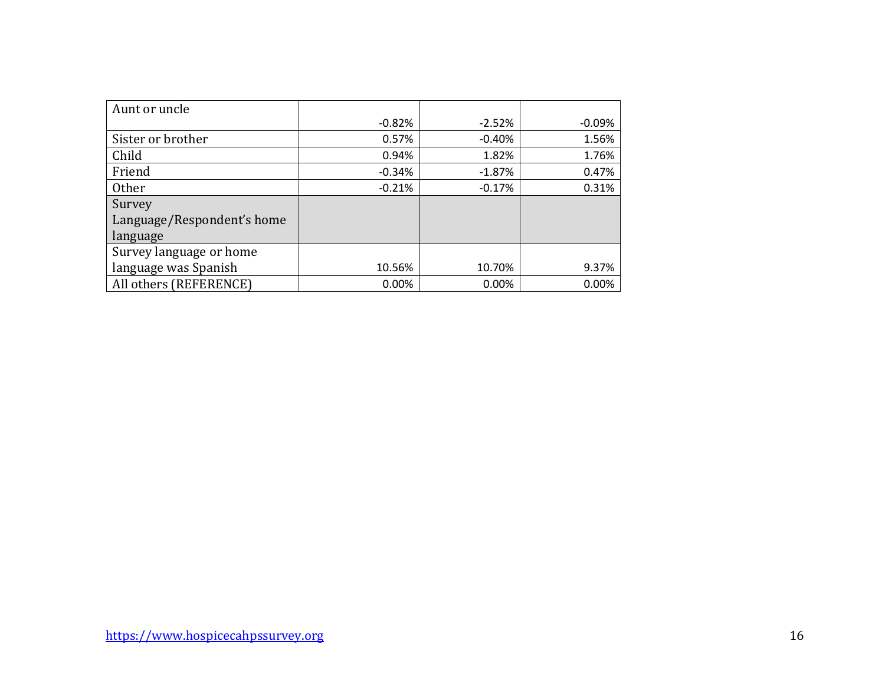| | | | |
|---|---|---|---|
| Aunt or uncle | -0.82% | -2.52% | -0.09% |
| Sister or brother | 0.57% | -0.40% | 1.56% |
| Child | 0.94% | 1.82% | 1.76% |
| Friend | -0.34% | -1.87% | 0.47% |
| Other | -0.21% | -0.17% | 0.31% |
| Survey Language/Respondent’s home language | | | |
| Survey language or home language was Spanish | 10.56% | 10.70% | 9.37% |
| All others (REFERENCE) | 0.00% | 0.00% | 0.00% |

https://www.hospicecahpssurvey.org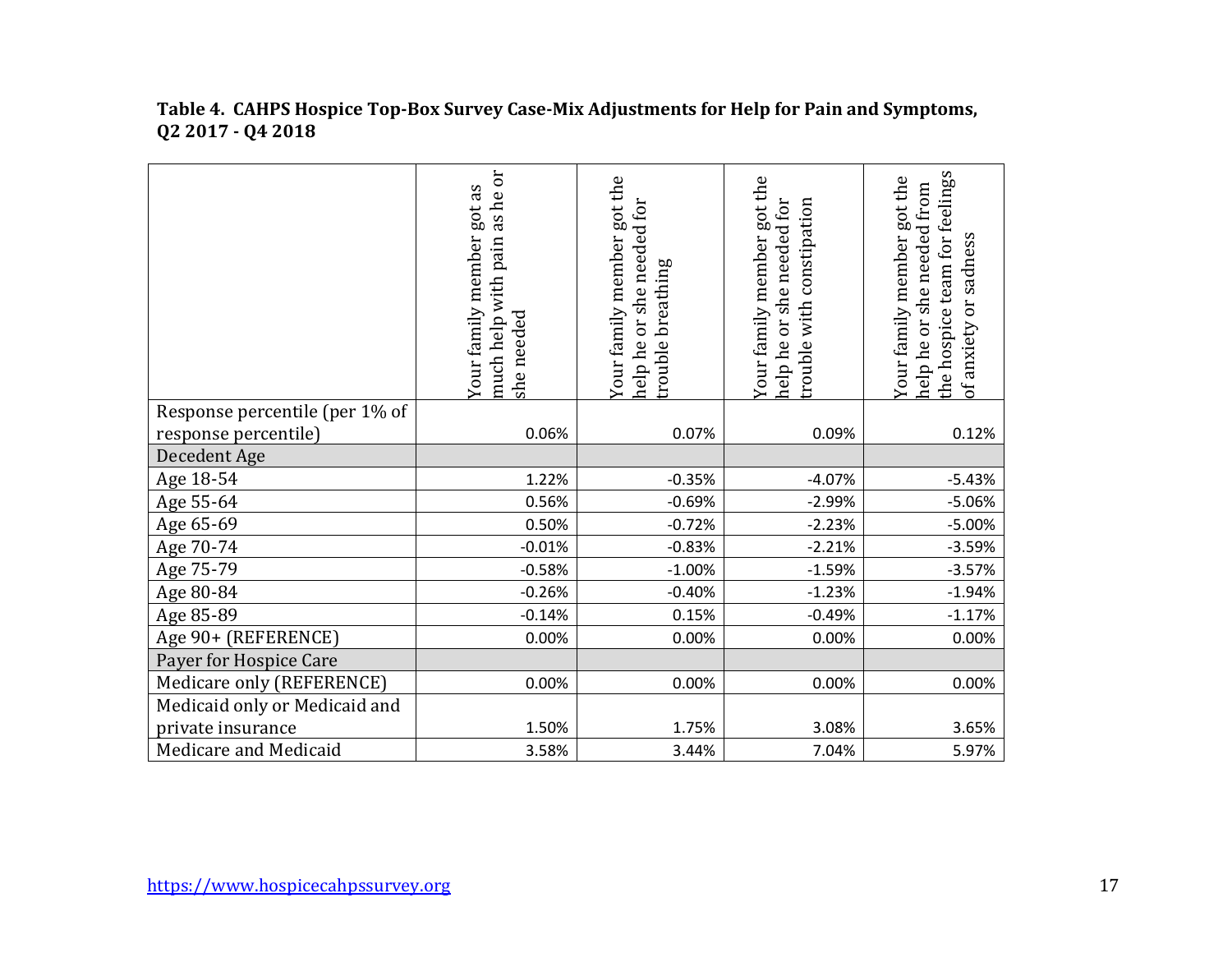**Table 4. CAHPS Hospice Top-Box Survey Case-Mix Adjustments for Help for Pain and Symptoms, Q2 2017 - Q4 2018**

| | Your family member got as much help with pain as he or she needed | Your family member got the help he or she needed for trouble breathing | Your family member got the help he or she needed for trouble with constipation | Your family member got the help he or she needed from the hospice team for feelings of anxiety or sadness |
|---|---|---|---|---|
| Response percentile (per 1% of response percentile) | 0.06% | 0.07% | 0.09% | 0.12% |
| Decedent Age | | | | |
| Age 18-54 | 1.22% | -0.35% | -4.07% | -5.43% |
| Age 55-64 | 0.56% | -0.69% | -2.99% | -5.06% |
| Age 65-69 | 0.50% | -0.72% | -2.23% | -5.00% |
| Age 70-74 | -0.01% | -0.83% | -2.21% | -3.59% |
| Age 75-79 | -0.58% | -1.00% | -1.59% | -3.57% |
| Age 80-84 | -0.26% | -0.40% | -1.23% | -1.94% |
| Age 85-89 | -0.14% | 0.15% | -0.49% | -1.17% |
| Age 90+ (REFERENCE) | 0.00% | 0.00% | 0.00% | 0.00% |
| Payer for Hospice Care | | | | |
| Medicare only (REFERENCE) | 0.00% | 0.00% | 0.00% | 0.00% |
| Medicaid only or Medicaid and private insurance | 1.50% | 1.75% | 3.08% | 3.65% |
| Medicare and Medicaid | 3.58% | 3.44% | 7.04% | 5.97% |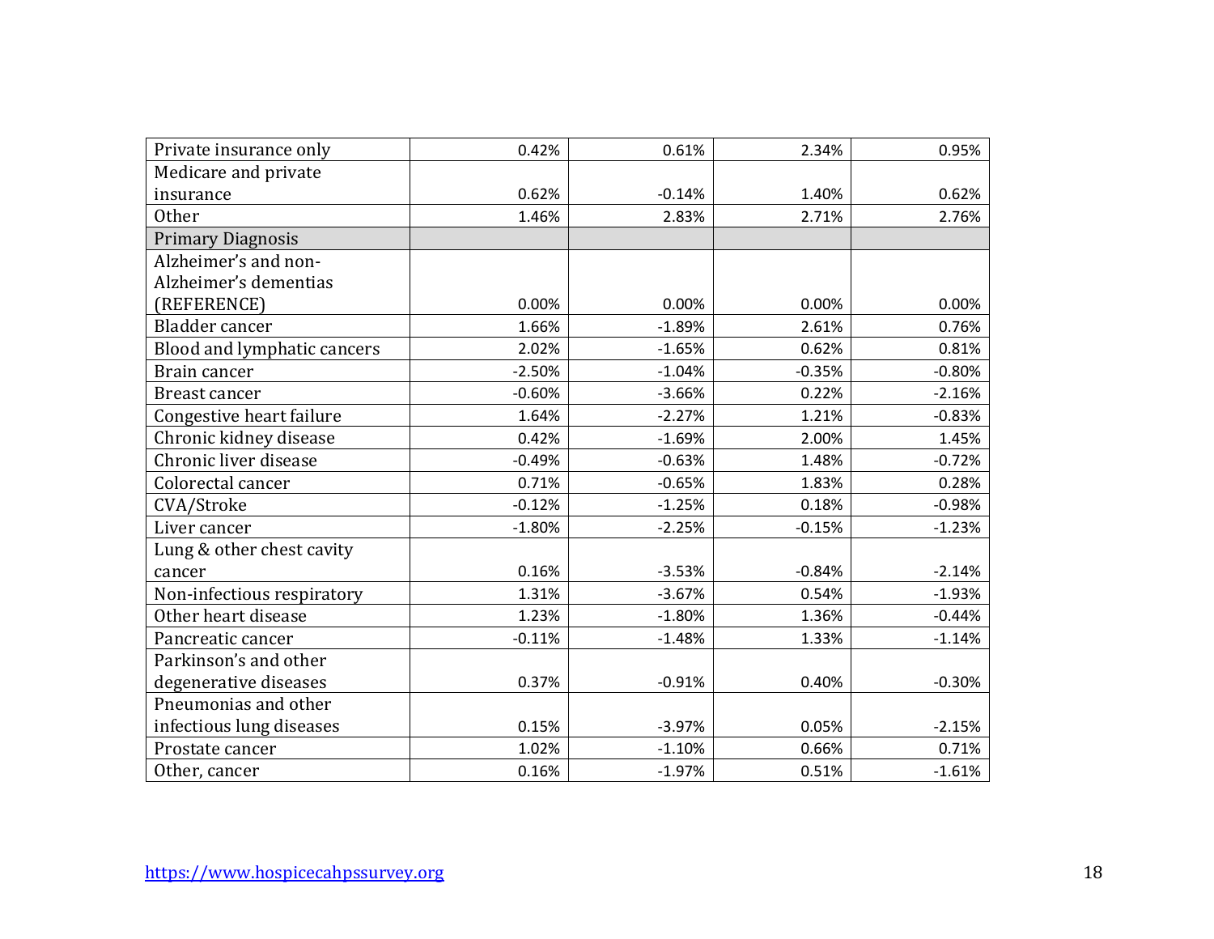|  |  |  |  |  |
|---|---|---|---|---|
| Private insurance only | 0.42% | 0.61% | 2.34% | 0.95% |
| Medicare and private insurance | 0.62% | -0.14% | 1.40% | 0.62% |
| Other | 1.46% | 2.83% | 2.71% | 2.76% |
| Primary Diagnosis | | | | |
| Alzheimer's and non-Alzheimer's dementias (REFERENCE) | 0.00% | 0.00% | 0.00% | 0.00% |
| Bladder cancer | 1.66% | -1.89% | 2.61% | 0.76% |
| Blood and lymphatic cancers | 2.02% | -1.65% | 0.62% | 0.81% |
| Brain cancer | -2.50% | -1.04% | -0.35% | -0.80% |
| Breast cancer | -0.60% | -3.66% | 0.22% | -2.16% |
| Congestive heart failure | 1.64% | -2.27% | 1.21% | -0.83% |
| Chronic kidney disease | 0.42% | -1.69% | 2.00% | 1.45% |
| Chronic liver disease | -0.49% | -0.63% | 1.48% | -0.72% |
| Colorectal cancer | 0.71% | -0.65% | 1.83% | 0.28% |
| CVA/Stroke | -0.12% | -1.25% | 0.18% | -0.98% |
| Liver cancer | -1.80% | -2.25% | -0.15% | -1.23% |
| Lung & other chest cavity cancer | 0.16% | -3.53% | -0.84% | -2.14% |
| Non-infectious respiratory | 1.31% | -3.67% | 0.54% | -1.93% |
| Other heart disease | 1.23% | -1.80% | 1.36% | -0.44% |
| Pancreatic cancer | -0.11% | -1.48% | 1.33% | -1.14% |
| Parkinson's and other degenerative diseases | 0.37% | -0.91% | 0.40% | -0.30% |
| Pneumonias and other infectious lung diseases | 0.15% | -3.97% | 0.05% | -2.15% |
| Prostate cancer | 1.02% | -1.10% | 0.66% | 0.71% |
| Other, cancer | 0.16% | -1.97% | 0.51% | -1.61% |

https://www.hospicecahpssurvey.org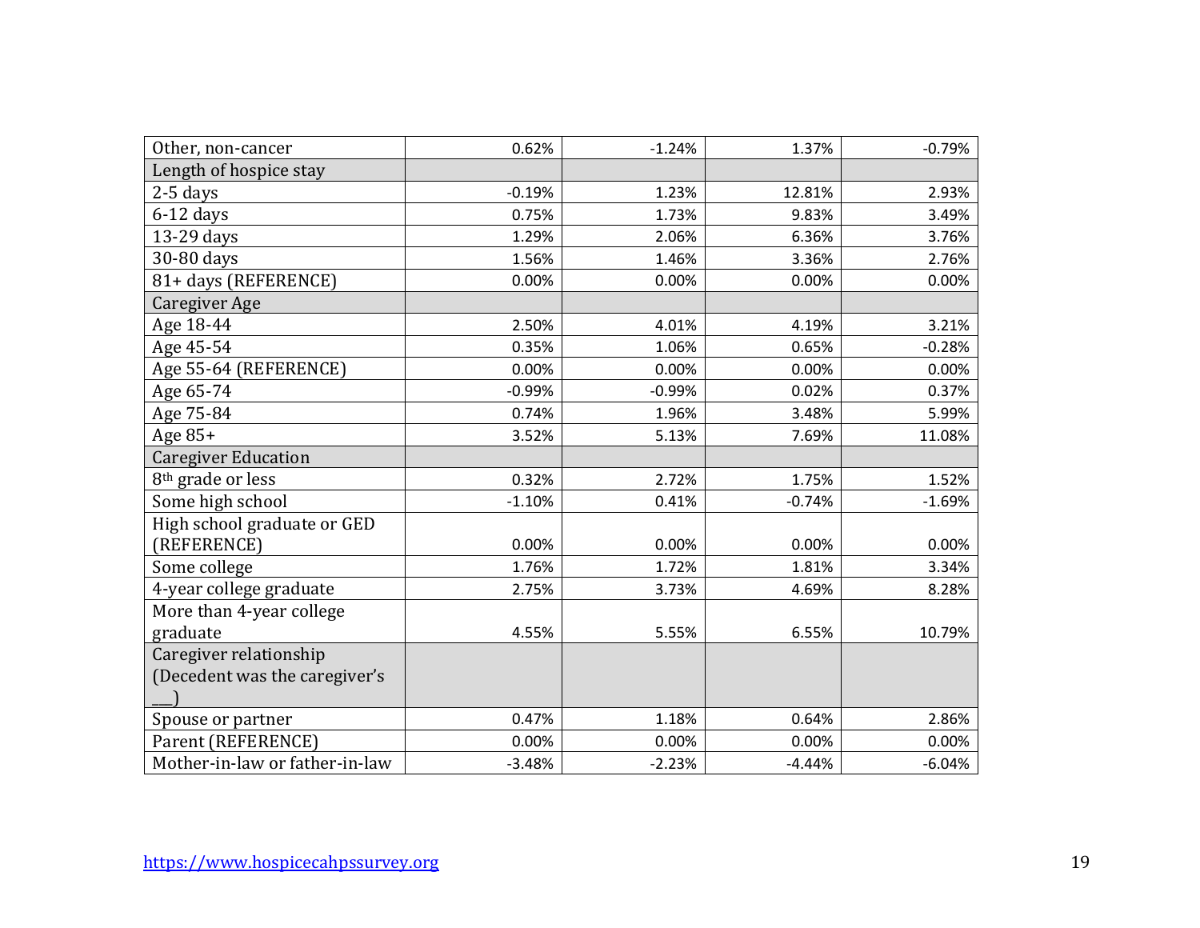| | | | | |
|---|---|---|---|---|
| Other, non-cancer | 0.62% | -1.24% | 1.37% | -0.79% |
| Length of hospice stay | | | | |
| 2-5 days | -0.19% | 1.23% | 12.81% | 2.93% |
| 6-12 days | 0.75% | 1.73% | 9.83% | 3.49% |
| 13-29 days | 1.29% | 2.06% | 6.36% | 3.76% |
| 30-80 days | 1.56% | 1.46% | 3.36% | 2.76% |
| 81+ days (REFERENCE) | 0.00% | 0.00% | 0.00% | 0.00% |
| Caregiver Age | | | | |
| Age 18-44 | 2.50% | 4.01% | 4.19% | 3.21% |
| Age 45-54 | 0.35% | 1.06% | 0.65% | -0.28% |
| Age 55-64 (REFERENCE) | 0.00% | 0.00% | 0.00% | 0.00% |
| Age 65-74 | -0.99% | -0.99% | 0.02% | 0.37% |
| Age 75-84 | 0.74% | 1.96% | 3.48% | 5.99% |
| Age 85+ | 3.52% | 5.13% | 7.69% | 11.08% |
| Caregiver Education | | | | |
| 8th grade or less | 0.32% | 2.72% | 1.75% | 1.52% |
| Some high school | -1.10% | 0.41% | -0.74% | -1.69% |
| High school graduate or GED (REFERENCE) | 0.00% | 0.00% | 0.00% | 0.00% |
| Some college | 1.76% | 1.72% | 1.81% | 3.34% |
| 4-year college graduate | 2.75% | 3.73% | 4.69% | 8.28% |
| More than 4-year college graduate | 4.55% | 5.55% | 6.55% | 10.79% |
| Caregiver relationship (Decedent was the caregiver's ___) | | | | |
| Spouse or partner | 0.47% | 1.18% | 0.64% | 2.86% |
| Parent (REFERENCE) | 0.00% | 0.00% | 0.00% | 0.00% |
| Mother-in-law or father-in-law | -3.48% | -2.23% | -4.44% | -6.04% |

https://www.hospicecahpssurvey.org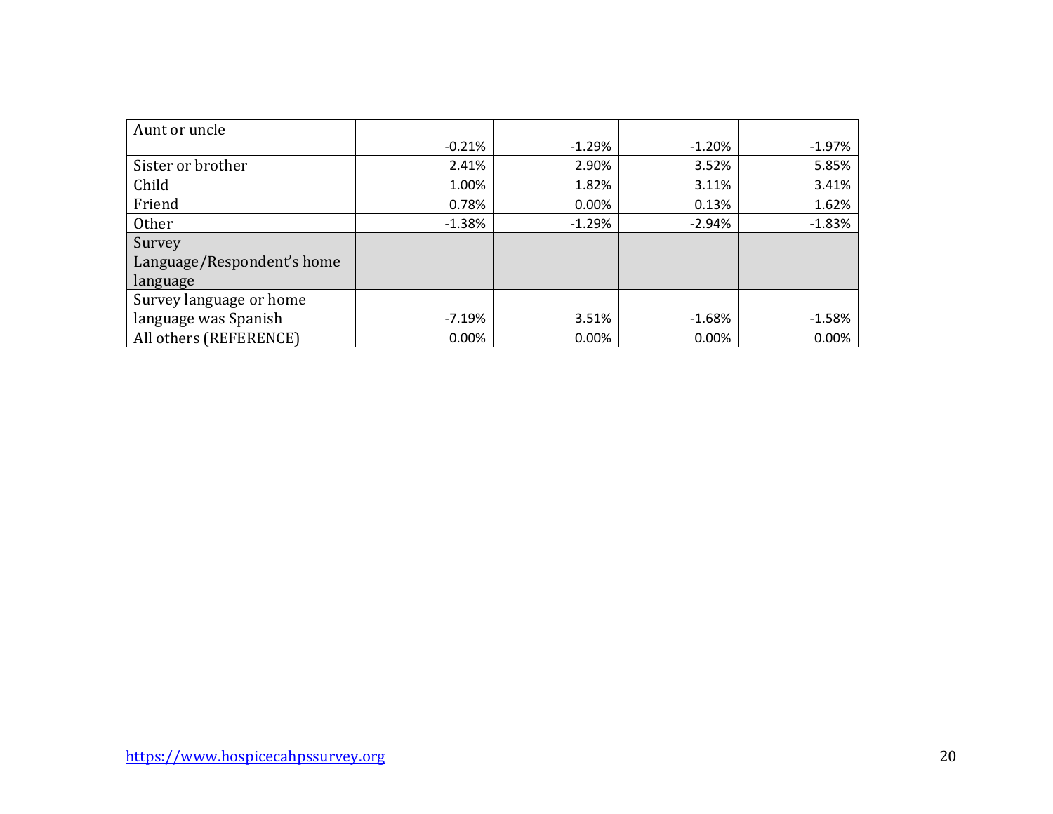| | | | | |
|---|---|---|---|---|
| Aunt or uncle | -0.21% | -1.29% | -1.20% | -1.97% |
| Sister or brother | 2.41% | 2.90% | 3.52% | 5.85% |
| Child | 1.00% | 1.82% | 3.11% | 3.41% |
| Friend | 0.78% | 0.00% | 0.13% | 1.62% |
| Other | -1.38% | -1.29% | -2.94% | -1.83% |
| Survey Language/Respondent's home language | | | | |
| Survey language or home language was Spanish | -7.19% | 3.51% | -1.68% | -1.58% |
| All others (REFERENCE) | 0.00% | 0.00% | 0.00% | 0.00% |

https://www.hospicecahpssurvey.org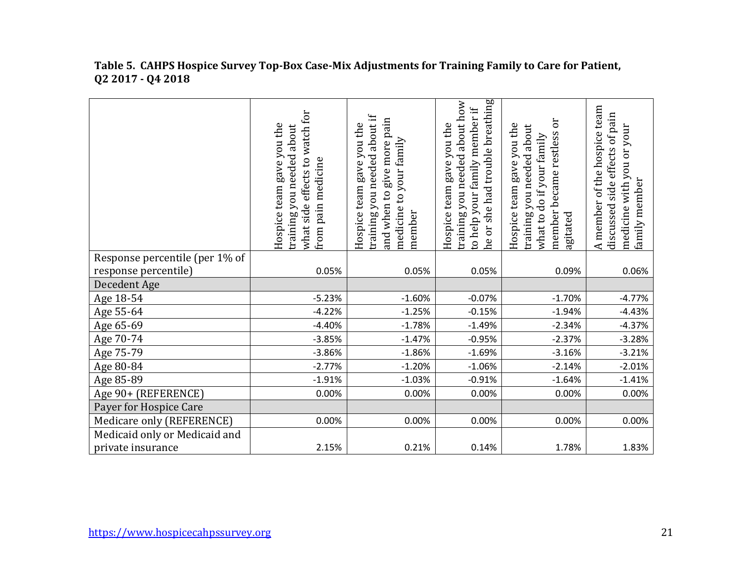**Table 5. CAHPS Hospice Survey Top-Box Case-Mix Adjustments for Training Family to Care for Patient, Q2 2017 - Q4 2018**

| | Hospice team gave you the training you needed about what side effects to watch for from pain medicine | Hospice team gave you the training you needed about if and when to give more pain medicine to your family member | Hospice team gave you the training you needed about how to help your family member if he or she had trouble breathing | Hospice team gave you the training you needed about what to do if your family member became restless or agitated | A member of the hospice team discussed side effects of pain medicine with you or your family member |
|---|---|---|---|---|---|
| Response percentile (per 1% of response percentile) | 0.05% | 0.05% | 0.05% | 0.09% | 0.06% |
| Decedent Age | | | | | |
| Age 18-54 | -5.23% | -1.60% | -0.07% | -1.70% | -4.77% |
| Age 55-64 | -4.22% | -1.25% | -0.15% | -1.94% | -4.43% |
| Age 65-69 | -4.40% | -1.78% | -1.49% | -2.34% | -4.37% |
| Age 70-74 | -3.85% | -1.47% | -0.95% | -2.37% | -3.28% |
| Age 75-79 | -3.86% | -1.86% | -1.69% | -3.16% | -3.21% |
| Age 80-84 | -2.77% | -1.20% | -1.06% | -2.14% | -2.01% |
| Age 85-89 | -1.91% | -1.03% | -0.91% | -1.64% | -1.41% |
| Age 90+ (REFERENCE) | 0.00% | 0.00% | 0.00% | 0.00% | 0.00% |
| Payer for Hospice Care | | | | | |
| Medicare only (REFERENCE) | 0.00% | 0.00% | 0.00% | 0.00% | 0.00% |
| Medicaid only or Medicaid and private insurance | 2.15% | 0.21% | 0.14% | 1.78% | 1.83% |

https://www.hospicecahpssurvey.org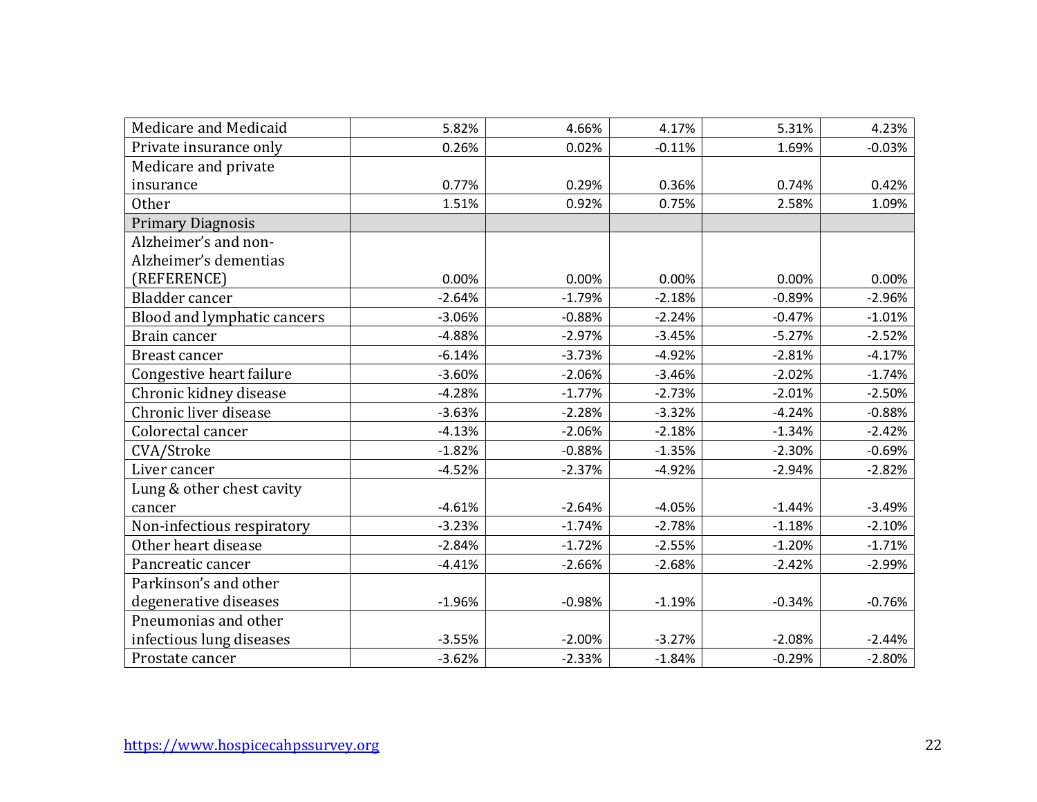| | | | | | |
|---|---|---|---|---|---|
| Medicare and Medicaid | 5.82% | 4.66% | 4.17% | 5.31% | 4.23% |
| Private insurance only | 0.26% | 0.02% | -0.11% | 1.69% | -0.03% |
| Medicare and private insurance | 0.77% | 0.29% | 0.36% | 0.74% | 0.42% |
| Other | 1.51% | 0.92% | 0.75% | 2.58% | 1.09% |
| Primary Diagnosis | | | | | |
| Alzheimer's and non-Alzheimer's dementias (REFERENCE) | 0.00% | 0.00% | 0.00% | 0.00% | 0.00% |
| Bladder cancer | -2.64% | -1.79% | -2.18% | -0.89% | -2.96% |
| Blood and lymphatic cancers | -3.06% | -0.88% | -2.24% | -0.47% | -1.01% |
| Brain cancer | -4.88% | -2.97% | -3.45% | -5.27% | -2.52% |
| Breast cancer | -6.14% | -3.73% | -4.92% | -2.81% | -4.17% |
| Congestive heart failure | -3.60% | -2.06% | -3.46% | -2.02% | -1.74% |
| Chronic kidney disease | -4.28% | -1.77% | -2.73% | -2.01% | -2.50% |
| Chronic liver disease | -3.63% | -2.28% | -3.32% | -4.24% | -0.88% |
| Colorectal cancer | -4.13% | -2.06% | -2.18% | -1.34% | -2.42% |
| CVA/Stroke | -1.82% | -0.88% | -1.35% | -2.30% | -0.69% |
| Liver cancer | -4.52% | -2.37% | -4.92% | -2.94% | -2.82% |
| Lung & other chest cavity cancer | -4.61% | -2.64% | -4.05% | -1.44% | -3.49% |
| Non-infectious respiratory | -3.23% | -1.74% | -2.78% | -1.18% | -2.10% |
| Other heart disease | -2.84% | -1.72% | -2.55% | -1.20% | -1.71% |
| Pancreatic cancer | -4.41% | -2.66% | -2.68% | -2.42% | -2.99% |
| Parkinson's and other degenerative diseases | -1.96% | -0.98% | -1.19% | -0.34% | -0.76% |
| Pneumonias and other infectious lung diseases | -3.55% | -2.00% | -3.27% | -2.08% | -2.44% |
| Prostate cancer | -3.62% | -2.33% | -1.84% | -0.29% | -2.80% |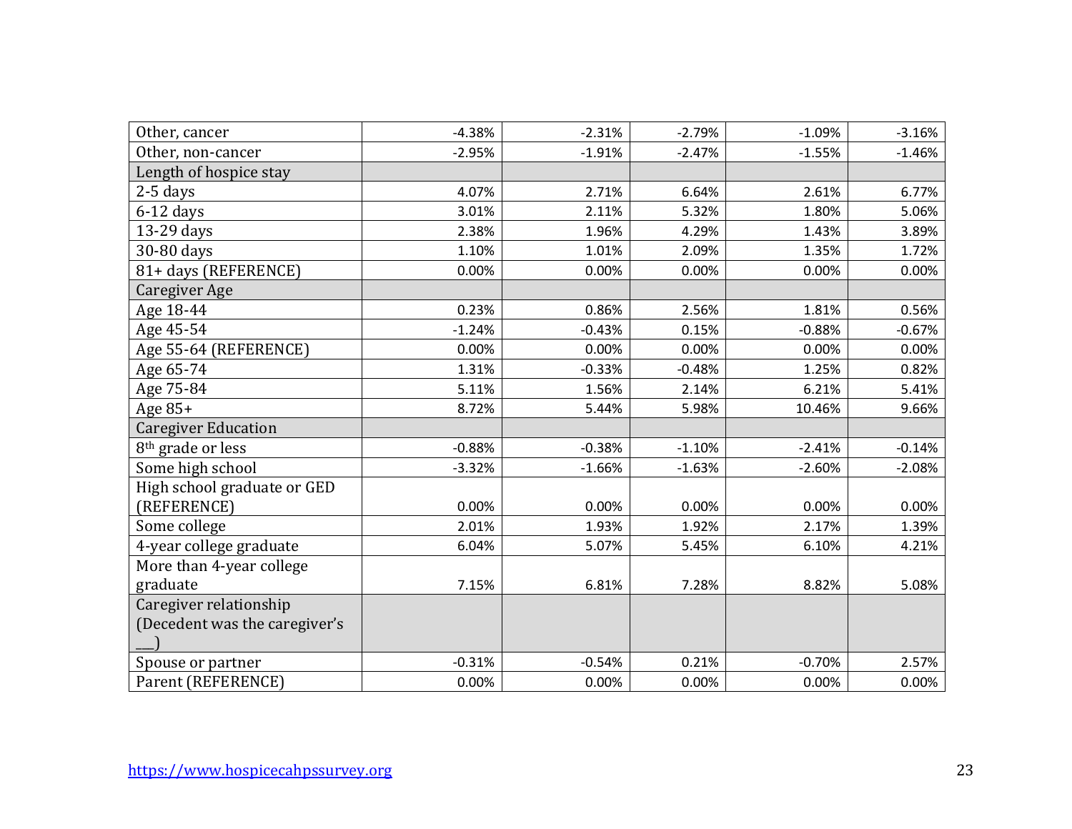| | | | | | |
|---|---|---|---|---|---|
| Other, cancer | -4.38% | -2.31% | -2.79% | -1.09% | -3.16% |
| Other, non-cancer | -2.95% | -1.91% | -2.47% | -1.55% | -1.46% |
| Length of hospice stay | | | | | |
| 2-5 days | 4.07% | 2.71% | 6.64% | 2.61% | 6.77% |
| 6-12 days | 3.01% | 2.11% | 5.32% | 1.80% | 5.06% |
| 13-29 days | 2.38% | 1.96% | 4.29% | 1.43% | 3.89% |
| 30-80 days | 1.10% | 1.01% | 2.09% | 1.35% | 1.72% |
| 81+ days (REFERENCE) | 0.00% | 0.00% | 0.00% | 0.00% | 0.00% |
| Caregiver Age | | | | | |
| Age 18-44 | 0.23% | 0.86% | 2.56% | 1.81% | 0.56% |
| Age 45-54 | -1.24% | -0.43% | 0.15% | -0.88% | -0.67% |
| Age 55-64 (REFERENCE) | 0.00% | 0.00% | 0.00% | 0.00% | 0.00% |
| Age 65-74 | 1.31% | -0.33% | -0.48% | 1.25% | 0.82% |
| Age 75-84 | 5.11% | 1.56% | 2.14% | 6.21% | 5.41% |
| Age 85+ | 8.72% | 5.44% | 5.98% | 10.46% | 9.66% |
| Caregiver Education | | | | | |
| 8th grade or less | -0.88% | -0.38% | -1.10% | -2.41% | -0.14% |
| Some high school | -3.32% | -1.66% | -1.63% | -2.60% | -2.08% |
| High school graduate or GED (REFERENCE) | 0.00% | 0.00% | 0.00% | 0.00% | 0.00% |
| Some college | 2.01% | 1.93% | 1.92% | 2.17% | 1.39% |
| 4-year college graduate | 6.04% | 5.07% | 5.45% | 6.10% | 4.21% |
| More than 4-year college graduate | 7.15% | 6.81% | 7.28% | 8.82% | 5.08% |
| Caregiver relationship (Decedent was the caregiver's ___) | | | | | |
| Spouse or partner | -0.31% | -0.54% | 0.21% | -0.70% | 2.57% |
| Parent (REFERENCE) | 0.00% | 0.00% | 0.00% | 0.00% | 0.00% |

https://www.hospicecahpssurvey.org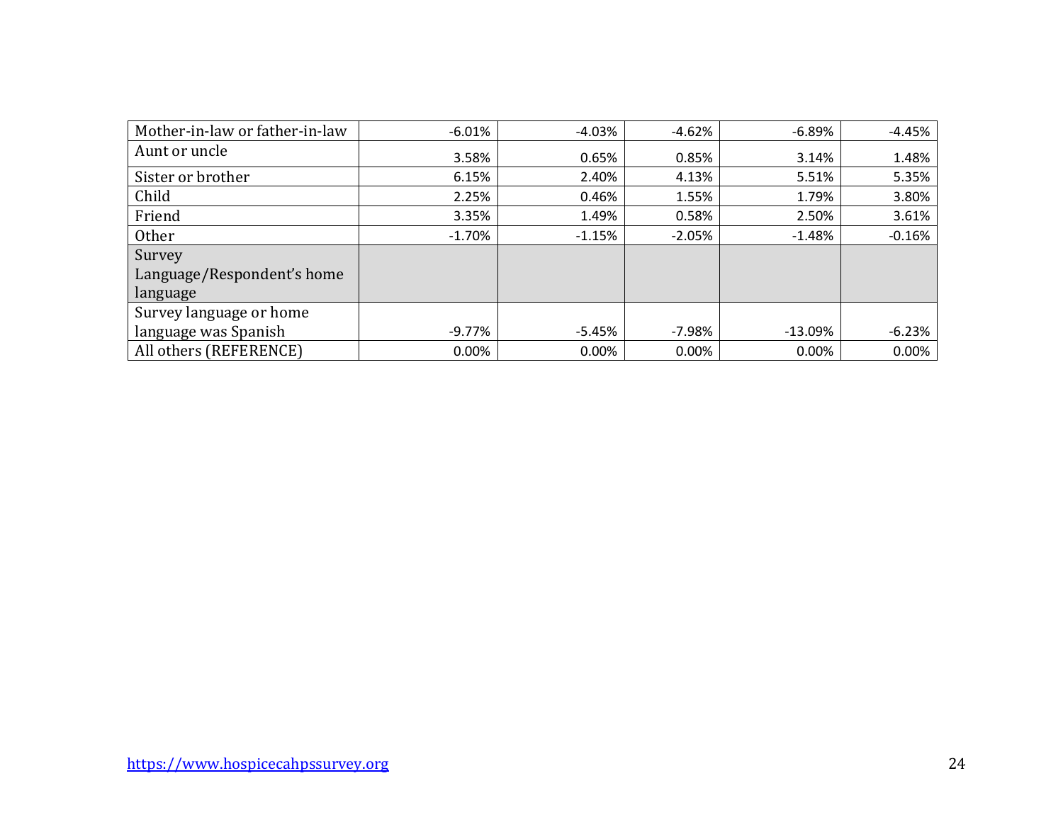| | | | | | |
|---|---|---|---|---|---|
| Mother-in-law or father-in-law | -6.01% | -4.03% | -4.62% | -6.89% | -4.45% |
| Aunt or uncle | 3.58% | 0.65% | 0.85% | 3.14% | 1.48% |
| Sister or brother | 6.15% | 2.40% | 4.13% | 5.51% | 5.35% |
| Child | 2.25% | 0.46% | 1.55% | 1.79% | 3.80% |
| Friend | 3.35% | 1.49% | 0.58% | 2.50% | 3.61% |
| Other | -1.70% | -1.15% | -2.05% | -1.48% | -0.16% |
| Survey Language/Respondent's home language | | | | | |
| Survey language or home language was Spanish | -9.77% | -5.45% | -7.98% | -13.09% | -6.23% |
| All others (REFERENCE) | 0.00% | 0.00% | 0.00% | 0.00% | 0.00% |

https://www.hospicecahpssurvey.org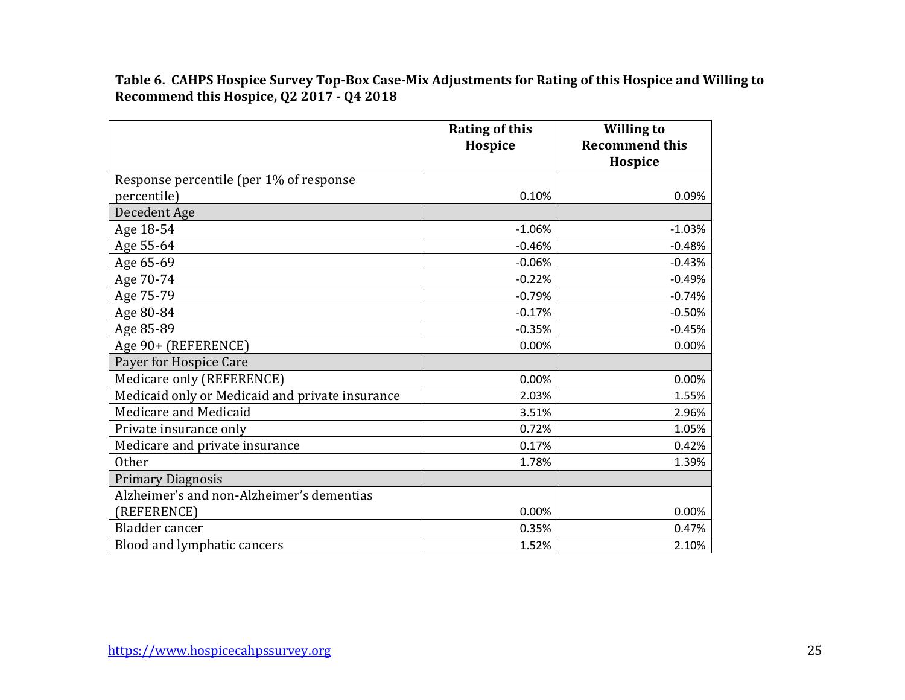**Table 6. CAHPS Hospice Survey Top-Box Case-Mix Adjustments for Rating of this Hospice and Willing to Recommend this Hospice, Q2 2017 - Q4 2018**

| | Rating of this Hospice | Willing to Recommend this Hospice |
|---|---|---|
| Response percentile (per 1% of response percentile) | 0.10% | 0.09% |
| Decedent Age | | |
| Age 18-54 | -1.06% | -1.03% |
| Age 55-64 | -0.46% | -0.48% |
| Age 65-69 | -0.06% | -0.43% |
| Age 70-74 | -0.22% | -0.49% |
| Age 75-79 | -0.79% | -0.74% |
| Age 80-84 | -0.17% | -0.50% |
| Age 85-89 | -0.35% | -0.45% |
| Age 90+ (REFERENCE) | 0.00% | 0.00% |
| Payer for Hospice Care | | |
| Medicare only (REFERENCE) | 0.00% | 0.00% |
| Medicaid only or Medicaid and private insurance | 2.03% | 1.55% |
| Medicare and Medicaid | 3.51% | 2.96% |
| Private insurance only | 0.72% | 1.05% |
| Medicare and private insurance | 0.17% | 0.42% |
| Other | 1.78% | 1.39% |
| Primary Diagnosis | | |
| Alzheimer's and non-Alzheimer's dementias (REFERENCE) | 0.00% | 0.00% |
| Bladder cancer | 0.35% | 0.47% |
| Blood and lymphatic cancers | 1.52% | 2.10% |

https://www.hospicecahpssurvey.org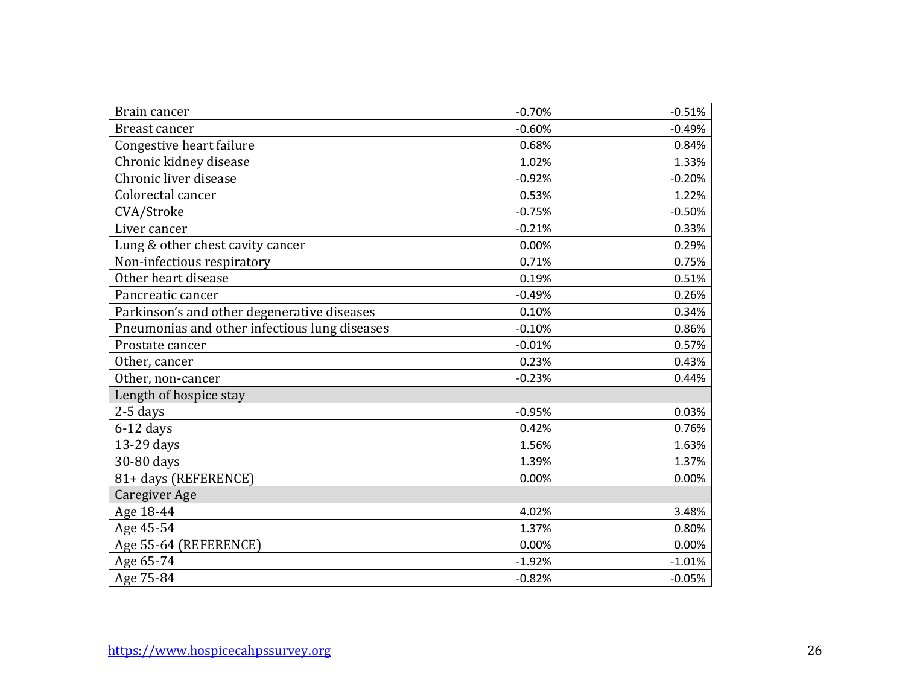| | | |
|---|---|---|
| Brain cancer | -0.70% | -0.51% |
| Breast cancer | -0.60% | -0.49% |
| Congestive heart failure | 0.68% | 0.84% |
| Chronic kidney disease | 1.02% | 1.33% |
| Chronic liver disease | -0.92% | -0.20% |
| Colorectal cancer | 0.53% | 1.22% |
| CVA/Stroke | -0.75% | -0.50% |
| Liver cancer | -0.21% | 0.33% |
| Lung & other chest cavity cancer | 0.00% | 0.29% |
| Non-infectious respiratory | 0.71% | 0.75% |
| Other heart disease | 0.19% | 0.51% |
| Pancreatic cancer | -0.49% | 0.26% |
| Parkinson's and other degenerative diseases | 0.10% | 0.34% |
| Pneumonias and other infectious lung diseases | -0.10% | 0.86% |
| Prostate cancer | -0.01% | 0.57% |
| Other, cancer | 0.23% | 0.43% |
| Other, non-cancer | -0.23% | 0.44% |
| Length of hospice stay | | |
| 2-5 days | -0.95% | 0.03% |
| 6-12 days | 0.42% | 0.76% |
| 13-29 days | 1.56% | 1.63% |
| 30-80 days | 1.39% | 1.37% |
| 81+ days (REFERENCE) | 0.00% | 0.00% |
| Caregiver Age | | |
| Age 18-44 | 4.02% | 3.48% |
| Age 45-54 | 1.37% | 0.80% |
| Age 55-64 (REFERENCE) | 0.00% | 0.00% |
| Age 65-74 | -1.92% | -1.01% |
| Age 75-84 | -0.82% | -0.05% |

https://www.hospicecahpssurvey.org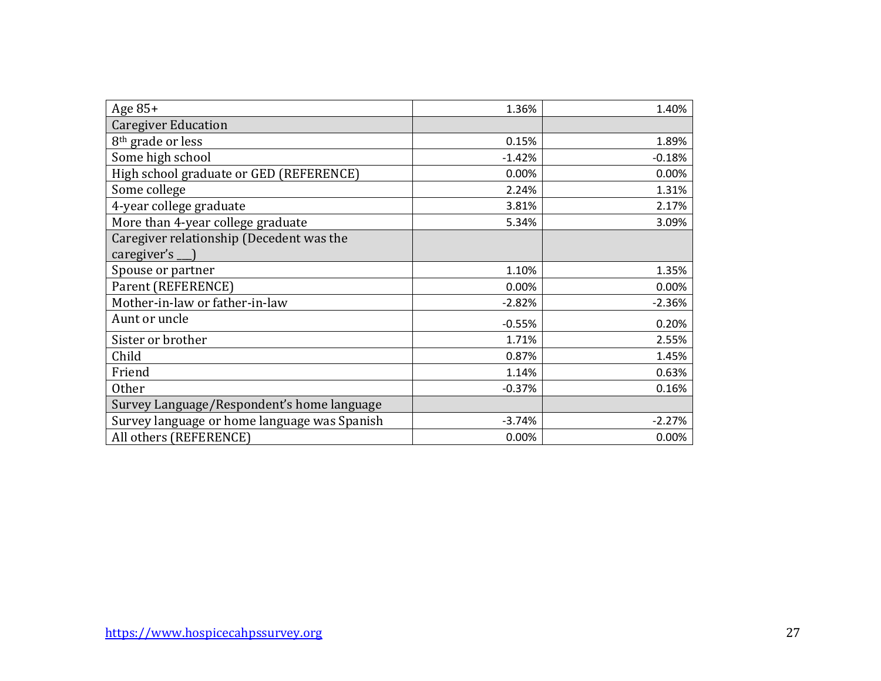| | | |
|---|---|---|
| Age 85+ | 1.36% | 1.40% |
| Caregiver Education | | |
| 8th grade or less | 0.15% | 1.89% |
| Some high school | -1.42% | -0.18% |
| High school graduate or GED (REFERENCE) | 0.00% | 0.00% |
| Some college | 2.24% | 1.31% |
| 4-year college graduate | 3.81% | 2.17% |
| More than 4-year college graduate | 5.34% | 3.09% |
| Caregiver relationship (Decedent was the caregiver's ___) | | |
| Spouse or partner | 1.10% | 1.35% |
| Parent (REFERENCE) | 0.00% | 0.00% |
| Mother-in-law or father-in-law | -2.82% | -2.36% |
| Aunt or uncle | -0.55% | 0.20% |
| Sister or brother | 1.71% | 2.55% |
| Child | 0.87% | 1.45% |
| Friend | 1.14% | 0.63% |
| Other | -0.37% | 0.16% |
| Survey Language/Respondent's home language | | |
| Survey language or home language was Spanish | -3.74% | -2.27% |
| All others (REFERENCE) | 0.00% | 0.00% |

https://www.hospicecahpssurvey.org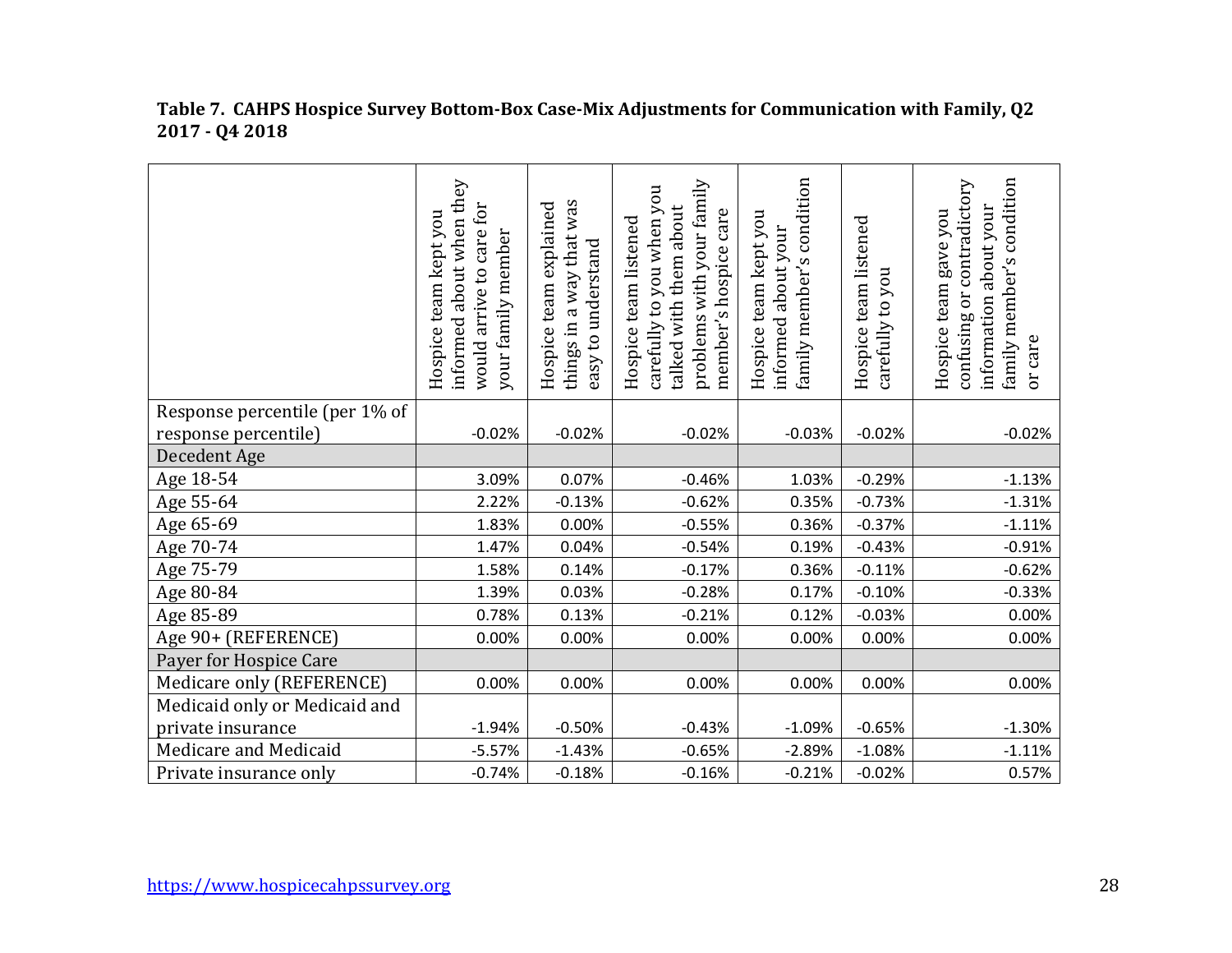**Table 7. CAHPS Hospice Survey Bottom-Box Case-Mix Adjustments for Communication with Family, Q2 2017 - Q4 2018**

| | Hospice team kept you informed about when they would arrive to care for your family member | Hospice team explained things in a way that was easy to understand | Hospice team listened carefully to you when you talked with them about problems with your family member's hospice care | Hospice team kept you informed about your family member's condition | Hospice team listened carefully to you | Hospice team gave you confusing or contradictory information about your family member's condition or care |
|---|---|---|---|---|---|---|
| Response percentile (per 1% of response percentile) | -0.02% | -0.02% | -0.02% | -0.03% | -0.02% | -0.02% |
| Decedent Age | | | | | | |
| Age 18-54 | 3.09% | 0.07% | -0.46% | 1.03% | -0.29% | -1.13% |
| Age 55-64 | 2.22% | -0.13% | -0.62% | 0.35% | -0.73% | -1.31% |
| Age 65-69 | 1.83% | 0.00% | -0.55% | 0.36% | -0.37% | -1.11% |
| Age 70-74 | 1.47% | 0.04% | -0.54% | 0.19% | -0.43% | -0.91% |
| Age 75-79 | 1.58% | 0.14% | -0.17% | 0.36% | -0.11% | -0.62% |
| Age 80-84 | 1.39% | 0.03% | -0.28% | 0.17% | -0.10% | -0.33% |
| Age 85-89 | 0.78% | 0.13% | -0.21% | 0.12% | -0.03% | 0.00% |
| Age 90+ (REFERENCE) | 0.00% | 0.00% | 0.00% | 0.00% | 0.00% | 0.00% |
| Payer for Hospice Care | | | | | | |
| Medicare only (REFERENCE) | 0.00% | 0.00% | 0.00% | 0.00% | 0.00% | 0.00% |
| Medicaid only or Medicaid and private insurance | -1.94% | -0.50% | -0.43% | -1.09% | -0.65% | -1.30% |
| Medicare and Medicaid | -5.57% | -1.43% | -0.65% | -2.89% | -1.08% | -1.11% |
| Private insurance only | -0.74% | -0.18% | -0.16% | -0.21% | -0.02% | 0.57% |

https://www.hospicecahpssurvey.org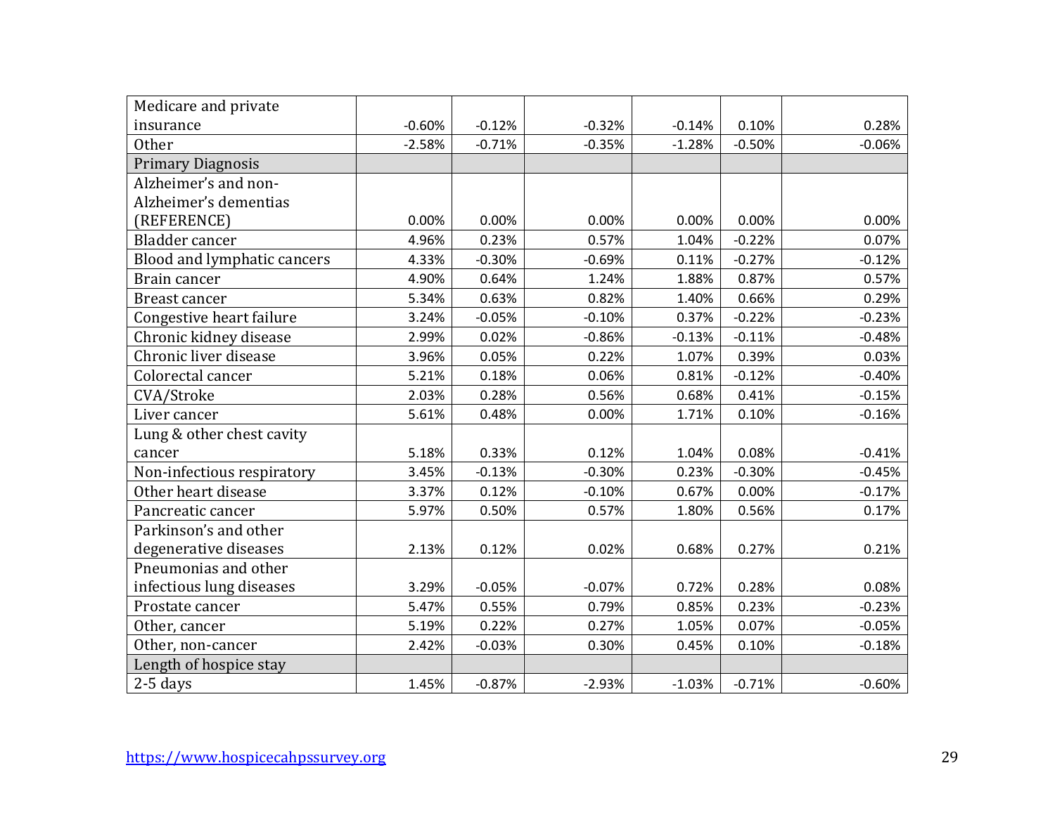| | | | | | | |
|---|---|---|---|---|---|---|
| Medicare and private insurance | -0.60% | -0.12% | -0.32% | -0.14% | 0.10% | 0.28% |
| Other | -2.58% | -0.71% | -0.35% | -1.28% | -0.50% | -0.06% |
| Primary Diagnosis | | | | | | |
| Alzheimer's and non-Alzheimer's dementias (REFERENCE) | 0.00% | 0.00% | 0.00% | 0.00% | 0.00% | 0.00% |
| Bladder cancer | 4.96% | 0.23% | 0.57% | 1.04% | -0.22% | 0.07% |
| Blood and lymphatic cancers | 4.33% | -0.30% | -0.69% | 0.11% | -0.27% | -0.12% |
| Brain cancer | 4.90% | 0.64% | 1.24% | 1.88% | 0.87% | 0.57% |
| Breast cancer | 5.34% | 0.63% | 0.82% | 1.40% | 0.66% | 0.29% |
| Congestive heart failure | 3.24% | -0.05% | -0.10% | 0.37% | -0.22% | -0.23% |
| Chronic kidney disease | 2.99% | 0.02% | -0.86% | -0.13% | -0.11% | -0.48% |
| Chronic liver disease | 3.96% | 0.05% | 0.22% | 1.07% | 0.39% | 0.03% |
| Colorectal cancer | 5.21% | 0.18% | 0.06% | 0.81% | -0.12% | -0.40% |
| CVA/Stroke | 2.03% | 0.28% | 0.56% | 0.68% | 0.41% | -0.15% |
| Liver cancer | 5.61% | 0.48% | 0.00% | 1.71% | 0.10% | -0.16% |
| Lung & other chest cavity cancer | 5.18% | 0.33% | 0.12% | 1.04% | 0.08% | -0.41% |
| Non-infectious respiratory | 3.45% | -0.13% | -0.30% | 0.23% | -0.30% | -0.45% |
| Other heart disease | 3.37% | 0.12% | -0.10% | 0.67% | 0.00% | -0.17% |
| Pancreatic cancer | 5.97% | 0.50% | 0.57% | 1.80% | 0.56% | 0.17% |
| Parkinson's and other degenerative diseases | 2.13% | 0.12% | 0.02% | 0.68% | 0.27% | 0.21% |
| Pneumonias and other infectious lung diseases | 3.29% | -0.05% | -0.07% | 0.72% | 0.28% | 0.08% |
| Prostate cancer | 5.47% | 0.55% | 0.79% | 0.85% | 0.23% | -0.23% |
| Other, cancer | 5.19% | 0.22% | 0.27% | 1.05% | 0.07% | -0.05% |
| Other, non-cancer | 2.42% | -0.03% | 0.30% | 0.45% | 0.10% | -0.18% |
| Length of hospice stay | | | | | | |
| 2-5 days | 1.45% | -0.87% | -2.93% | -1.03% | -0.71% | -0.60% |

https://www.hospicecahpssurvey.org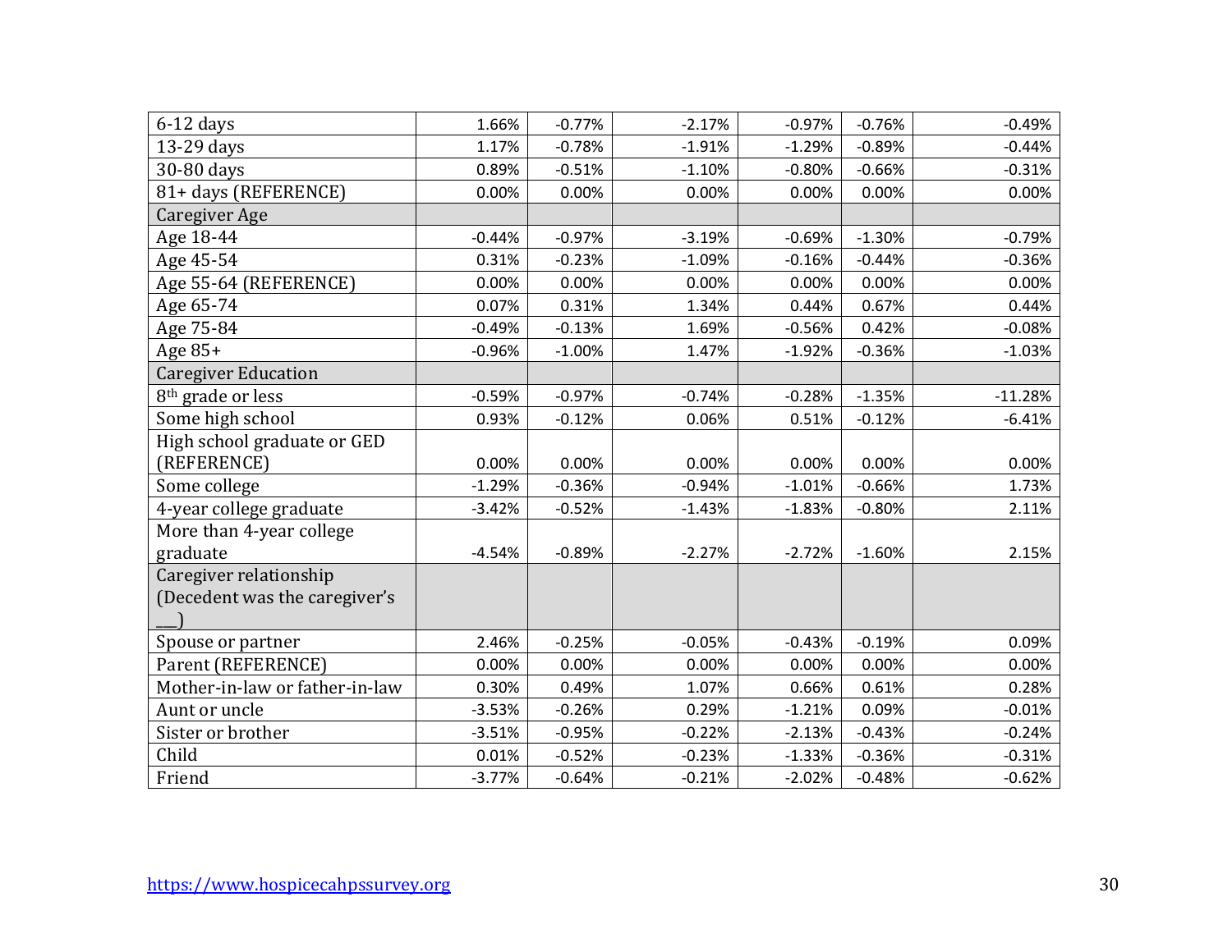| | | | | | | |
|---|---|---|---|---|---|---|
| 6-12 days | 1.66% | -0.77% | -2.17% | -0.97% | -0.76% | -0.49% |
| 13-29 days | 1.17% | -0.78% | -1.91% | -1.29% | -0.89% | -0.44% |
| 30-80 days | 0.89% | -0.51% | -1.10% | -0.80% | -0.66% | -0.31% |
| 81+ days (REFERENCE) | 0.00% | 0.00% | 0.00% | 0.00% | 0.00% | 0.00% |
| Caregiver Age | | | | | | |
| Age 18-44 | -0.44% | -0.97% | -3.19% | -0.69% | -1.30% | -0.79% |
| Age 45-54 | 0.31% | -0.23% | -1.09% | -0.16% | -0.44% | -0.36% |
| Age 55-64 (REFERENCE) | 0.00% | 0.00% | 0.00% | 0.00% | 0.00% | 0.00% |
| Age 65-74 | 0.07% | 0.31% | 1.34% | 0.44% | 0.67% | 0.44% |
| Age 75-84 | -0.49% | -0.13% | 1.69% | -0.56% | 0.42% | -0.08% |
| Age 85+ | -0.96% | -1.00% | 1.47% | -1.92% | -0.36% | -1.03% |
| Caregiver Education | | | | | | |
| 8th grade or less | -0.59% | -0.97% | -0.74% | -0.28% | -1.35% | -11.28% |
| Some high school | 0.93% | -0.12% | 0.06% | 0.51% | -0.12% | -6.41% |
| High school graduate or GED (REFERENCE) | 0.00% | 0.00% | 0.00% | 0.00% | 0.00% | 0.00% |
| Some college | -1.29% | -0.36% | -0.94% | -1.01% | -0.66% | 1.73% |
| 4-year college graduate | -3.42% | -0.52% | -1.43% | -1.83% | -0.80% | 2.11% |
| More than 4-year college graduate | -4.54% | -0.89% | -2.27% | -2.72% | -1.60% | 2.15% |
| Caregiver relationship (Decedent was the caregiver's ___) | | | | | | |
| Spouse or partner | 2.46% | -0.25% | -0.05% | -0.43% | -0.19% | 0.09% |
| Parent (REFERENCE) | 0.00% | 0.00% | 0.00% | 0.00% | 0.00% | 0.00% |
| Mother-in-law or father-in-law | 0.30% | 0.49% | 1.07% | 0.66% | 0.61% | 0.28% |
| Aunt or uncle | -3.53% | -0.26% | 0.29% | -1.21% | 0.09% | -0.01% |
| Sister or brother | -3.51% | -0.95% | -0.22% | -2.13% | -0.43% | -0.24% |
| Child | 0.01% | -0.52% | -0.23% | -1.33% | -0.36% | -0.31% |
| Friend | -3.77% | -0.64% | -0.21% | -2.02% | -0.48% | -0.62% |

https://www.hospicecahpssurvey.org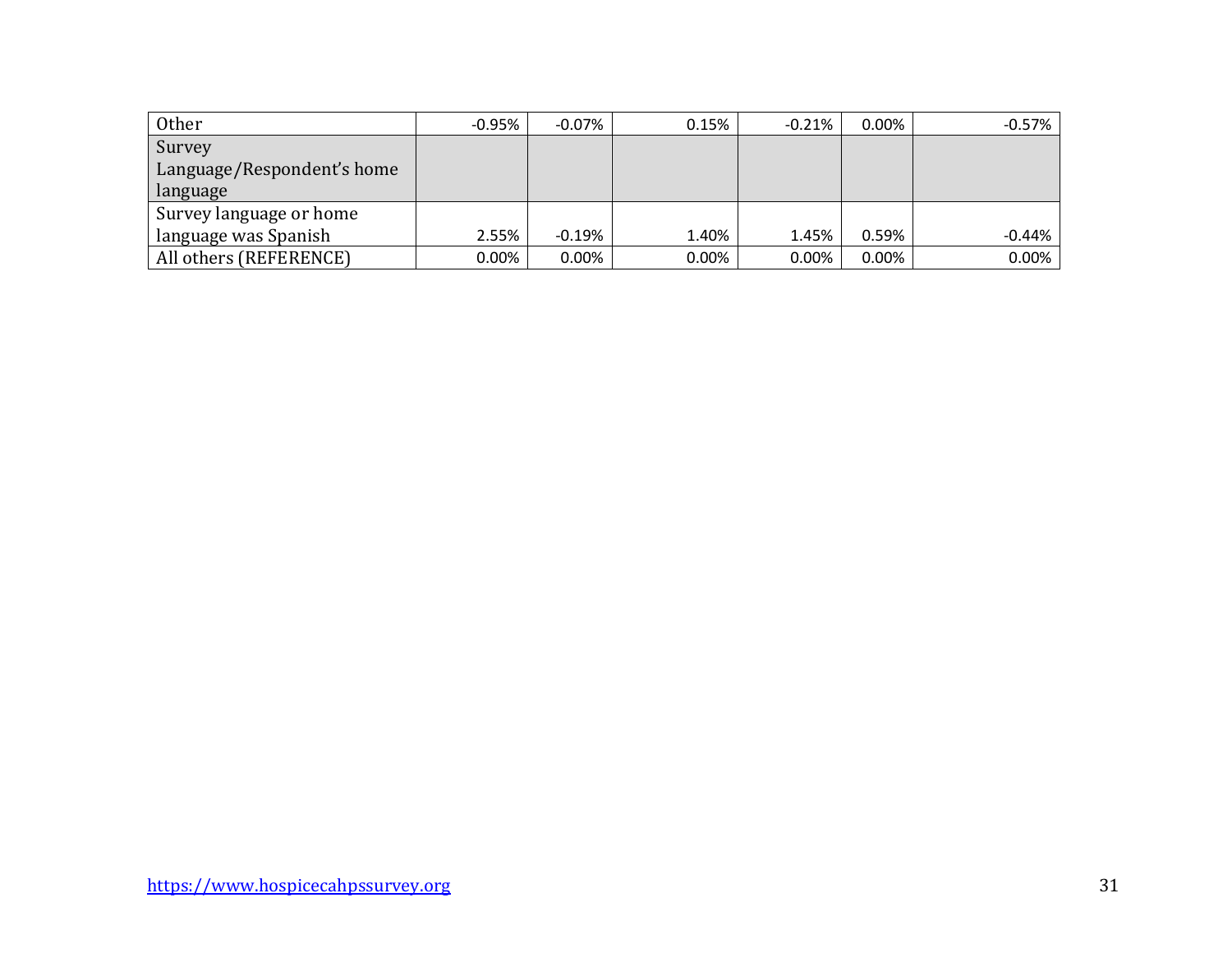| | | | | | | |
|---|---|---|---|---|---|---|
| Other | -0.95% | -0.07% | 0.15% | -0.21% | 0.00% | -0.57% |
| Survey Language/Respondent's home language | | | | | | |
| Survey language or home language was Spanish | 2.55% | -0.19% | 1.40% | 1.45% | 0.59% | -0.44% |
| All others (REFERENCE) | 0.00% | 0.00% | 0.00% | 0.00% | 0.00% | 0.00% |

https://www.hospicecahpssurvey.org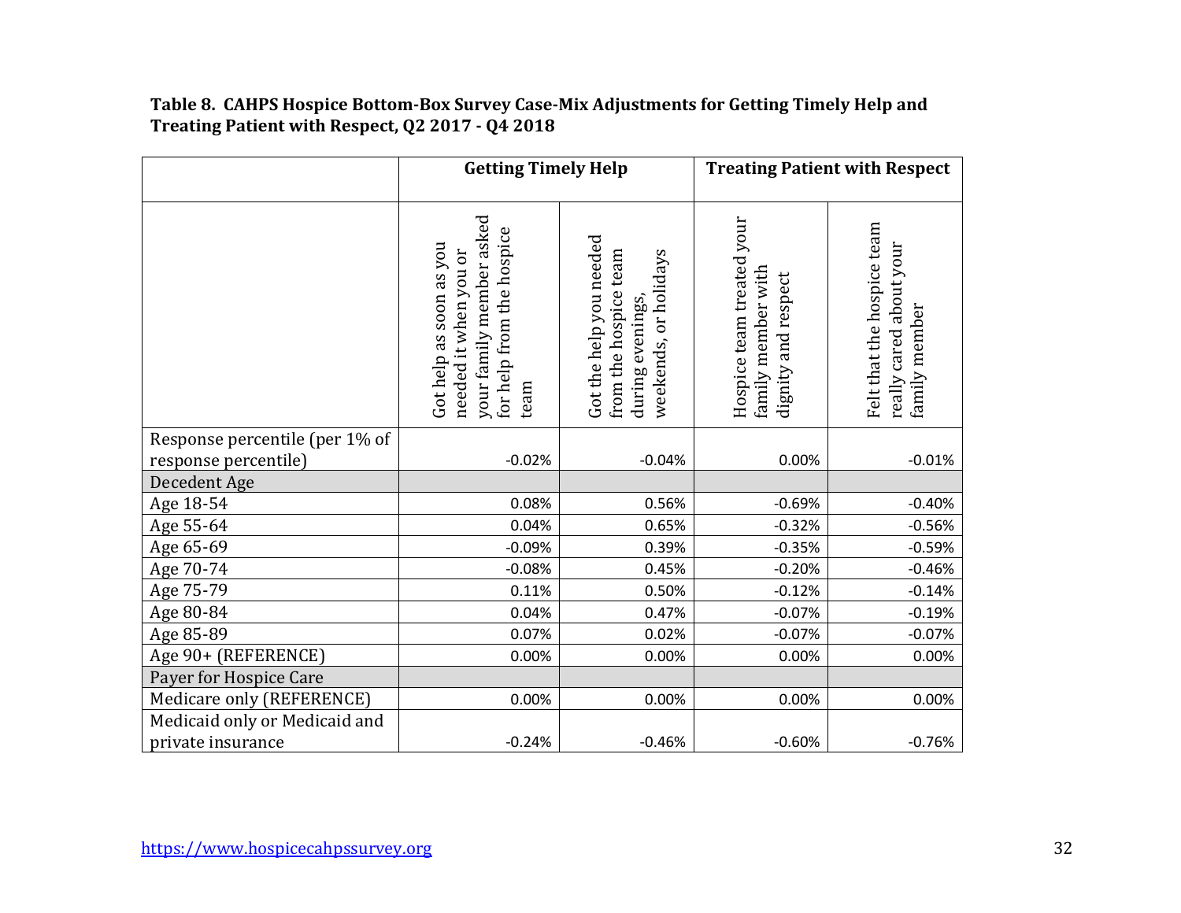**Table 8. CAHPS Hospice Bottom-Box Survey Case-Mix Adjustments for Getting Timely Help and Treating Patient with Respect, Q2 2017 - Q4 2018**

| | Getting Timely Help | | Treating Patient with Respect | |
|---|---|---|---|---|
| | Got help as soon as you needed it when you or your family member asked for help from the hospice team | Got the help you needed from the hospice team during evenings, weekends, or holidays | Hospice team treated your family member with dignity and respect | Felt that the hospice team really cared about your family member |
| Response percentile (per 1% of response percentile) | -0.02% | -0.04% | 0.00% | -0.01% |
| Decedent Age | | | | |
| Age 18-54 | 0.08% | 0.56% | -0.69% | -0.40% |
| Age 55-64 | 0.04% | 0.65% | -0.32% | -0.56% |
| Age 65-69 | -0.09% | 0.39% | -0.35% | -0.59% |
| Age 70-74 | -0.08% | 0.45% | -0.20% | -0.46% |
| Age 75-79 | 0.11% | 0.50% | -0.12% | -0.14% |
| Age 80-84 | 0.04% | 0.47% | -0.07% | -0.19% |
| Age 85-89 | 0.07% | 0.02% | -0.07% | -0.07% |
| Age 90+ (REFERENCE) | 0.00% | 0.00% | 0.00% | 0.00% |
| Payer for Hospice Care | | | | |
| Medicare only (REFERENCE) | 0.00% | 0.00% | 0.00% | 0.00% |
| Medicaid only or Medicaid and private insurance | -0.24% | -0.46% | -0.60% | -0.76% |

https://www.hospicecahpssurvey.org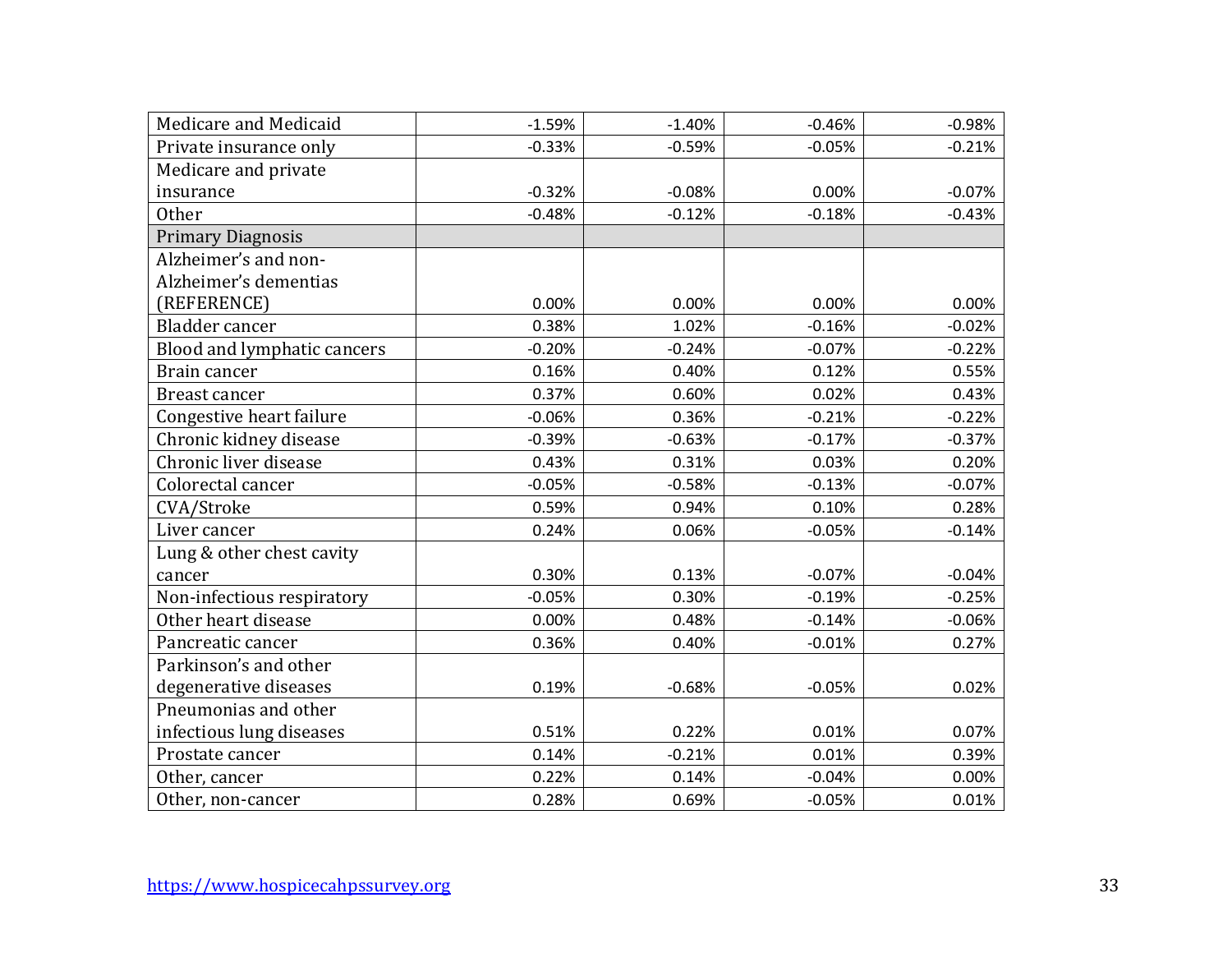| | | | | |
|---|---|---|---|---|
| Medicare and Medicaid | -1.59% | -1.40% | -0.46% | -0.98% |
| Private insurance only | -0.33% | -0.59% | -0.05% | -0.21% |
| Medicare and private insurance | -0.32% | -0.08% | 0.00% | -0.07% |
| Other | -0.48% | -0.12% | -0.18% | -0.43% |
| Primary Diagnosis | | | | |
| Alzheimer’s and non-Alzheimer’s dementias (REFERENCE) | 0.00% | 0.00% | 0.00% | 0.00% |
| Bladder cancer | 0.38% | 1.02% | -0.16% | -0.02% |
| Blood and lymphatic cancers | -0.20% | -0.24% | -0.07% | -0.22% |
| Brain cancer | 0.16% | 0.40% | 0.12% | 0.55% |
| Breast cancer | 0.37% | 0.60% | 0.02% | 0.43% |
| Congestive heart failure | -0.06% | 0.36% | -0.21% | -0.22% |
| Chronic kidney disease | -0.39% | -0.63% | -0.17% | -0.37% |
| Chronic liver disease | 0.43% | 0.31% | 0.03% | 0.20% |
| Colorectal cancer | -0.05% | -0.58% | -0.13% | -0.07% |
| CVA/Stroke | 0.59% | 0.94% | 0.10% | 0.28% |
| Liver cancer | 0.24% | 0.06% | -0.05% | -0.14% |
| Lung & other chest cavity cancer | 0.30% | 0.13% | -0.07% | -0.04% |
| Non-infectious respiratory | -0.05% | 0.30% | -0.19% | -0.25% |
| Other heart disease | 0.00% | 0.48% | -0.14% | -0.06% |
| Pancreatic cancer | 0.36% | 0.40% | -0.01% | 0.27% |
| Parkinson’s and other degenerative diseases | 0.19% | -0.68% | -0.05% | 0.02% |
| Pneumonias and other infectious lung diseases | 0.51% | 0.22% | 0.01% | 0.07% |
| Prostate cancer | 0.14% | -0.21% | 0.01% | 0.39% |
| Other, cancer | 0.22% | 0.14% | -0.04% | 0.00% |
| Other, non-cancer | 0.28% | 0.69% | -0.05% | 0.01% |

https://www.hospicecahpssurvey.org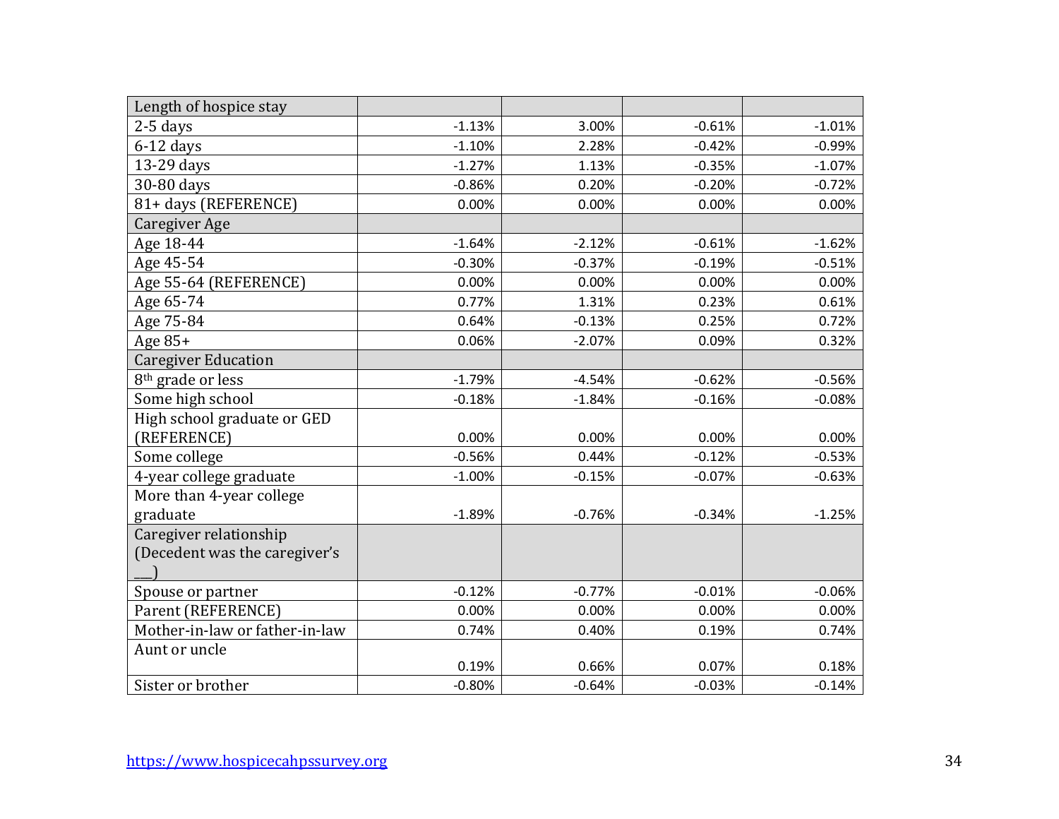| Length of hospice stay | | | | |
|---|---|---|---|---|
| 2-5 days | -1.13% | 3.00% | -0.61% | -1.01% |
| 6-12 days | -1.10% | 2.28% | -0.42% | -0.99% |
| 13-29 days | -1.27% | 1.13% | -0.35% | -1.07% |
| 30-80 days | -0.86% | 0.20% | -0.20% | -0.72% |
| 81+ days (REFERENCE) | 0.00% | 0.00% | 0.00% | 0.00% |
| Caregiver Age | | | | |
| Age 18-44 | -1.64% | -2.12% | -0.61% | -1.62% |
| Age 45-54 | -0.30% | -0.37% | -0.19% | -0.51% |
| Age 55-64 (REFERENCE) | 0.00% | 0.00% | 0.00% | 0.00% |
| Age 65-74 | 0.77% | 1.31% | 0.23% | 0.61% |
| Age 75-84 | 0.64% | -0.13% | 0.25% | 0.72% |
| Age 85+ | 0.06% | -2.07% | 0.09% | 0.32% |
| Caregiver Education | | | | |
| 8th grade or less | -1.79% | -4.54% | -0.62% | -0.56% |
| Some high school | -0.18% | -1.84% | -0.16% | -0.08% |
| High school graduate or GED (REFERENCE) | 0.00% | 0.00% | 0.00% | 0.00% |
| Some college | -0.56% | 0.44% | -0.12% | -0.53% |
| 4-year college graduate | -1.00% | -0.15% | -0.07% | -0.63% |
| More than 4-year college graduate | -1.89% | -0.76% | -0.34% | -1.25% |
| Caregiver relationship (Decedent was the caregiver's ___) | | | | |
| Spouse or partner | -0.12% | -0.77% | -0.01% | -0.06% |
| Parent (REFERENCE) | 0.00% | 0.00% | 0.00% | 0.00% |
| Mother-in-law or father-in-law | 0.74% | 0.40% | 0.19% | 0.74% |
| Aunt or uncle | 0.19% | 0.66% | 0.07% | 0.18% |
| Sister or brother | -0.80% | -0.64% | -0.03% | -0.14% |

https://www.hospicecahpssurvey.org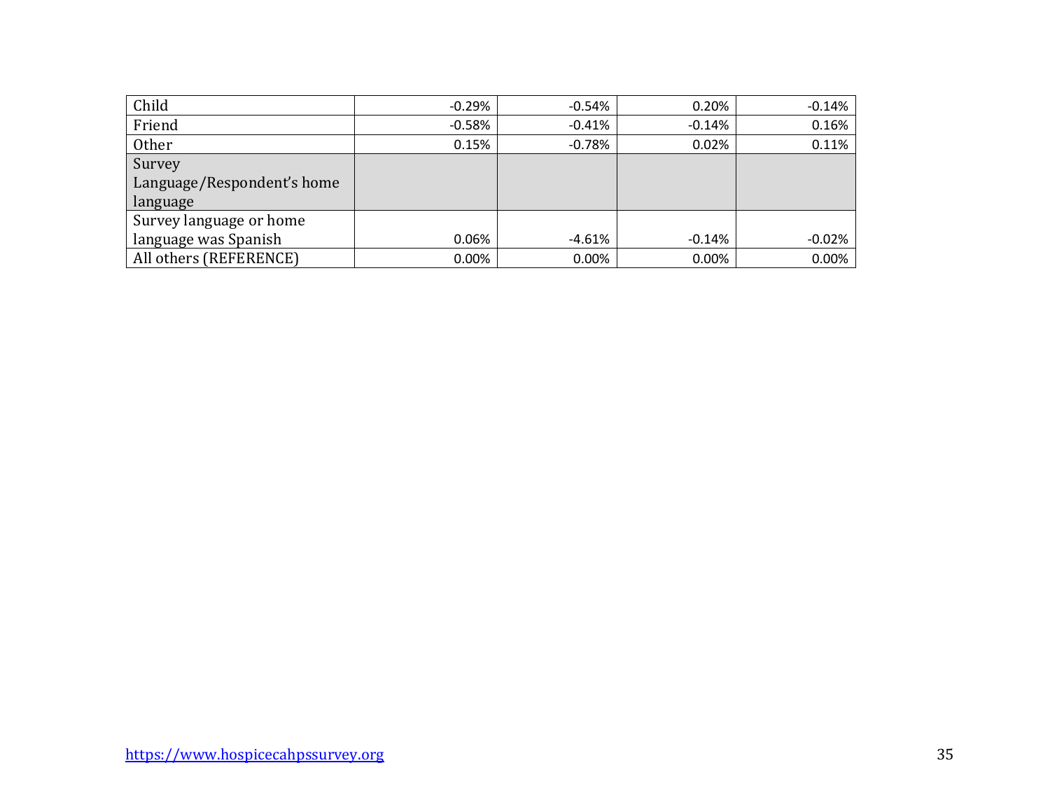| | | | | |
|---|---|---|---|---|
| Child | -0.29% | -0.54% | 0.20% | -0.14% |
| Friend | -0.58% | -0.41% | -0.14% | 0.16% |
| Other | 0.15% | -0.78% | 0.02% | 0.11% |
| Survey Language/Respondent's home language | | | | |
| Survey language or home language was Spanish | 0.06% | -4.61% | -0.14% | -0.02% |
| All others (REFERENCE) | 0.00% | 0.00% | 0.00% | 0.00% |

https://www.hospicecahpssurvey.org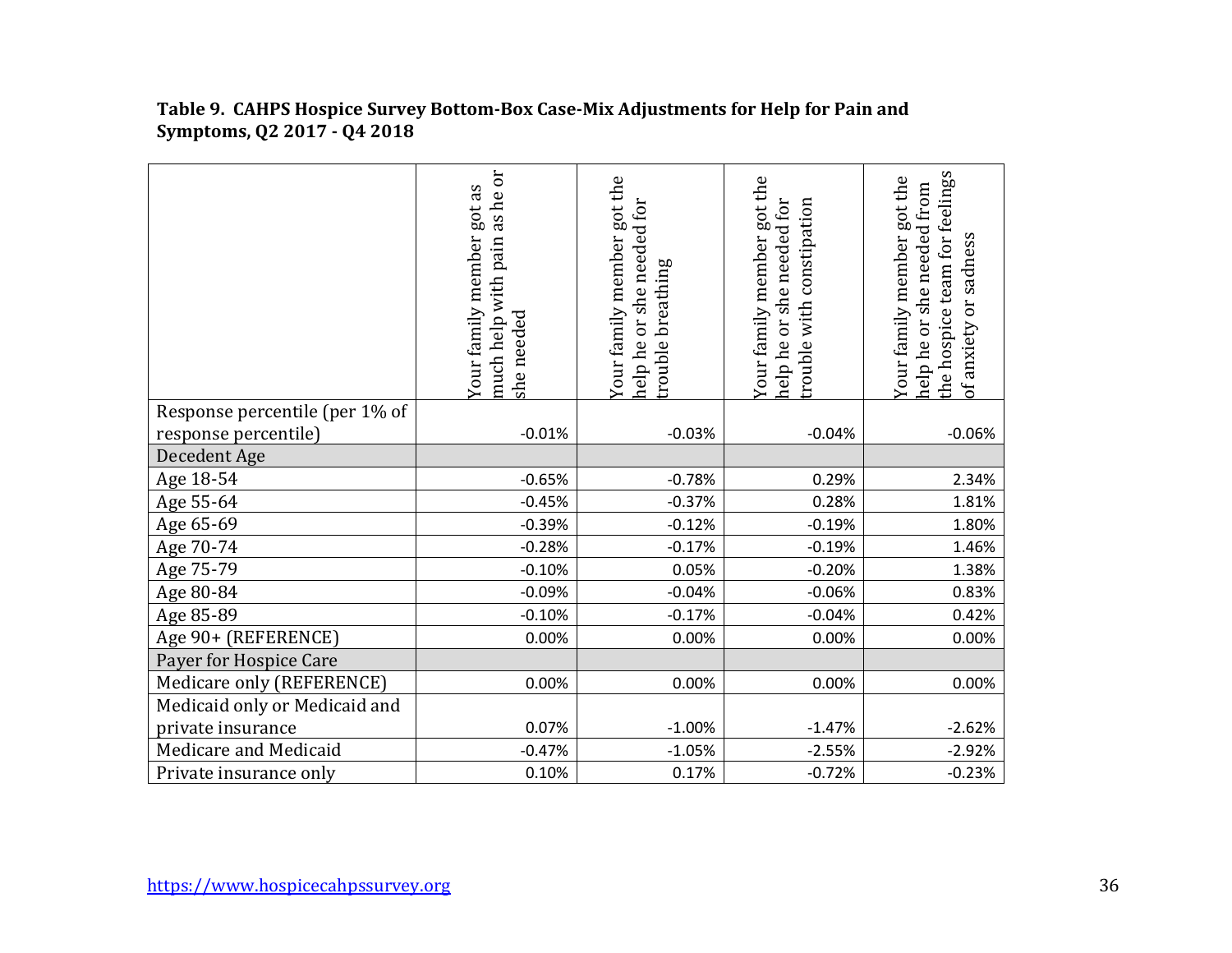**Table 9. CAHPS Hospice Survey Bottom-Box Case-Mix Adjustments for Help for Pain and Symptoms, Q2 2017 - Q4 2018**

| | Your family member got as much help with pain as he or she needed | Your family member got the help he or she needed for trouble breathing | Your family member got the help he or she needed for trouble with constipation | Your family member got the help he or she needed from the hospice team for feelings of anxiety or sadness |
|---|---|---|---|---|
| Response percentile (per 1% of response percentile) | -0.01% | -0.03% | -0.04% | -0.06% |
| Decedent Age | | | | |
| Age 18-54 | -0.65% | -0.78% | 0.29% | 2.34% |
| Age 55-64 | -0.45% | -0.37% | 0.28% | 1.81% |
| Age 65-69 | -0.39% | -0.12% | -0.19% | 1.80% |
| Age 70-74 | -0.28% | -0.17% | -0.19% | 1.46% |
| Age 75-79 | -0.10% | 0.05% | -0.20% | 1.38% |
| Age 80-84 | -0.09% | -0.04% | -0.06% | 0.83% |
| Age 85-89 | -0.10% | -0.17% | -0.04% | 0.42% |
| Age 90+ (REFERENCE) | 0.00% | 0.00% | 0.00% | 0.00% |
| Payer for Hospice Care | | | | |
| Medicare only (REFERENCE) | 0.00% | 0.00% | 0.00% | 0.00% |
| Medicaid only or Medicaid and private insurance | 0.07% | -1.00% | -1.47% | -2.62% |
| Medicare and Medicaid | -0.47% | -1.05% | -2.55% | -2.92% |
| Private insurance only | 0.10% | 0.17% | -0.72% | -0.23% |

https://www.hospicecahpssurvey.org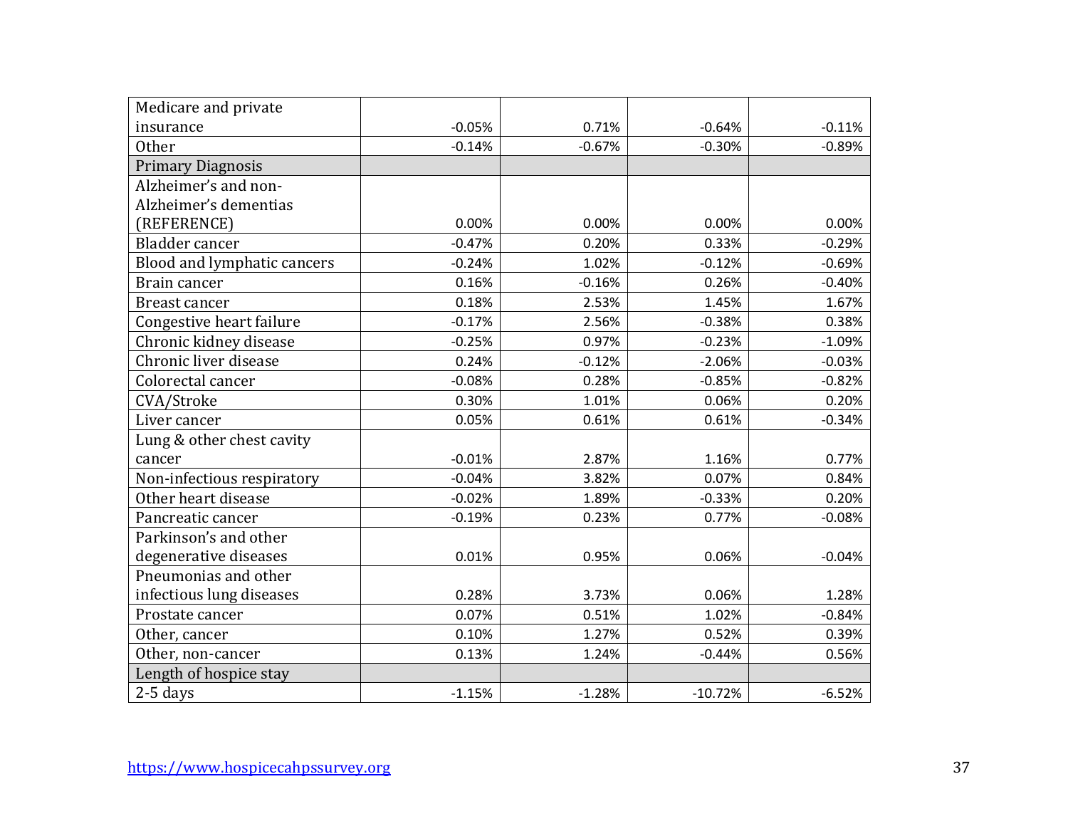| | | | | |
|---|---|---|---|---|
| Medicare and private insurance | -0.05% | 0.71% | -0.64% | -0.11% |
| Other | -0.14% | -0.67% | -0.30% | -0.89% |
| Primary Diagnosis | | | | |
| Alzheimer's and non-Alzheimer's dementias (REFERENCE) | 0.00% | 0.00% | 0.00% | 0.00% |
| Bladder cancer | -0.47% | 0.20% | 0.33% | -0.29% |
| Blood and lymphatic cancers | -0.24% | 1.02% | -0.12% | -0.69% |
| Brain cancer | 0.16% | -0.16% | 0.26% | -0.40% |
| Breast cancer | 0.18% | 2.53% | 1.45% | 1.67% |
| Congestive heart failure | -0.17% | 2.56% | -0.38% | 0.38% |
| Chronic kidney disease | -0.25% | 0.97% | -0.23% | -1.09% |
| Chronic liver disease | 0.24% | -0.12% | -2.06% | -0.03% |
| Colorectal cancer | -0.08% | 0.28% | -0.85% | -0.82% |
| CVA/Stroke | 0.30% | 1.01% | 0.06% | 0.20% |
| Liver cancer | 0.05% | 0.61% | 0.61% | -0.34% |
| Lung & other chest cavity cancer | -0.01% | 2.87% | 1.16% | 0.77% |
| Non-infectious respiratory | -0.04% | 3.82% | 0.07% | 0.84% |
| Other heart disease | -0.02% | 1.89% | -0.33% | 0.20% |
| Pancreatic cancer | -0.19% | 0.23% | 0.77% | -0.08% |
| Parkinson's and other degenerative diseases | 0.01% | 0.95% | 0.06% | -0.04% |
| Pneumonias and other infectious lung diseases | 0.28% | 3.73% | 0.06% | 1.28% |
| Prostate cancer | 0.07% | 0.51% | 1.02% | -0.84% |
| Other, cancer | 0.10% | 1.27% | 0.52% | 0.39% |
| Other, non-cancer | 0.13% | 1.24% | -0.44% | 0.56% |
| Length of hospice stay | | | | |
| 2-5 days | -1.15% | -1.28% | -10.72% | -6.52% |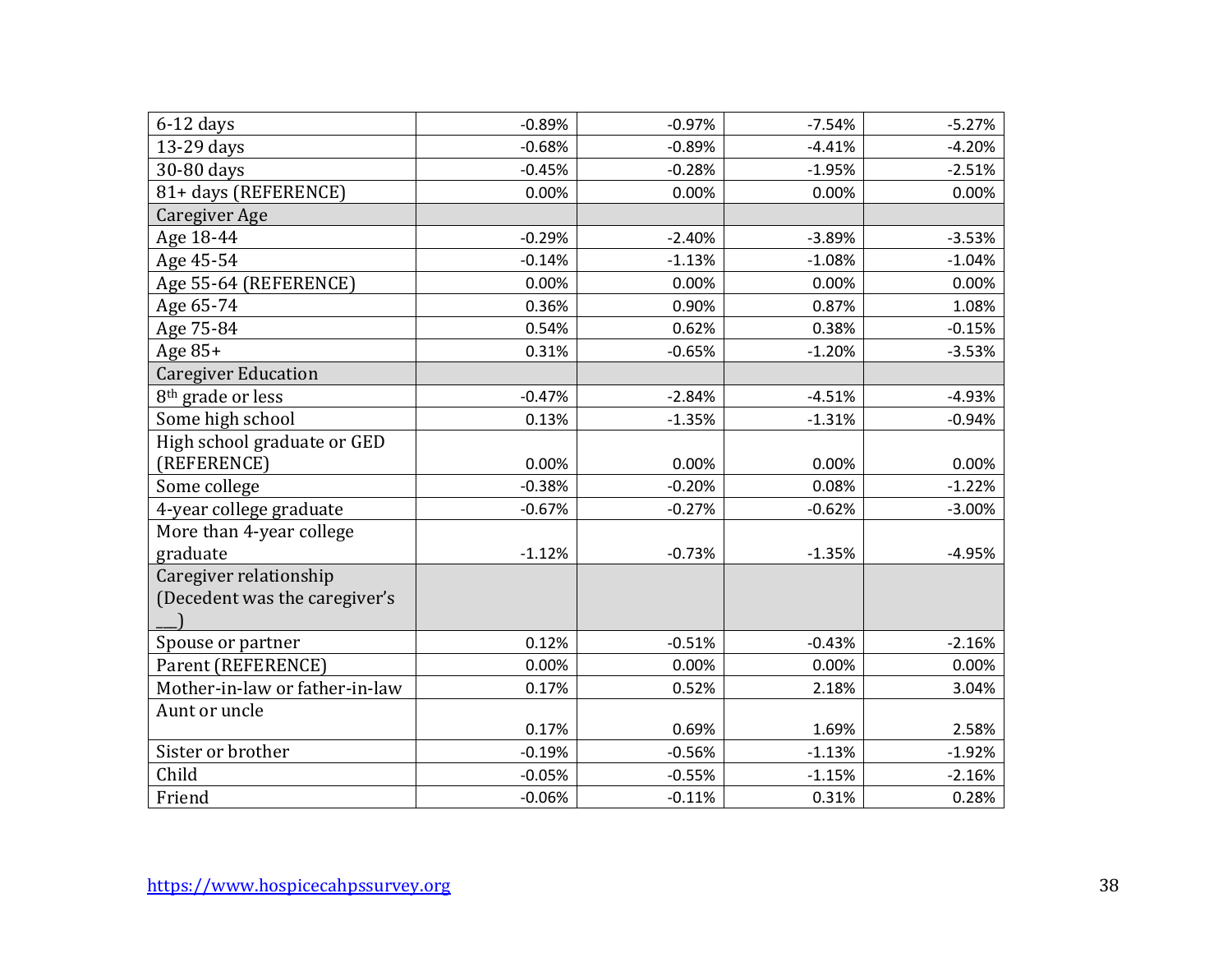| 6-12 days | -0.89% | -0.97% | -7.54% | -5.27% |
|---|---|---|---|---|
| 13-29 days | -0.68% | -0.89% | -4.41% | -4.20% |
| 30-80 days | -0.45% | -0.28% | -1.95% | -2.51% |
| 81+ days (REFERENCE) | 0.00% | 0.00% | 0.00% | 0.00% |
| Caregiver Age | | | | |
| Age 18-44 | -0.29% | -2.40% | -3.89% | -3.53% |
| Age 45-54 | -0.14% | -1.13% | -1.08% | -1.04% |
| Age 55-64 (REFERENCE) | 0.00% | 0.00% | 0.00% | 0.00% |
| Age 65-74 | 0.36% | 0.90% | 0.87% | 1.08% |
| Age 75-84 | 0.54% | 0.62% | 0.38% | -0.15% |
| Age 85+ | 0.31% | -0.65% | -1.20% | -3.53% |
| Caregiver Education | | | | |
| 8th grade or less | -0.47% | -2.84% | -4.51% | -4.93% |
| Some high school | 0.13% | -1.35% | -1.31% | -0.94% |
| High school graduate or GED (REFERENCE) | 0.00% | 0.00% | 0.00% | 0.00% |
| Some college | -0.38% | -0.20% | 0.08% | -1.22% |
| 4-year college graduate | -0.67% | -0.27% | -0.62% | -3.00% |
| More than 4-year college graduate | -1.12% | -0.73% | -1.35% | -4.95% |
| Caregiver relationship (Decedent was the caregiver's ___) | | | | |
| Spouse or partner | 0.12% | -0.51% | -0.43% | -2.16% |
| Parent (REFERENCE) | 0.00% | 0.00% | 0.00% | 0.00% |
| Mother-in-law or father-in-law | 0.17% | 0.52% | 2.18% | 3.04% |
| Aunt or uncle | 0.17% | 0.69% | 1.69% | 2.58% |
| Sister or brother | -0.19% | -0.56% | -1.13% | -1.92% |
| Child | -0.05% | -0.55% | -1.15% | -2.16% |
| Friend | -0.06% | -0.11% | 0.31% | 0.28% |

https://www.hospicecahpssurvey.org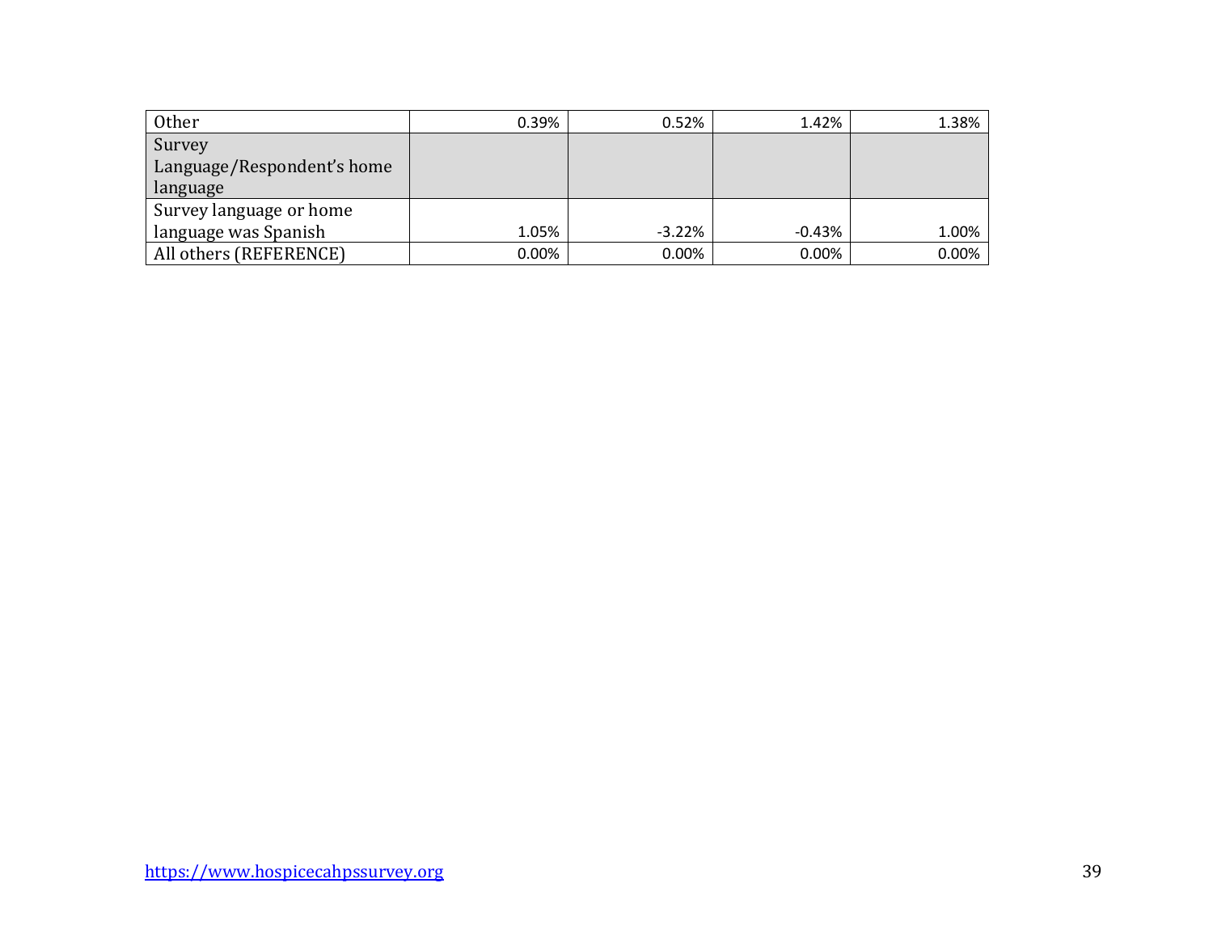| | | | | |
|---|---|---|---|---|
| Other | 0.39% | 0.52% | 1.42% | 1.38% |
| Survey Language/Respondent's home language | | | | |
| Survey language or home language was Spanish | 1.05% | -3.22% | -0.43% | 1.00% |
| All others (REFERENCE) | 0.00% | 0.00% | 0.00% | 0.00% |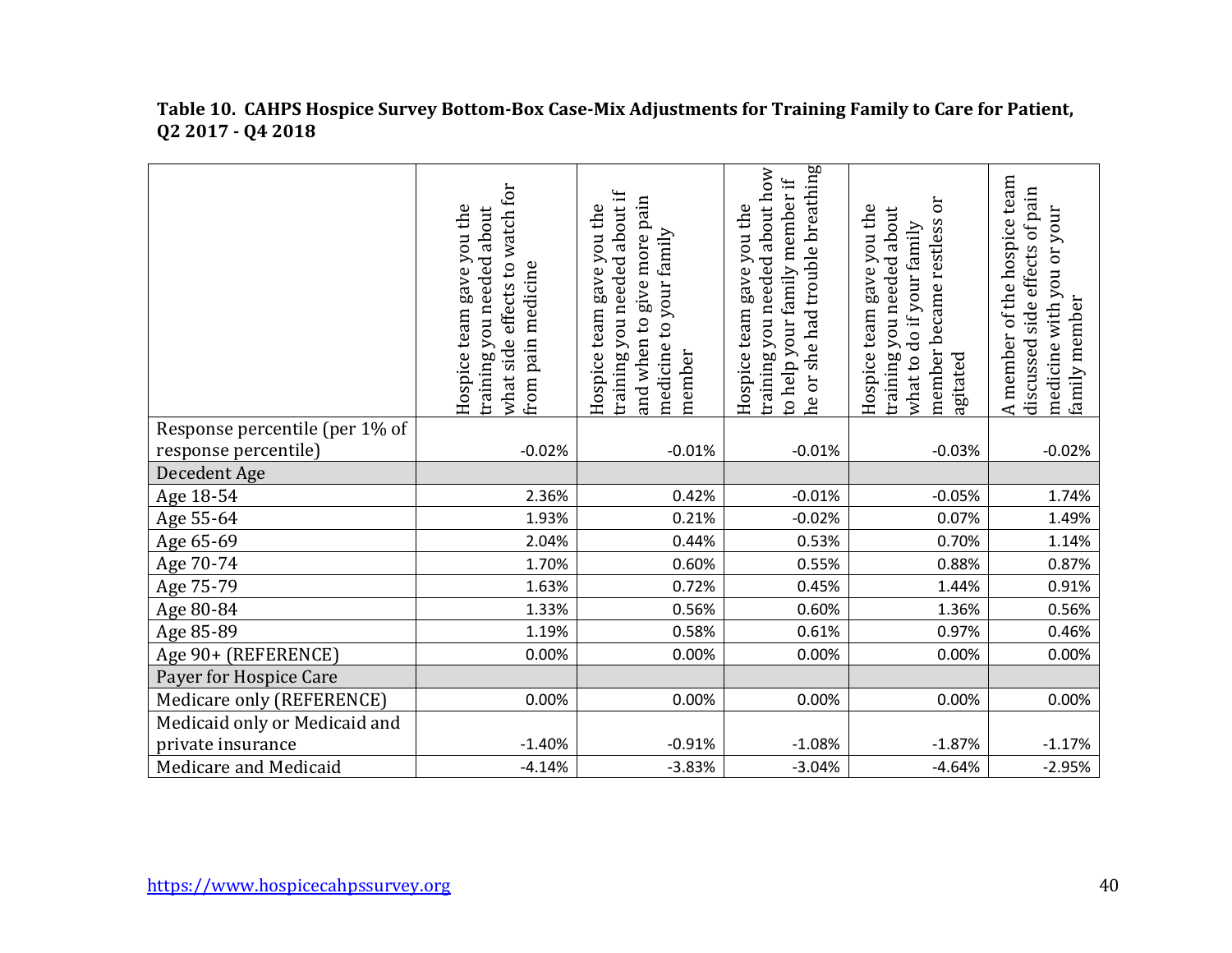**Table 10. CAHPS Hospice Survey Bottom-Box Case-Mix Adjustments for Training Family to Care for Patient, Q2 2017 - Q4 2018**

| | Hospice team gave you the training you needed about what side effects to watch for from pain medicine | Hospice team gave you the training you needed about if and when to give more pain medicine to your family member | Hospice team gave you the training you needed about how to help your family member if he or she had trouble breathing | Hospice team gave you the training you needed about what to do if your family member became restless or agitated | A member of the hospice team discussed side effects of pain medicine with you or your family member |
|---|---|---|---|---|---|
| Response percentile (per 1% of response percentile) | -0.02% | -0.01% | -0.01% | -0.03% | -0.02% |
| Decedent Age | | | | | |
| Age 18-54 | 2.36% | 0.42% | -0.01% | -0.05% | 1.74% |
| Age 55-64 | 1.93% | 0.21% | -0.02% | 0.07% | 1.49% |
| Age 65-69 | 2.04% | 0.44% | 0.53% | 0.70% | 1.14% |
| Age 70-74 | 1.70% | 0.60% | 0.55% | 0.88% | 0.87% |
| Age 75-79 | 1.63% | 0.72% | 0.45% | 1.44% | 0.91% |
| Age 80-84 | 1.33% | 0.56% | 0.60% | 1.36% | 0.56% |
| Age 85-89 | 1.19% | 0.58% | 0.61% | 0.97% | 0.46% |
| Age 90+ (REFERENCE) | 0.00% | 0.00% | 0.00% | 0.00% | 0.00% |
| Payer for Hospice Care | | | | | |
| Medicare only (REFERENCE) | 0.00% | 0.00% | 0.00% | 0.00% | 0.00% |
| Medicaid only or Medicaid and private insurance | -1.40% | -0.91% | -1.08% | -1.87% | -1.17% |
| Medicare and Medicaid | -4.14% | -3.83% | -3.04% | -4.64% | -2.95% |

https://www.hospicecahpssurvey.org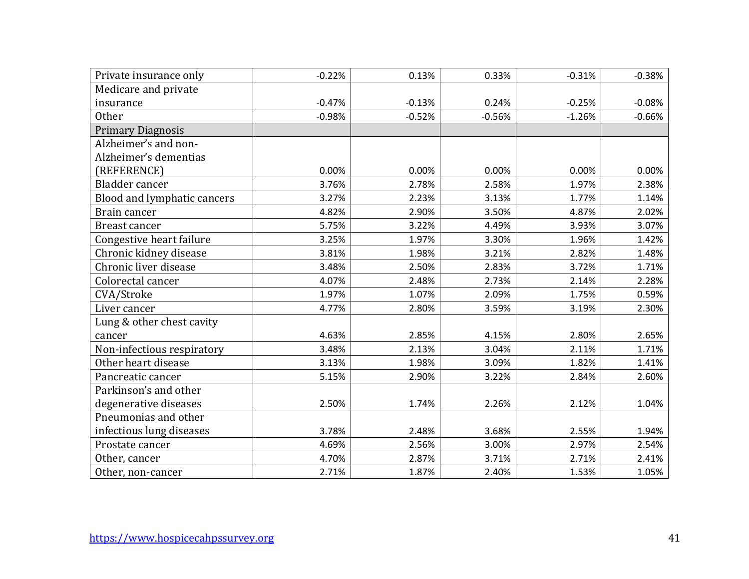| | | | | | |
|---|---|---|---|---|---|
| Private insurance only | -0.22% | 0.13% | 0.33% | -0.31% | -0.38% |
| Medicare and private insurance | -0.47% | -0.13% | 0.24% | -0.25% | -0.08% |
| Other | -0.98% | -0.52% | -0.56% | -1.26% | -0.66% |
| Primary Diagnosis | | | | | |
| Alzheimer's and non-Alzheimer's dementias (REFERENCE) | 0.00% | 0.00% | 0.00% | 0.00% | 0.00% |
| Bladder cancer | 3.76% | 2.78% | 2.58% | 1.97% | 2.38% |
| Blood and lymphatic cancers | 3.27% | 2.23% | 3.13% | 1.77% | 1.14% |
| Brain cancer | 4.82% | 2.90% | 3.50% | 4.87% | 2.02% |
| Breast cancer | 5.75% | 3.22% | 4.49% | 3.93% | 3.07% |
| Congestive heart failure | 3.25% | 1.97% | 3.30% | 1.96% | 1.42% |
| Chronic kidney disease | 3.81% | 1.98% | 3.21% | 2.82% | 1.48% |
| Chronic liver disease | 3.48% | 2.50% | 2.83% | 3.72% | 1.71% |
| Colorectal cancer | 4.07% | 2.48% | 2.73% | 2.14% | 2.28% |
| CVA/Stroke | 1.97% | 1.07% | 2.09% | 1.75% | 0.59% |
| Liver cancer | 4.77% | 2.80% | 3.59% | 3.19% | 2.30% |
| Lung & other chest cavity cancer | 4.63% | 2.85% | 4.15% | 2.80% | 2.65% |
| Non-infectious respiratory | 3.48% | 2.13% | 3.04% | 2.11% | 1.71% |
| Other heart disease | 3.13% | 1.98% | 3.09% | 1.82% | 1.41% |
| Pancreatic cancer | 5.15% | 2.90% | 3.22% | 2.84% | 2.60% |
| Parkinson's and other degenerative diseases | 2.50% | 1.74% | 2.26% | 2.12% | 1.04% |
| Pneumonias and other infectious lung diseases | 3.78% | 2.48% | 3.68% | 2.55% | 1.94% |
| Prostate cancer | 4.69% | 2.56% | 3.00% | 2.97% | 2.54% |
| Other, cancer | 4.70% | 2.87% | 3.71% | 2.71% | 2.41% |
| Other, non-cancer | 2.71% | 1.87% | 2.40% | 1.53% | 1.05% |

https://www.hospicecahpssurvey.org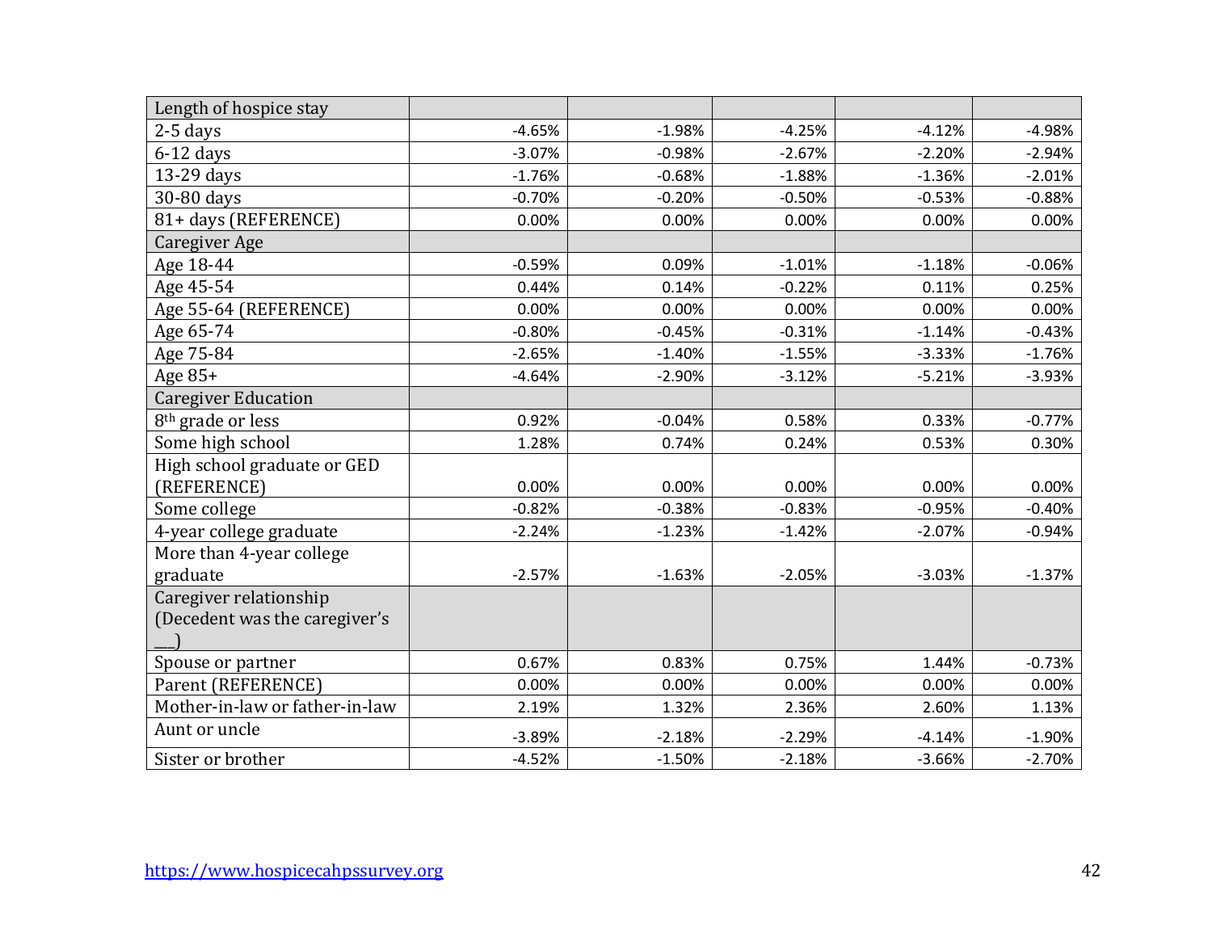| Length of hospice stay | | | | | |
|---|---|---|---|---|---|
| 2-5 days | -4.65% | -1.98% | -4.25% | -4.12% | -4.98% |
| 6-12 days | -3.07% | -0.98% | -2.67% | -2.20% | -2.94% |
| 13-29 days | -1.76% | -0.68% | -1.88% | -1.36% | -2.01% |
| 30-80 days | -0.70% | -0.20% | -0.50% | -0.53% | -0.88% |
| 81+ days (REFERENCE) | 0.00% | 0.00% | 0.00% | 0.00% | 0.00% |
| Caregiver Age | | | | | |
| Age 18-44 | -0.59% | 0.09% | -1.01% | -1.18% | -0.06% |
| Age 45-54 | 0.44% | 0.14% | -0.22% | 0.11% | 0.25% |
| Age 55-64 (REFERENCE) | 0.00% | 0.00% | 0.00% | 0.00% | 0.00% |
| Age 65-74 | -0.80% | -0.45% | -0.31% | -1.14% | -0.43% |
| Age 75-84 | -2.65% | -1.40% | -1.55% | -3.33% | -1.76% |
| Age 85+ | -4.64% | -2.90% | -3.12% | -5.21% | -3.93% |
| Caregiver Education | | | | | |
| 8th grade or less | 0.92% | -0.04% | 0.58% | 0.33% | -0.77% |
| Some high school | 1.28% | 0.74% | 0.24% | 0.53% | 0.30% |
| High school graduate or GED (REFERENCE) | 0.00% | 0.00% | 0.00% | 0.00% | 0.00% |
| Some college | -0.82% | -0.38% | -0.83% | -0.95% | -0.40% |
| 4-year college graduate | -2.24% | -1.23% | -1.42% | -2.07% | -0.94% |
| More than 4-year college graduate | -2.57% | -1.63% | -2.05% | -3.03% | -1.37% |
| Caregiver relationship (Decedent was the caregiver's ___) | | | | | |
| Spouse or partner | 0.67% | 0.83% | 0.75% | 1.44% | -0.73% |
| Parent (REFERENCE) | 0.00% | 0.00% | 0.00% | 0.00% | 0.00% |
| Mother-in-law or father-in-law | 2.19% | 1.32% | 2.36% | 2.60% | 1.13% |
| Aunt or uncle | -3.89% | -2.18% | -2.29% | -4.14% | -1.90% |
| Sister or brother | -4.52% | -1.50% | -2.18% | -3.66% | -2.70% |

https://www.hospicecahpssurvey.org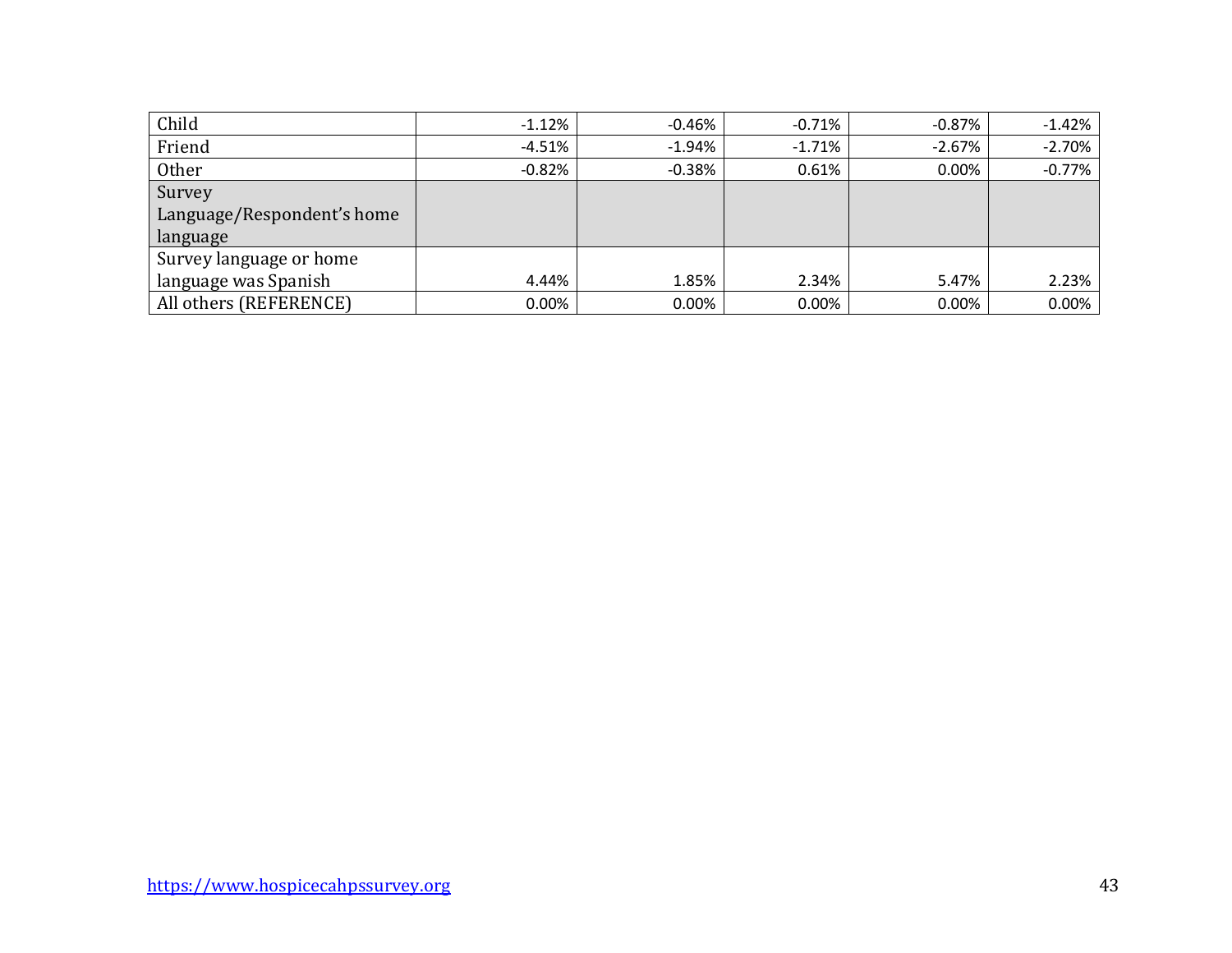| | | | | | |
|---|---|---|---|---|---|
| Child | -1.12% | -0.46% | -0.71% | -0.87% | -1.42% |
| Friend | -4.51% | -1.94% | -1.71% | -2.67% | -2.70% |
| Other | -0.82% | -0.38% | 0.61% | 0.00% | -0.77% |
| Survey Language/Respondent's home language | | | | | |
| Survey language or home language was Spanish | 4.44% | 1.85% | 2.34% | 5.47% | 2.23% |
| All others (REFERENCE) | 0.00% | 0.00% | 0.00% | 0.00% | 0.00% |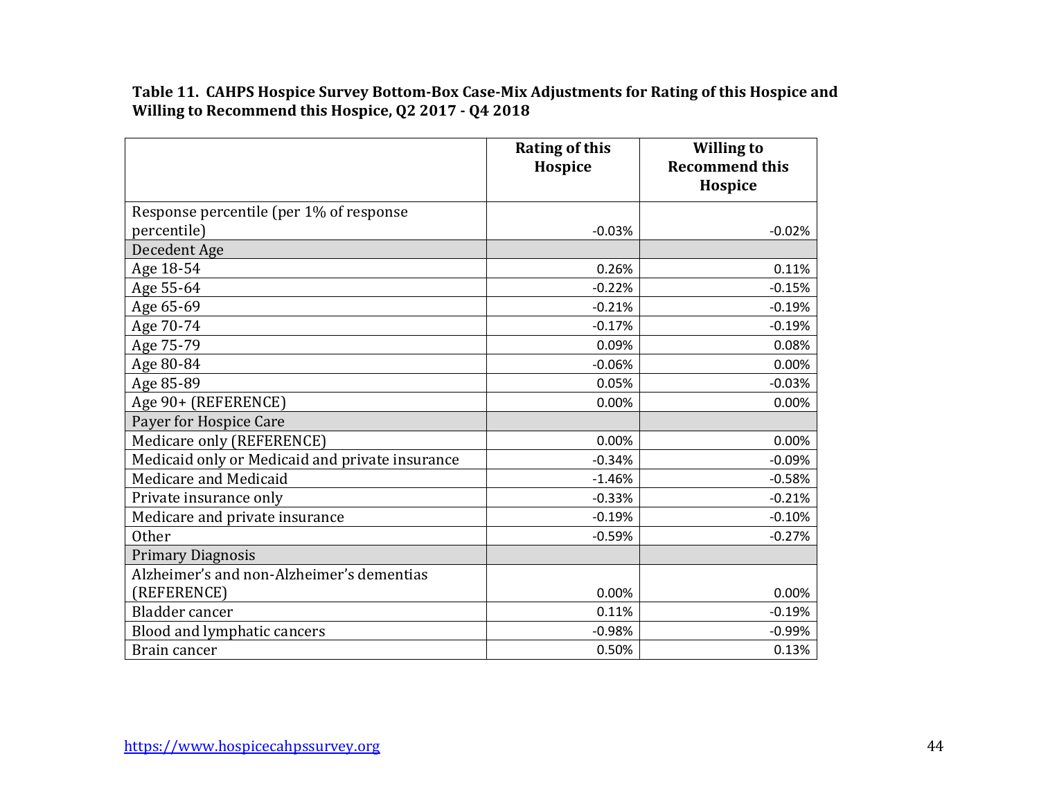**Table 11. CAHPS Hospice Survey Bottom-Box Case-Mix Adjustments for Rating of this Hospice and Willing to Recommend this Hospice, Q2 2017 - Q4 2018**

| | Rating of this Hospice | Willing to Recommend this Hospice |
|---|---|---|
| Response percentile (per 1% of response percentile) | -0.03% | -0.02% |
| Decedent Age | | |
| Age 18-54 | 0.26% | 0.11% |
| Age 55-64 | -0.22% | -0.15% |
| Age 65-69 | -0.21% | -0.19% |
| Age 70-74 | -0.17% | -0.19% |
| Age 75-79 | 0.09% | 0.08% |
| Age 80-84 | -0.06% | 0.00% |
| Age 85-89 | 0.05% | -0.03% |
| Age 90+ (REFERENCE) | 0.00% | 0.00% |
| Payer for Hospice Care | | |
| Medicare only (REFERENCE) | 0.00% | 0.00% |
| Medicaid only or Medicaid and private insurance | -0.34% | -0.09% |
| Medicare and Medicaid | -1.46% | -0.58% |
| Private insurance only | -0.33% | -0.21% |
| Medicare and private insurance | -0.19% | -0.10% |
| Other | -0.59% | -0.27% |
| Primary Diagnosis | | |
| Alzheimer's and non-Alzheimer's dementias (REFERENCE) | 0.00% | 0.00% |
| Bladder cancer | 0.11% | -0.19% |
| Blood and lymphatic cancers | -0.98% | -0.99% |
| Brain cancer | 0.50% | 0.13% |

https://www.hospicecahpssurvey.org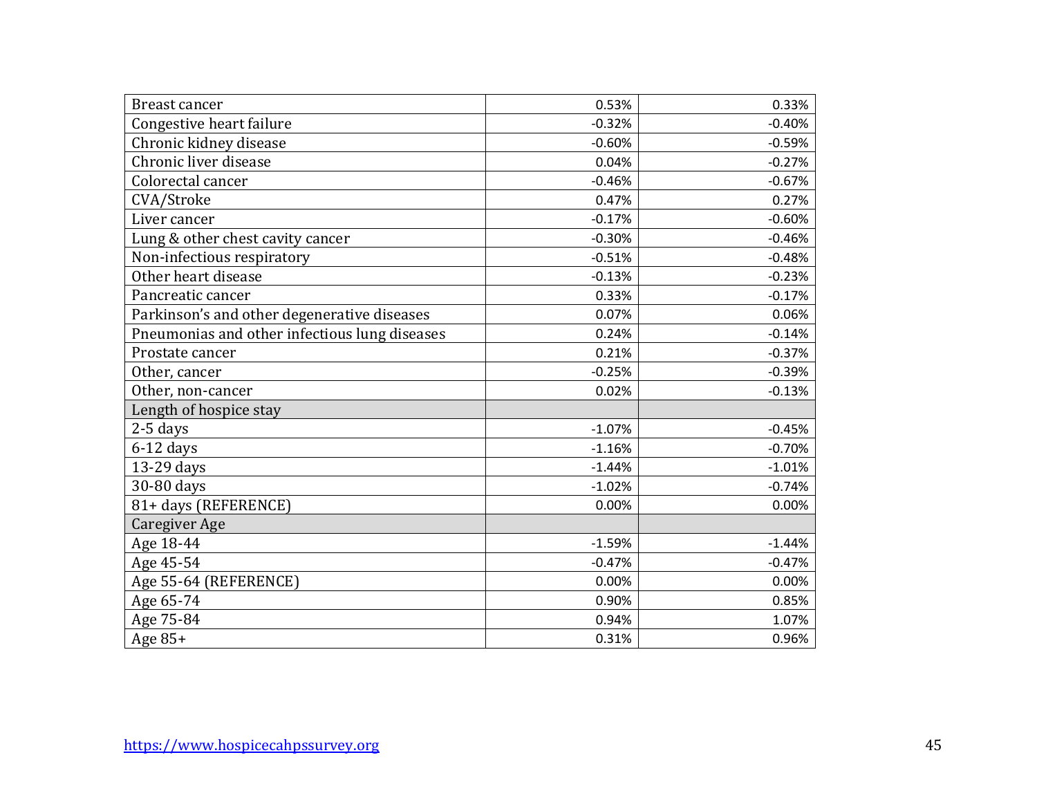| | | |
|---|---|---|
| Breast cancer | 0.53% | 0.33% |
| Congestive heart failure | -0.32% | -0.40% |
| Chronic kidney disease | -0.60% | -0.59% |
| Chronic liver disease | 0.04% | -0.27% |
| Colorectal cancer | -0.46% | -0.67% |
| CVA/Stroke | 0.47% | 0.27% |
| Liver cancer | -0.17% | -0.60% |
| Lung & other chest cavity cancer | -0.30% | -0.46% |
| Non-infectious respiratory | -0.51% | -0.48% |
| Other heart disease | -0.13% | -0.23% |
| Pancreatic cancer | 0.33% | -0.17% |
| Parkinson's and other degenerative diseases | 0.07% | 0.06% |
| Pneumonias and other infectious lung diseases | 0.24% | -0.14% |
| Prostate cancer | 0.21% | -0.37% |
| Other, cancer | -0.25% | -0.39% |
| Other, non-cancer | 0.02% | -0.13% |
| Length of hospice stay | | |
| 2-5 days | -1.07% | -0.45% |
| 6-12 days | -1.16% | -0.70% |
| 13-29 days | -1.44% | -1.01% |
| 30-80 days | -1.02% | -0.74% |
| 81+ days (REFERENCE) | 0.00% | 0.00% |
| Caregiver Age | | |
| Age 18-44 | -1.59% | -1.44% |
| Age 45-54 | -0.47% | -0.47% |
| Age 55-64 (REFERENCE) | 0.00% | 0.00% |
| Age 65-74 | 0.90% | 0.85% |
| Age 75-84 | 0.94% | 1.07% |
| Age 85+ | 0.31% | 0.96% |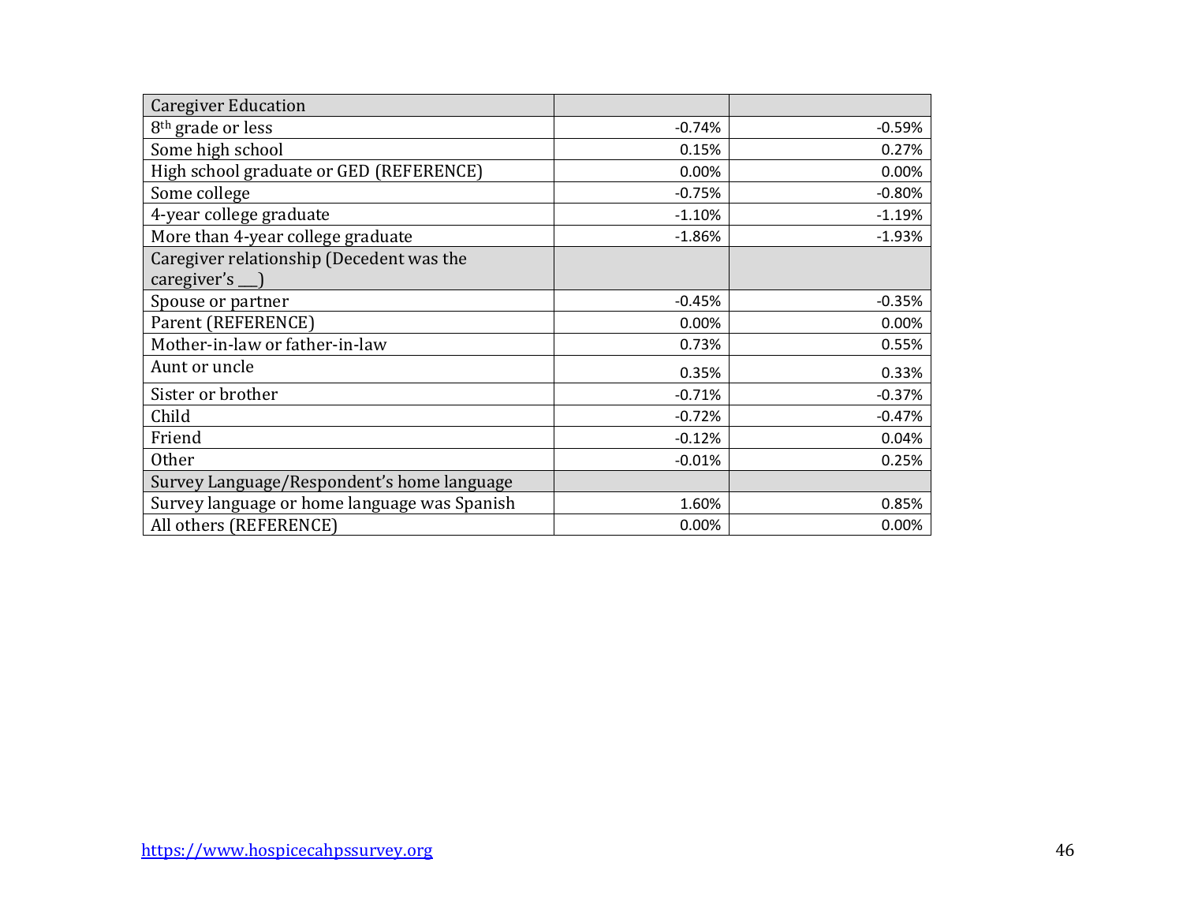| Caregiver Education | | |
|---|---|---|
| 8th grade or less | -0.74% | -0.59% |
| Some high school | 0.15% | 0.27% |
| High school graduate or GED (REFERENCE) | 0.00% | 0.00% |
| Some college | -0.75% | -0.80% |
| 4-year college graduate | -1.10% | -1.19% |
| More than 4-year college graduate | -1.86% | -1.93% |
| Caregiver relationship (Decedent was the caregiver's ___) | | |
| Spouse or partner | -0.45% | -0.35% |
| Parent (REFERENCE) | 0.00% | 0.00% |
| Mother-in-law or father-in-law | 0.73% | 0.55% |
| Aunt or uncle | 0.35% | 0.33% |
| Sister or brother | -0.71% | -0.37% |
| Child | -0.72% | -0.47% |
| Friend | -0.12% | 0.04% |
| Other | -0.01% | 0.25% |
| Survey Language/Respondent's home language | | |
| Survey language or home language was Spanish | 1.60% | 0.85% |
| All others (REFERENCE) | 0.00% | 0.00% |

https://www.hospicecahpssurvey.org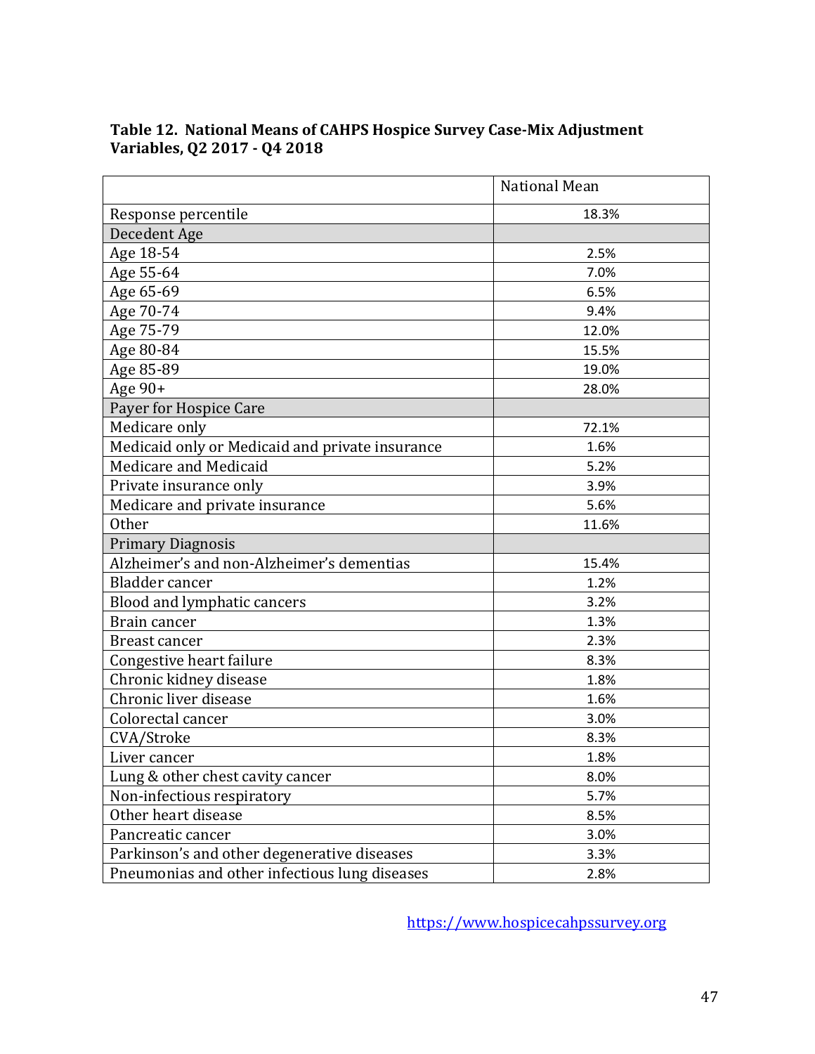**Table 12. National Means of CAHPS Hospice Survey Case-Mix Adjustment Variables, Q2 2017 - Q4 2018**

| | National Mean |
|---|---|
| Response percentile | 18.3% |
| Decedent Age | |
| Age 18-54 | 2.5% |
| Age 55-64 | 7.0% |
| Age 65-69 | 6.5% |
| Age 70-74 | 9.4% |
| Age 75-79 | 12.0% |
| Age 80-84 | 15.5% |
| Age 85-89 | 19.0% |
| Age 90+ | 28.0% |
| Payer for Hospice Care | |
| Medicare only | 72.1% |
| Medicaid only or Medicaid and private insurance | 1.6% |
| Medicare and Medicaid | 5.2% |
| Private insurance only | 3.9% |
| Medicare and private insurance | 5.6% |
| Other | 11.6% |
| Primary Diagnosis | |
| Alzheimer's and non-Alzheimer's dementias | 15.4% |
| Bladder cancer | 1.2% |
| Blood and lymphatic cancers | 3.2% |
| Brain cancer | 1.3% |
| Breast cancer | 2.3% |
| Congestive heart failure | 8.3% |
| Chronic kidney disease | 1.8% |
| Chronic liver disease | 1.6% |
| Colorectal cancer | 3.0% |
| CVA/Stroke | 8.3% |
| Liver cancer | 1.8% |
| Lung & other chest cavity cancer | 8.0% |
| Non-infectious respiratory | 5.7% |
| Other heart disease | 8.5% |
| Pancreatic cancer | 3.0% |
| Parkinson's and other degenerative diseases | 3.3% |
| Pneumonias and other infectious lung diseases | 2.8% |

https://www.hospicecahpssurvey.org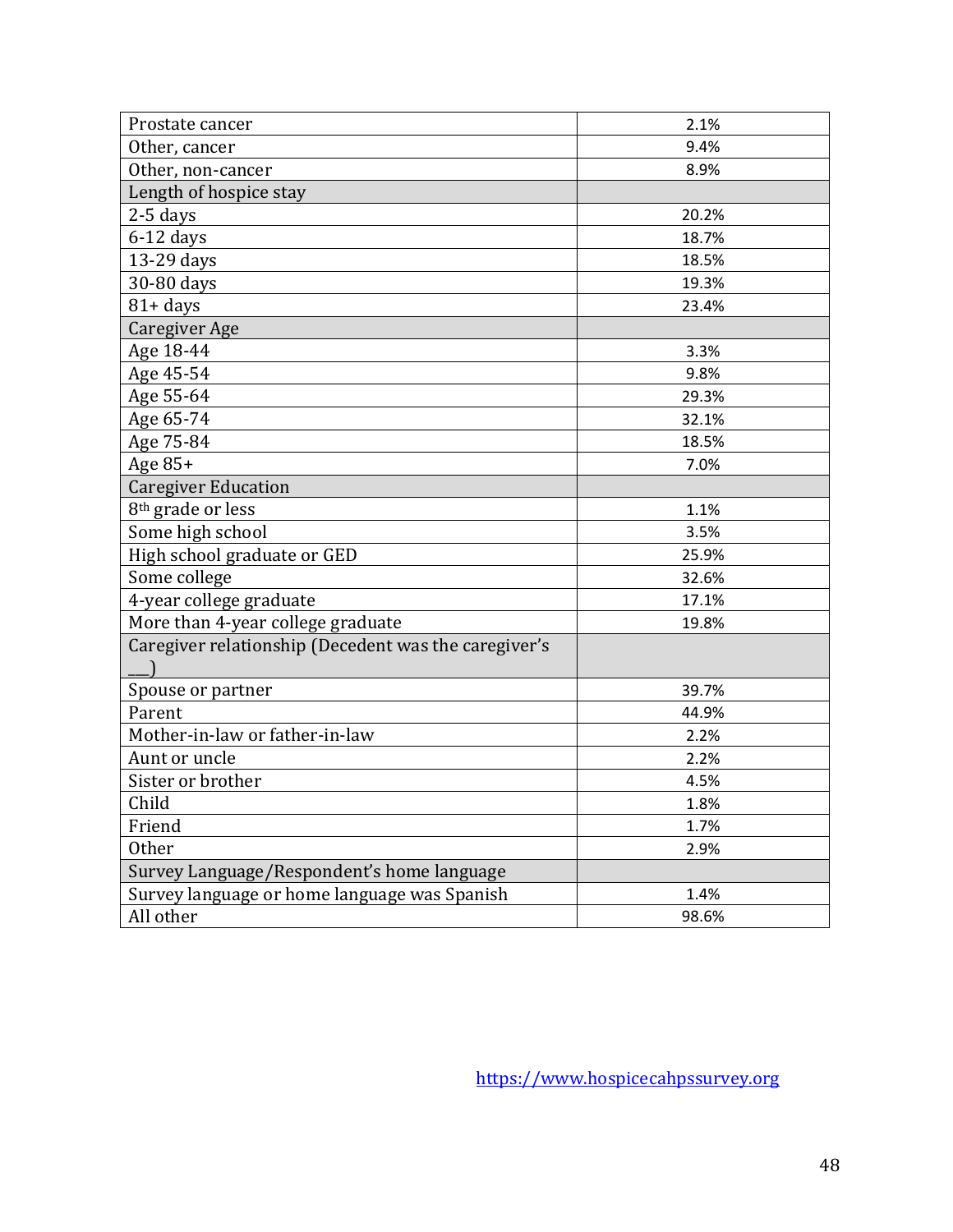| | |
|---|---|
| Prostate cancer | 2.1% |
| Other, cancer | 9.4% |
| Other, non-cancer | 8.9% |
| Length of hospice stay | |
| 2-5 days | 20.2% |
| 6-12 days | 18.7% |
| 13-29 days | 18.5% |
| 30-80 days | 19.3% |
| 81+ days | 23.4% |
| Caregiver Age | |
| Age 18-44 | 3.3% |
| Age 45-54 | 9.8% |
| Age 55-64 | 29.3% |
| Age 65-74 | 32.1% |
| Age 75-84 | 18.5% |
| Age 85+ | 7.0% |
| Caregiver Education | |
| 8th grade or less | 1.1% |
| Some high school | 3.5% |
| High school graduate or GED | 25.9% |
| Some college | 32.6% |
| 4-year college graduate | 17.1% |
| More than 4-year college graduate | 19.8% |
| Caregiver relationship (Decedent was the caregiver's ___) | |
| Spouse or partner | 39.7% |
| Parent | 44.9% |
| Mother-in-law or father-in-law | 2.2% |
| Aunt or uncle | 2.2% |
| Sister or brother | 4.5% |
| Child | 1.8% |
| Friend | 1.7% |
| Other | 2.9% |
| Survey Language/Respondent's home language | |
| Survey language or home language was Spanish | 1.4% |
| All other | 98.6% |

https://www.hospicecahpssurvey.org